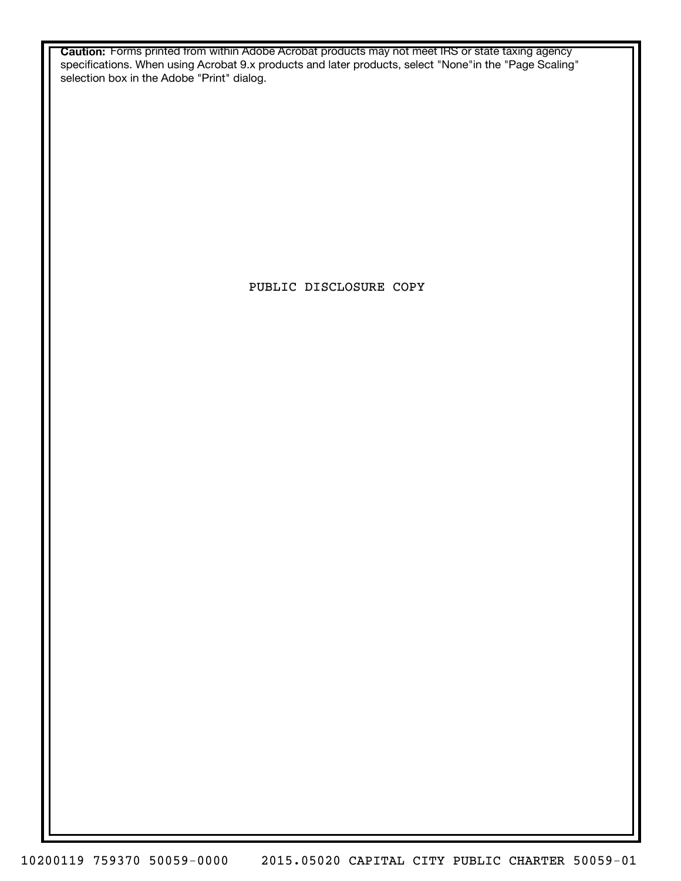**Caution:** Forms printed from within Adobe Acrobat products may not meet IRS or state taxing agency specifications. When using Acrobat 9.x products and later products, select "None"in the "Page Scaling" selection box in the Adobe "Print" dialog.

PUBLIC DISCLOSURE COPY

10200119 759370 50059-0000 2015.05020 CAPITAL CITY PUBLIC CHARTER 50059-01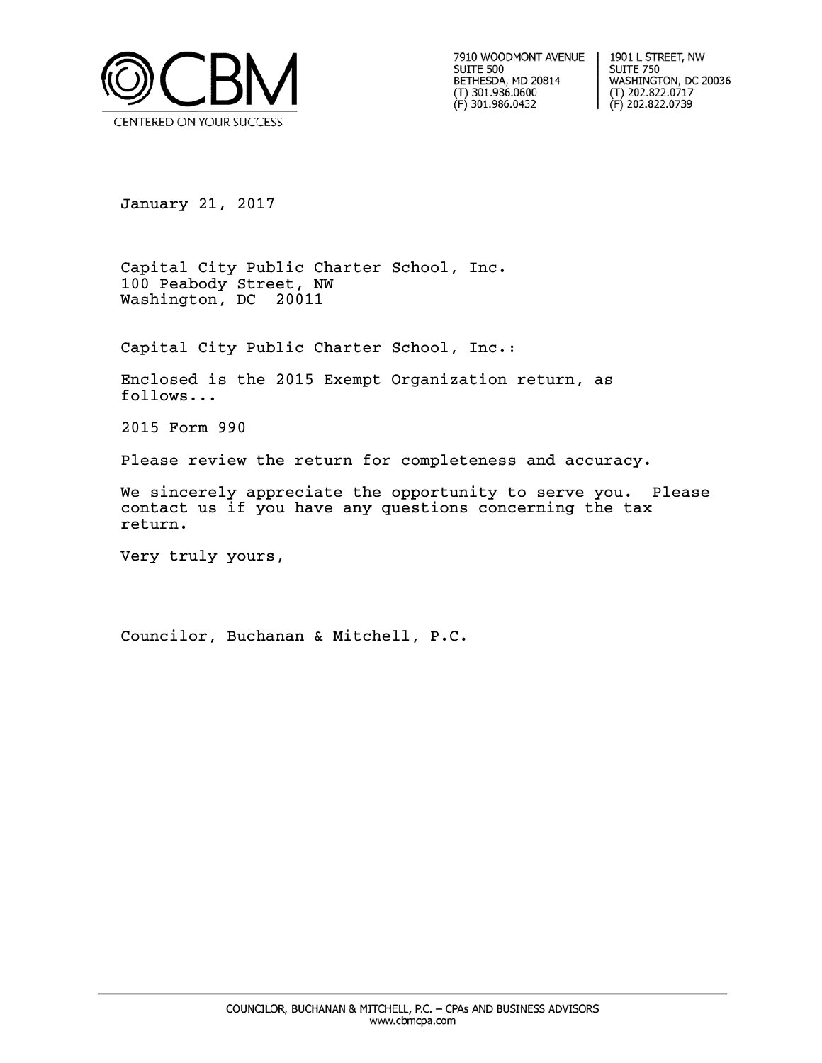CBM

CENTERED ON YOUR SUCCESS

7910 WOODMONT AVENUE
SUITE 500
BETHESDA, MD 20814
(T) 301.986.0600
(F) 301.986.0432

1901 L STREET, NW
SUITE 750
WASHINGTON, DC 20036
(T) 202.822.0717
(F) 202.822.0739

January 21, 2017

Capital City Public Charter School, Inc.
100 Peabody Street, NW
Washington, DC 20011

Capital City Public Charter School, Inc.:

Enclosed is the 2015 Exempt Organization return, as follows...

2015 Form 990

Please review the return for completeness and accuracy.

We sincerely appreciate the opportunity to serve you. Please contact us if you have any questions concerning the tax return.

Very truly yours,

Councilor, Buchanan & Mitchell, P.C.

COUNCILOR, BUCHANAN & MITCHELL, P.C. – CPAs AND BUSINESS ADVISORS
www.cbmcpa.com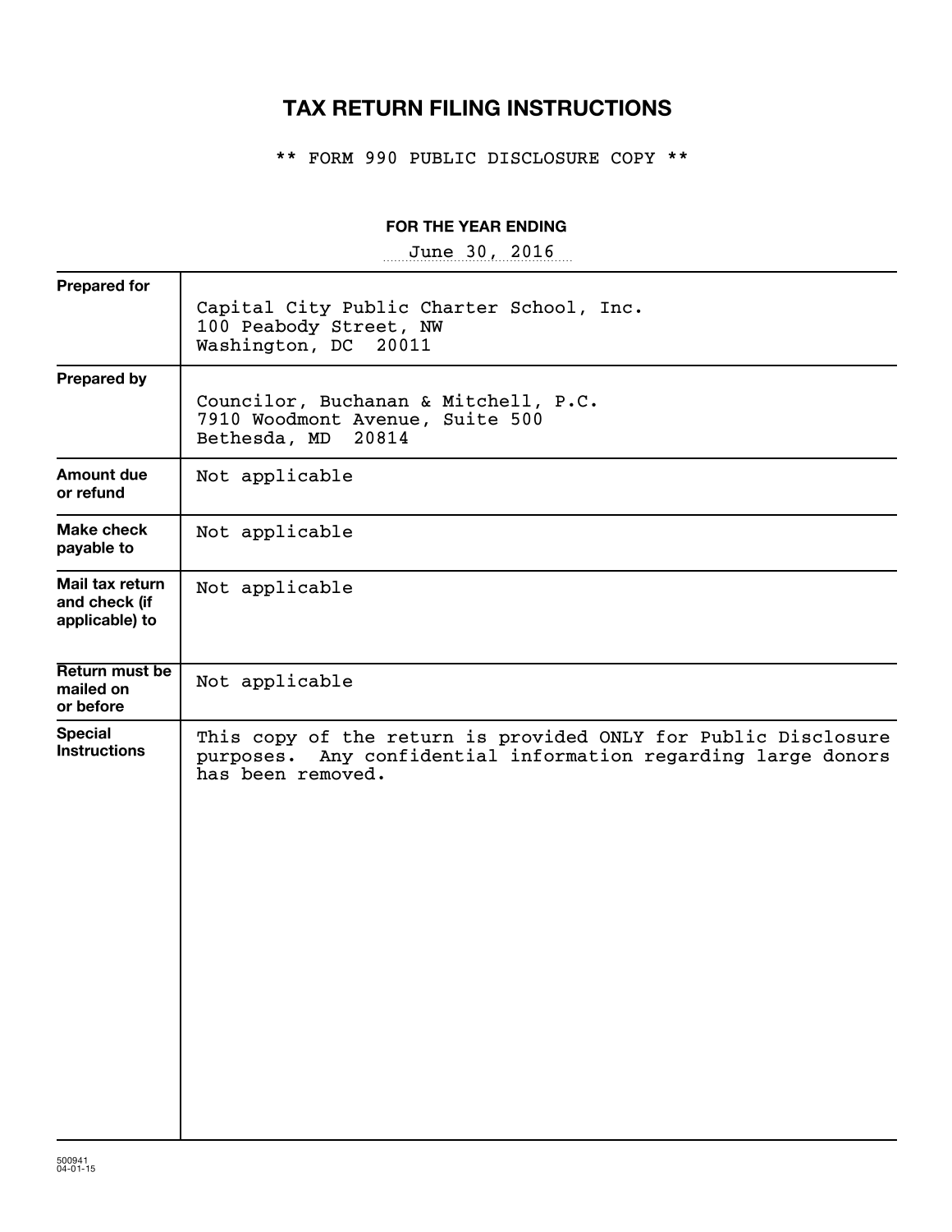# TAX RETURN FILING INSTRUCTIONS

\*\* FORM 990 PUBLIC DISCLOSURE COPY \*\*

**FOR THE YEAR ENDING**

June 30, 2016

| | |
|---|---|
| **Prepared for** | Capital City Public Charter School, Inc.<br>100 Peabody Street, NW<br>Washington, DC 20011 |
| **Prepared by** | Councilor, Buchanan & Mitchell, P.C.<br>7910 Woodmont Avenue, Suite 500<br>Bethesda, MD 20814 |
| **Amount due or refund** | Not applicable |
| **Make check payable to** | Not applicable |
| **Mail tax return and check (if applicable) to** | Not applicable |
| **Return must be mailed on or before** | Not applicable |
| **Special Instructions** | This copy of the return is provided ONLY for Public Disclosure purposes. Any confidential information regarding large donors has been removed. |

500941
04-01-15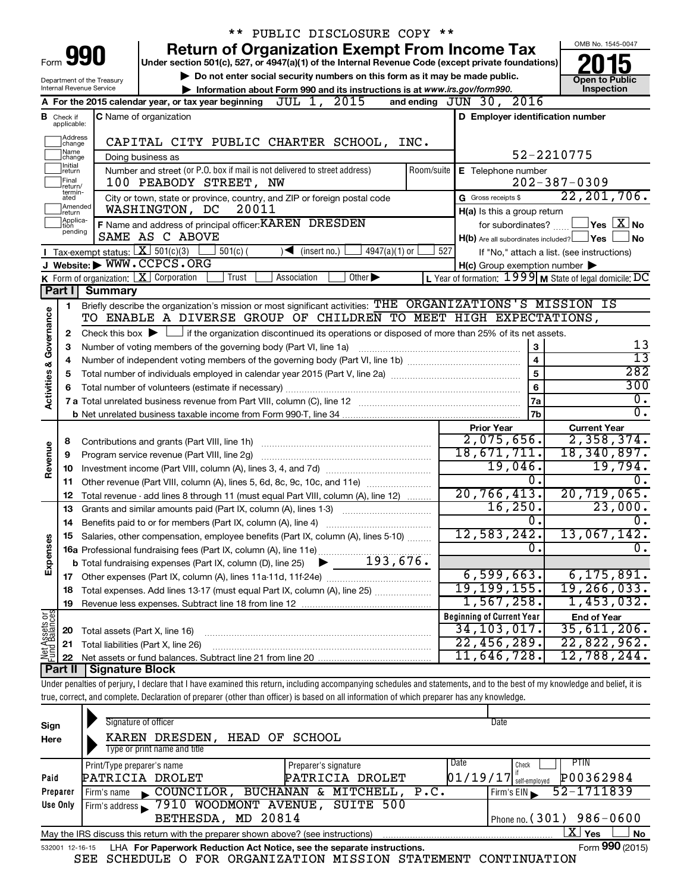\*\* PUBLIC DISCLOSURE COPY \*\*

# Form 990 — Return of Organization Exempt From Income Tax

Under section 501(c), 527, or 4947(a)(1) of the Internal Revenue Code (except private foundations)

▶ Do not enter social security numbers on this form as it may be made public.

▶ Information about Form 990 and its instructions is at www.irs.gov/form990.

Department of the Treasury, Internal Revenue Service

OMB No. 1545-0047 — **2015** — Open to Public Inspection

**A** For the 2015 calendar year, or tax year beginning JUL 1, 2015 and ending JUN 30, 2016

**B** Check if applicable: Address change, Name change, Initial return, Final return/terminated, Amended return, Application pending

**C** Name of organization: CAPITAL CITY PUBLIC CHARTER SCHOOL, INC.

Doing business as

Number and street (or P.O. box if mail is not delivered to street address): 100 PEABODY STREET, NW — Room/suite

City or town, state or province, country, and ZIP or foreign postal code: WASHINGTON, DC 20011

**D** Employer identification number: 52-2210775

**E** Telephone number: 202-387-0309

**G** Gross receipts $ 22,201,706.

**F** Name and address of principal officer: KAREN DRESDEN, SAME AS C ABOVE

**H(a)** Is this a group return for subordinates? ☐ Yes ☒ No

**H(b)** Are all subordinates included? ☐ Yes ☐ No — If "No," attach a list. (see instructions)

**H(c)** Group exemption number ▶

**I** Tax-exempt status: ☒ 501(c)(3) ☐ 501(c) ( ) ◀ (insert no.) ☐ 4947(a)(1) or ☐ 527

**J** Website: ▶ WWW.CCPCS.ORG

**K** Form of organization: ☒ Corporation ☐ Trust ☐ Association ☐ Other ▶

**L** Year of formation: 1999 **M** State of legal domicile: DC

## Part I Summary

**Activities & Governance**

1 Briefly describe the organization's mission or most significant activities: THE ORGANIZATIONS'S MISSION IS TO ENABLE A DIVERSE GROUP OF CHILDREN TO MEET HIGH EXPECTATIONS,

2 Check this box ▶ ☐ if the organization discontinued its operations or disposed of more than 25% of its net assets.

| Line | Description | | Value |
|---|---|---|---|
| 3 | Number of voting members of the governing body (Part VI, line 1a) | 3 | 13 |
| 4 | Number of independent voting members of the governing body (Part VI, line 1b) | 4 | 13 |
| 5 | Total number of individuals employed in calendar year 2015 (Part V, line 2a) | 5 | 282 |
| 6 | Total number of volunteers (estimate if necessary) | 6 | 300 |
| 7a | Total unrelated business revenue from Part VIII, column (C), line 12 | 7a | 0. |
| 7b | Net unrelated business taxable income from Form 990-T, line 34 | 7b | 0. |

| Line | Description | Prior Year | Current Year |
|---|---|---|---|
| **Revenue** | | | |
| 8 | Contributions and grants (Part VIII, line 1h) | 2,075,656. | 2,358,374. |
| 9 | Program service revenue (Part VIII, line 2g) | 18,671,711. | 18,340,897. |
| 10 | Investment income (Part VIII, column (A), lines 3, 4, and 7d) | 19,046. | 19,794. |
| 11 | Other revenue (Part VIII, column (A), lines 5, 6d, 8c, 9c, 10c, and 11e) | 0. | 0. |
| 12 | Total revenue - add lines 8 through 11 (must equal Part VIII, column (A), line 12) | 20,766,413. | 20,719,065. |
| **Expenses** | | | |
| 13 | Grants and similar amounts paid (Part IX, column (A), lines 1-3) | 16,250. | 23,000. |
| 14 | Benefits paid to or for members (Part IX, column (A), line 4) | 0. | 0. |
| 15 | Salaries, other compensation, employee benefits (Part IX, column (A), lines 5-10) | 12,583,242. | 13,067,142. |
| 16a | Professional fundraising fees (Part IX, column (A), line 11e) | 0. | 0. |
| b | Total fundraising expenses (Part IX, column (D), line 25) ▶ 193,676. | | |
| 17 | Other expenses (Part IX, column (A), lines 11a-11d, 11f-24e) | 6,599,663. | 6,175,891. |
| 18 | Total expenses. Add lines 13-17 (must equal Part IX, column (A), line 25) | 19,199,155. | 19,266,033. |
| 19 | Revenue less expenses. Subtract line 18 from line 12 | 1,567,258. | 1,453,032. |
| **Net Assets or Fund Balances** | | **Beginning of Current Year** | **End of Year** |
| 20 | Total assets (Part X, line 16) | 34,103,017. | 35,611,206. |
| 21 | Total liabilities (Part X, line 26) | 22,456,289. | 22,822,962. |
| 22 | Net assets or fund balances. Subtract line 21 from line 20 | 11,646,728. | 12,788,244. |

## Part II Signature Block

Under penalties of perjury, I declare that I have examined this return, including accompanying schedules and statements, and to the best of my knowledge and belief, it is true, correct, and complete. Declaration of preparer (other than officer) is based on all information of which preparer has any knowledge.

**Sign Here**

Signature of officer — Date

KAREN DRESDEN, HEAD OF SCHOOL

Type or print name and title

**Paid Preparer Use Only**

| Print/Type preparer's name | Preparer's signature | Date | Check if self-employed | PTIN |
|---|---|---|---|---|
| PATRICIA DROLET | PATRICIA DROLET | 01/19/17 | ☐ | P00362984 |

Firm's name ▶ COUNCILOR, BUCHANAN & MITCHELL, P.C. — Firm's EIN ▶ 52-1711839

Firm's address ▶ 7910 WOODMONT AVENUE, SUITE 500, BETHESDA, MD 20814 — Phone no. (301) 986-0600

May the IRS discuss this return with the preparer shown above? (see instructions) ☒ Yes ☐ No

532001 12-16-15 LHA For Paperwork Reduction Act Notice, see the separate instructions. Form **990** (2015)

SEE SCHEDULE O FOR ORGANIZATION MISSION STATEMENT CONTINUATION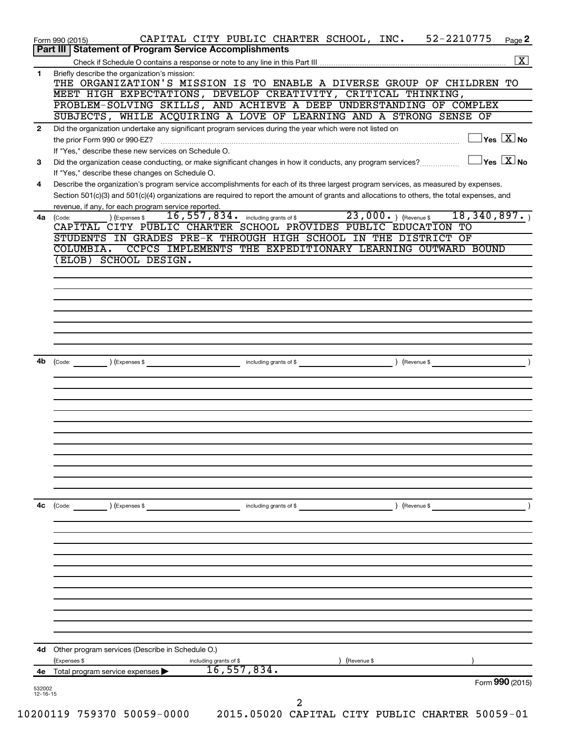Form 990 (2015) CAPITAL CITY PUBLIC CHARTER SCHOOL, INC. 52-2210775 Page 2

**Part III | Statement of Program Service Accomplishments**

Check if Schedule O contains a response or note to any line in this Part III .......... [X]

**1** Briefly describe the organization's mission:

THE ORGANIZATION'S MISSION IS TO ENABLE A DIVERSE GROUP OF CHILDREN TO MEET HIGH EXPECTATIONS, DEVELOP CREATIVITY, CRITICAL THINKING, PROBLEM-SOLVING SKILLS, AND ACHIEVE A DEEP UNDERSTANDING OF COMPLEX SUBJECTS, WHILE ACQUIRING A LOVE OF LEARNING AND A STRONG SENSE OF

**2** Did the organization undertake any significant program services during the year which were not listed on the prior Form 990 or 990-EZ? .......... [ ] Yes [X] No

If "Yes," describe these new services on Schedule O.

**3** Did the organization cease conducting, or make significant changes in how it conducts, any program services? .......... [ ] Yes [X] No

If "Yes," describe these changes on Schedule O.

**4** Describe the organization's program service accomplishments for each of its three largest program services, as measured by expenses. Section 501(c)(3) and 501(c)(4) organizations are required to report the amount of grants and allocations to others, the total expenses, and revenue, if any, for each program service reported.

**4a** (Code: ) (Expenses $ 16,557,834. including grants of $ 23,000. ) (Revenue $ 18,340,897. )

CAPITAL CITY PUBLIC CHARTER SCHOOL PROVIDES PUBLIC EDUCATION TO STUDENTS IN GRADES PRE-K THROUGH HIGH SCHOOL IN THE DISTRICT OF COLUMBIA. CCPCS IMPLEMENTS THE EXPEDITIONARY LEARNING OUTWARD BOUND (ELOB) SCHOOL DESIGN.

**4b** (Code: ) (Expenses $ including grants of $ ) (Revenue $ )

**4c** (Code: ) (Expenses $ including grants of $ ) (Revenue $ )

**4d** Other program services (Describe in Schedule O.)

(Expenses $ including grants of $ ) (Revenue $ )

**4e** Total program service expenses ▶ 16,557,834.

Form **990** (2015)

532002 12-16-15

10200119 759370 50059-0000 2015.05020 CAPITAL CITY PUBLIC CHARTER 50059-01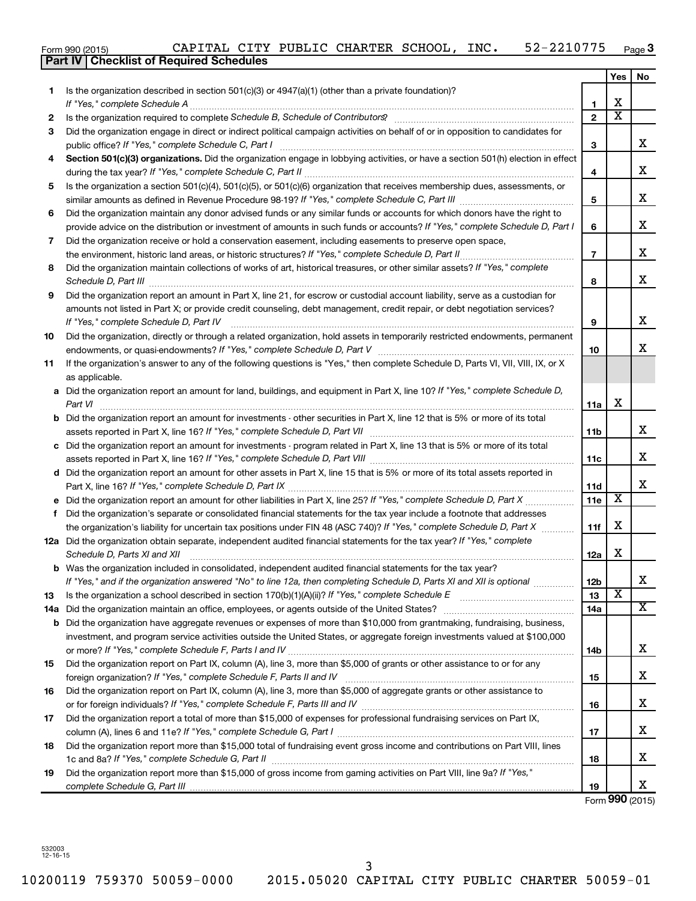Form 990 (2015) CAPITAL CITY PUBLIC CHARTER SCHOOL, INC. 52-2210775 Page **3**

## Part IV Checklist of Required Schedules

| | | | Yes | No |
|---|---|---|---|---|
| **1** | Is the organization described in section 501(c)(3) or 4947(a)(1) (other than a private foundation)? *If "Yes," complete Schedule A* | **1** | X | |
| **2** | Is the organization required to complete *Schedule B, Schedule of Contributors*? | **2** | X | |
| **3** | Did the organization engage in direct or indirect political campaign activities on behalf of or in opposition to candidates for public office? *If "Yes," complete Schedule C, Part I* | **3** | | X |
| **4** | **Section 501(c)(3) organizations.** Did the organization engage in lobbying activities, or have a section 501(h) election in effect during the tax year? *If "Yes," complete Schedule C, Part II* | **4** | | X |
| **5** | Is the organization a section 501(c)(4), 501(c)(5), or 501(c)(6) organization that receives membership dues, assessments, or similar amounts as defined in Revenue Procedure 98-19? *If "Yes," complete Schedule C, Part III* | **5** | | X |
| **6** | Did the organization maintain any donor advised funds or any similar funds or accounts for which donors have the right to provide advice on the distribution or investment of amounts in such funds or accounts? *If "Yes," complete Schedule D, Part I* | **6** | | X |
| **7** | Did the organization receive or hold a conservation easement, including easements to preserve open space, the environment, historic land areas, or historic structures? *If "Yes," complete Schedule D, Part II* | **7** | | X |
| **8** | Did the organization maintain collections of works of art, historical treasures, or other similar assets? *If "Yes," complete Schedule D, Part III* | **8** | | X |
| **9** | Did the organization report an amount in Part X, line 21, for escrow or custodial account liability, serve as a custodian for amounts not listed in Part X; or provide credit counseling, debt management, credit repair, or debt negotiation services? *If "Yes," complete Schedule D, Part IV* | **9** | | X |
| **10** | Did the organization, directly or through a related organization, hold assets in temporarily restricted endowments, permanent endowments, or quasi-endowments? *If "Yes," complete Schedule D, Part V* | **10** | | X |
| **11** | If the organization's answer to any of the following questions is "Yes," then complete Schedule D, Parts VI, VII, VIII, IX, or X as applicable. | | | |
| **a** | Did the organization report an amount for land, buildings, and equipment in Part X, line 10? *If "Yes," complete Schedule D, Part VI* | **11a** | X | |
| **b** | Did the organization report an amount for investments - other securities in Part X, line 12 that is 5% or more of its total assets reported in Part X, line 16? *If "Yes," complete Schedule D, Part VII* | **11b** | | X |
| **c** | Did the organization report an amount for investments - program related in Part X, line 13 that is 5% or more of its total assets reported in Part X, line 16? *If "Yes," complete Schedule D, Part VIII* | **11c** | | X |
| **d** | Did the organization report an amount for other assets in Part X, line 15 that is 5% or more of its total assets reported in Part X, line 16? *If "Yes," complete Schedule D, Part IX* | **11d** | | X |
| **e** | Did the organization report an amount for other liabilities in Part X, line 25? *If "Yes," complete Schedule D, Part X* | **11e** | X | |
| **f** | Did the organization's separate or consolidated financial statements for the tax year include a footnote that addresses the organization's liability for uncertain tax positions under FIN 48 (ASC 740)? *If "Yes," complete Schedule D, Part X* | **11f** | X | |
| **12a** | Did the organization obtain separate, independent audited financial statements for the tax year? *If "Yes," complete Schedule D, Parts XI and XII* | **12a** | X | |
| **b** | Was the organization included in consolidated, independent audited financial statements for the tax year? *If "Yes," and if the organization answered "No" to line 12a, then completing Schedule D, Parts XI and XII is optional* | **12b** | | X |
| **13** | Is the organization a school described in section 170(b)(1)(A)(ii)? *If "Yes," complete Schedule E* | **13** | X | |
| **14a** | Did the organization maintain an office, employees, or agents outside of the United States? | **14a** | | X |
| **b** | Did the organization have aggregate revenues or expenses of more than $10,000 from grantmaking, fundraising, business, investment, and program service activities outside the United States, or aggregate foreign investments valued at $100,000 or more? *If "Yes," complete Schedule F, Parts I and IV* | **14b** | | X |
| **15** | Did the organization report on Part IX, column (A), line 3, more than $5,000 of grants or other assistance to or for any foreign organization? *If "Yes," complete Schedule F, Parts II and IV* | **15** | | X |
| **16** | Did the organization report on Part IX, column (A), line 3, more than $5,000 of aggregate grants or other assistance to or for foreign individuals? *If "Yes," complete Schedule F, Parts III and IV* | **16** | | X |
| **17** | Did the organization report a total of more than $15,000 of expenses for professional fundraising services on Part IX, column (A), lines 6 and 11e? *If "Yes," complete Schedule G, Part I* | **17** | | X |
| **18** | Did the organization report more than $15,000 total of fundraising event gross income and contributions on Part VIII, lines 1c and 8a? *If "Yes," complete Schedule G, Part II* | **18** | | X |
| **19** | Did the organization report more than $15,000 of gross income from gaming activities on Part VIII, line 9a? *If "Yes," complete Schedule G, Part III* | **19** | | X |

Form **990** (2015)

532003 12-16-15

10200119 759370 50059-0000 2015.05020 CAPITAL CITY PUBLIC CHARTER 50059-01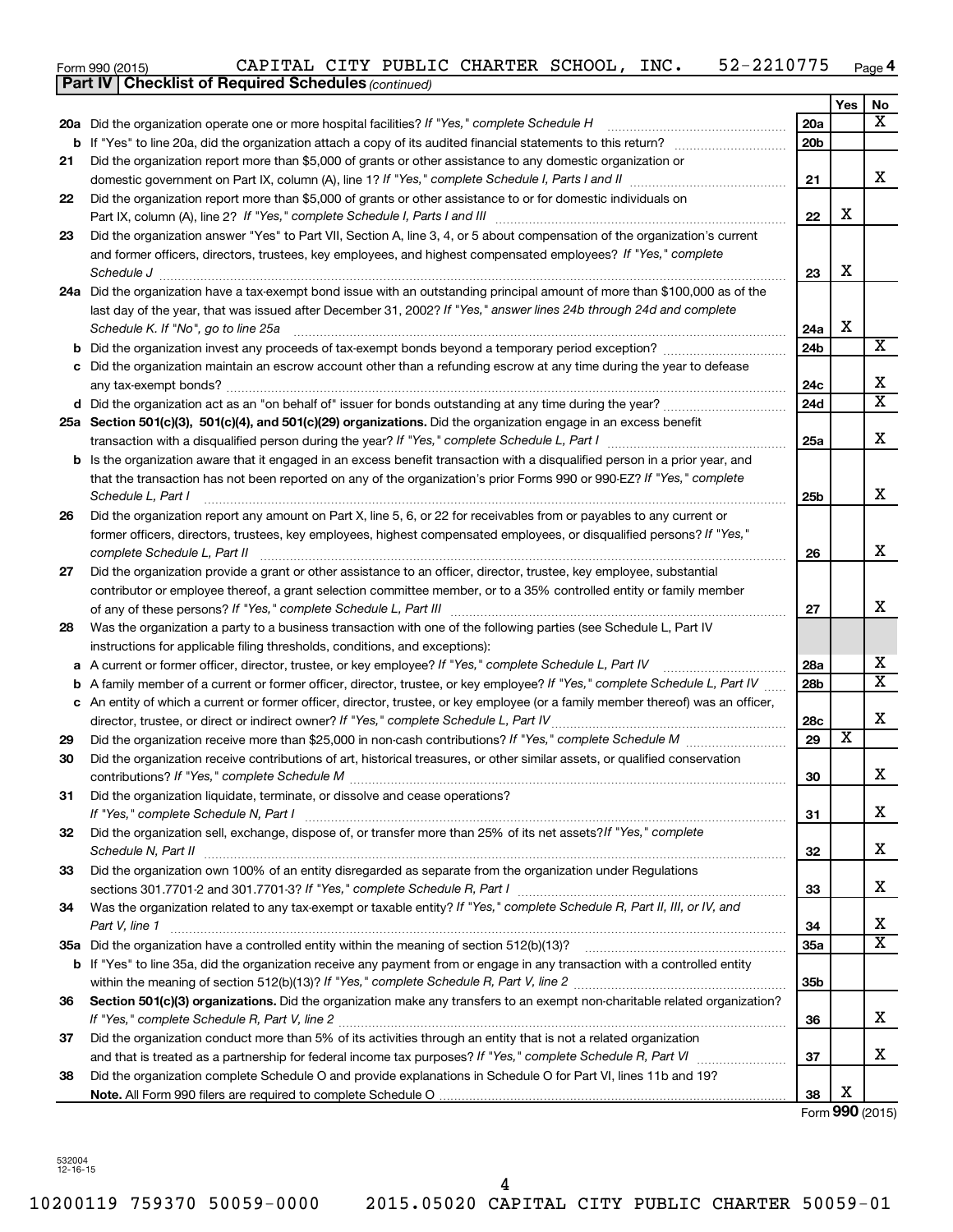Form 990 (2015) CAPITAL CITY PUBLIC CHARTER SCHOOL, INC. 52-2210775 Page 4

**Part IV | Checklist of Required Schedules** *(continued)*

| | | | Yes | No |
|---|---|---|---|---|
| **20a** | Did the organization operate one or more hospital facilities? *If "Yes," complete Schedule H* | **20a** | | X |
| **b** | If "Yes" to line 20a, did the organization attach a copy of its audited financial statements to this return? | **20b** | | |
| **21** | Did the organization report more than $5,000 of grants or other assistance to any domestic organization or domestic government on Part IX, column (A), line 1? *If "Yes," complete Schedule I, Parts I and II* | **21** | | X |
| **22** | Did the organization report more than $5,000 of grants or other assistance to or for domestic individuals on Part IX, column (A), line 2? *If "Yes," complete Schedule I, Parts I and III* | **22** | X | |
| **23** | Did the organization answer "Yes" to Part VII, Section A, line 3, 4, or 5 about compensation of the organization's current and former officers, directors, trustees, key employees, and highest compensated employees? *If "Yes," complete Schedule J* | **23** | X | |
| **24a** | Did the organization have a tax-exempt bond issue with an outstanding principal amount of more than $100,000 as of the last day of the year, that was issued after December 31, 2002? *If "Yes," answer lines 24b through 24d and complete Schedule K. If "No", go to line 25a* | **24a** | X | |
| **b** | Did the organization invest any proceeds of tax-exempt bonds beyond a temporary period exception? | **24b** | | X |
| **c** | Did the organization maintain an escrow account other than a refunding escrow at any time during the year to defease any tax-exempt bonds? | **24c** | | X |
| **d** | Did the organization act as an "on behalf of" issuer for bonds outstanding at any time during the year? | **24d** | | X |
| **25a** | **Section 501(c)(3), 501(c)(4), and 501(c)(29) organizations.** Did the organization engage in an excess benefit transaction with a disqualified person during the year? *If "Yes," complete Schedule L, Part I* | **25a** | | X |
| **b** | Is the organization aware that it engaged in an excess benefit transaction with a disqualified person in a prior year, and that the transaction has not been reported on any of the organization's prior Forms 990 or 990-EZ? *If "Yes," complete Schedule L, Part I* | **25b** | | X |
| **26** | Did the organization report any amount on Part X, line 5, 6, or 22 for receivables from or payables to any current or former officers, directors, trustees, key employees, highest compensated employees, or disqualified persons? *If "Yes," complete Schedule L, Part II* | **26** | | X |
| **27** | Did the organization provide a grant or other assistance to an officer, director, trustee, key employee, substantial contributor or employee thereof, a grant selection committee member, or to a 35% controlled entity or family member of any of these persons? *If "Yes," complete Schedule L, Part III* | **27** | | X |
| **28** | Was the organization a party to a business transaction with one of the following parties (see Schedule L, Part IV instructions for applicable filing thresholds, conditions, and exceptions): | | | |
| **a** | A current or former officer, director, trustee, or key employee? *If "Yes," complete Schedule L, Part IV* | **28a** | | X |
| **b** | A family member of a current or former officer, director, trustee, or key employee? *If "Yes," complete Schedule L, Part IV* | **28b** | | X |
| **c** | An entity of which a current or former officer, director, trustee, or key employee (or a family member thereof) was an officer, director, trustee, or direct or indirect owner? *If "Yes," complete Schedule L, Part IV* | **28c** | | X |
| **29** | Did the organization receive more than $25,000 in non-cash contributions? *If "Yes," complete Schedule M* | **29** | X | |
| **30** | Did the organization receive contributions of art, historical treasures, or other similar assets, or qualified conservation contributions? *If "Yes," complete Schedule M* | **30** | | X |
| **31** | Did the organization liquidate, terminate, or dissolve and cease operations? *If "Yes," complete Schedule N, Part I* | **31** | | X |
| **32** | Did the organization sell, exchange, dispose of, or transfer more than 25% of its net assets? *If "Yes," complete Schedule N, Part II* | **32** | | X |
| **33** | Did the organization own 100% of an entity disregarded as separate from the organization under Regulations sections 301.7701-2 and 301.7701-3? *If "Yes," complete Schedule R, Part I* | **33** | | X |
| **34** | Was the organization related to any tax-exempt or taxable entity? *If "Yes," complete Schedule R, Part II, III, or IV, and Part V, line 1* | **34** | | X |
| **35a** | Did the organization have a controlled entity within the meaning of section 512(b)(13)? | **35a** | | X |
| **b** | If "Yes" to line 35a, did the organization receive any payment from or engage in any transaction with a controlled entity within the meaning of section 512(b)(13)? *If "Yes," complete Schedule R, Part V, line 2* | **35b** | | |
| **36** | **Section 501(c)(3) organizations.** Did the organization make any transfers to an exempt non-charitable related organization? *If "Yes," complete Schedule R, Part V, line 2* | **36** | | X |
| **37** | Did the organization conduct more than 5% of its activities through an entity that is not a related organization and that is treated as a partnership for federal income tax purposes? *If "Yes," complete Schedule R, Part VI* | **37** | | X |
| **38** | Did the organization complete Schedule O and provide explanations in Schedule O for Part VI, lines 11b and 19? **Note.** All Form 990 filers are required to complete Schedule O | **38** | X | |

Form **990** (2015)

532004
12-16-15

10200119 759370 50059-0000 2015.05020 CAPITAL CITY PUBLIC CHARTER 50059-01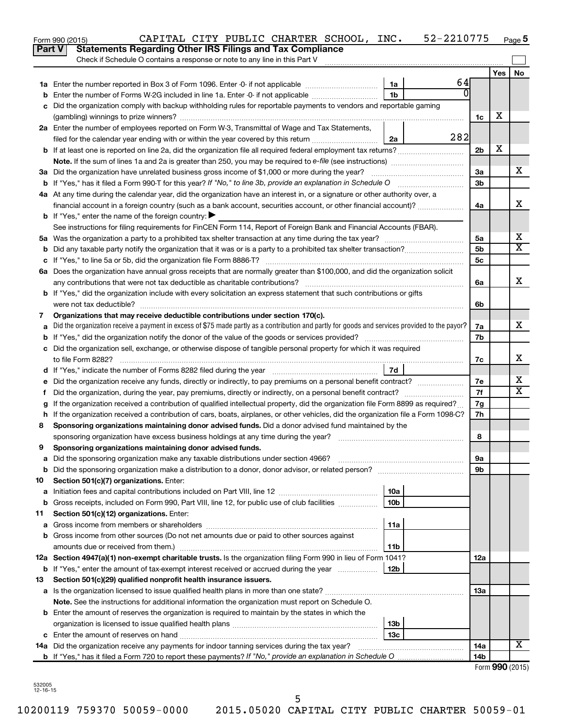Form 990 (2015) CAPITAL CITY PUBLIC CHARTER SCHOOL, INC. 52-2210775 Page 5

**Part V Statements Regarding Other IRS Filings and Tax Compliance**

Check if Schedule O contains a response or note to any line in this Part V

| | | | | | Yes | No |
|---|---|---|---|---|---|---|
| **1a** | Enter the number reported in Box 3 of Form 1096. Enter -0- if not applicable | 1a | 64 | | | |
| **b** | Enter the number of Forms W-2G included in line 1a. Enter -0- if not applicable | 1b | 0 | | | |
| **c** | Did the organization comply with backup withholding rules for reportable payments to vendors and reportable gaming (gambling) winnings to prize winners? | | | 1c | X | |
| **2a** | Enter the number of employees reported on Form W-3, Transmittal of Wage and Tax Statements, filed for the calendar year ending with or within the year covered by this return | 2a | 282 | | | |
| **b** | If at least one is reported on line 2a, did the organization file all required federal employment tax returns? | | | 2b | X | |
| | **Note.** If the sum of lines 1a and 2a is greater than 250, you may be required to *e-file* (see instructions) | | | | | |
| **3a** | Did the organization have unrelated business gross income of $1,000 or more during the year? | | | 3a | | X |
| **b** | If "Yes," has it filed a Form 990-T for this year? *If "No," to line 3b, provide an explanation in Schedule O* | | | 3b | | |
| **4a** | At any time during the calendar year, did the organization have an interest in, or a signature or other authority over, a financial account in a foreign country (such as a bank account, securities account, or other financial account)? | | | 4a | | X |
| **b** | If "Yes," enter the name of the foreign country: ▶ | | | | | |
| | See instructions for filing requirements for FinCEN Form 114, Report of Foreign Bank and Financial Accounts (FBAR). | | | | | |
| **5a** | Was the organization a party to a prohibited tax shelter transaction at any time during the tax year? | | | 5a | | X |
| **b** | Did any taxable party notify the organization that it was or is a party to a prohibited tax shelter transaction? | | | 5b | | X |
| **c** | If "Yes," to line 5a or 5b, did the organization file Form 8886-T? | | | 5c | | |
| **6a** | Does the organization have annual gross receipts that are normally greater than $100,000, and did the organization solicit any contributions that were not tax deductible as charitable contributions? | | | 6a | | X |
| **b** | If "Yes," did the organization include with every solicitation an express statement that such contributions or gifts were not tax deductible? | | | 6b | | |
| **7** | **Organizations that may receive deductible contributions under section 170(c).** | | | | | |
| **a** | Did the organization receive a payment in excess of $75 made partly as a contribution and partly for goods and services provided to the payor? | | | 7a | | X |
| **b** | If "Yes," did the organization notify the donor of the value of the goods or services provided? | | | 7b | | |
| **c** | Did the organization sell, exchange, or otherwise dispose of tangible personal property for which it was required to file Form 8282? | | | 7c | | X |
| **d** | If "Yes," indicate the number of Forms 8282 filed during the year | 7d | | | | |
| **e** | Did the organization receive any funds, directly or indirectly, to pay premiums on a personal benefit contract? | | | 7e | | X |
| **f** | Did the organization, during the year, pay premiums, directly or indirectly, on a personal benefit contract? | | | 7f | | X |
| **g** | If the organization received a contribution of qualified intellectual property, did the organization file Form 8899 as required? | | | 7g | | |
| **h** | If the organization received a contribution of cars, boats, airplanes, or other vehicles, did the organization file a Form 1098-C? | | | 7h | | |
| **8** | **Sponsoring organizations maintaining donor advised funds.** Did a donor advised fund maintained by the sponsoring organization have excess business holdings at any time during the year? | | | 8 | | |
| **9** | **Sponsoring organizations maintaining donor advised funds.** | | | | | |
| **a** | Did the sponsoring organization make any taxable distributions under section 4966? | | | 9a | | |
| **b** | Did the sponsoring organization make a distribution to a donor, donor advisor, or related person? | | | 9b | | |
| **10** | **Section 501(c)(7) organizations.** Enter: | | | | | |
| **a** | Initiation fees and capital contributions included on Part VIII, line 12 | 10a | | | | |
| **b** | Gross receipts, included on Form 990, Part VIII, line 12, for public use of club facilities | 10b | | | | |
| **11** | **Section 501(c)(12) organizations.** Enter: | | | | | |
| **a** | Gross income from members or shareholders | 11a | | | | |
| **b** | Gross income from other sources (Do not net amounts due or paid to other sources against amounts due or received from them.) | 11b | | | | |
| **12a** | **Section 4947(a)(1) non-exempt charitable trusts.** Is the organization filing Form 990 in lieu of Form 1041? | | | 12a | | |
| **b** | If "Yes," enter the amount of tax-exempt interest received or accrued during the year | 12b | | | | |
| **13** | **Section 501(c)(29) qualified nonprofit health insurance issuers.** | | | | | |
| **a** | Is the organization licensed to issue qualified health plans in more than one state? | | | 13a | | |
| | **Note.** See the instructions for additional information the organization must report on Schedule O. | | | | | |
| **b** | Enter the amount of reserves the organization is required to maintain by the states in which the organization is licensed to issue qualified health plans | 13b | | | | |
| **c** | Enter the amount of reserves on hand | 13c | | | | |
| **14a** | Did the organization receive any payments for indoor tanning services during the tax year? | | | 14a | | X |
| **b** | If "Yes," has it filed a Form 720 to report these payments? *If "No," provide an explanation in Schedule O* | | | 14b | | |

Form **990** (2015)

532005 12-16-15

10200119 759370 50059-0000 2015.05020 CAPITAL CITY PUBLIC CHARTER 50059-01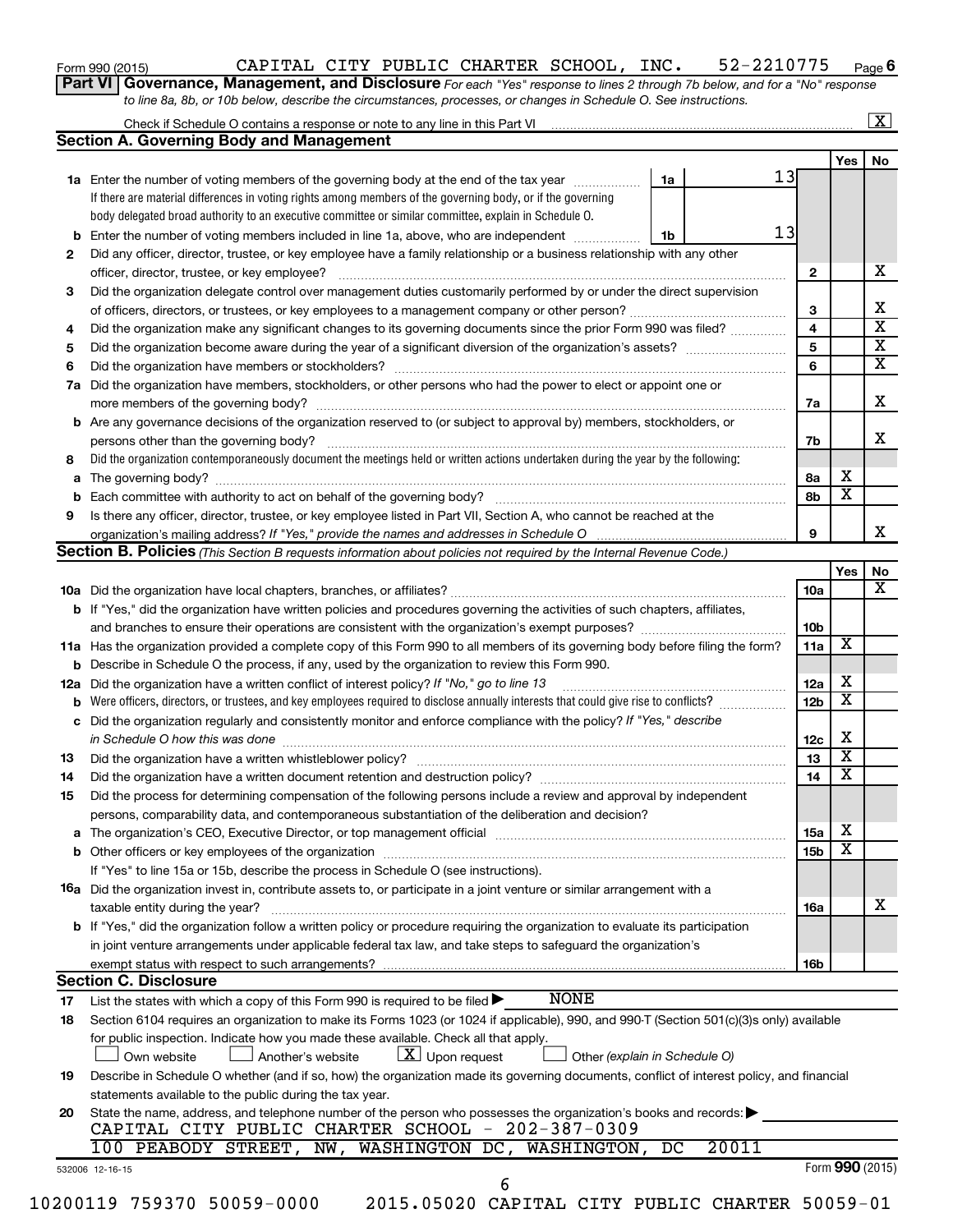Form 990 (2015) CAPITAL CITY PUBLIC CHARTER SCHOOL, INC. 52-2210775 Page 6

**Part VI Governance, Management, and Disclosure** *For each "Yes" response to lines 2 through 7b below, and for a "No" response to line 8a, 8b, or 10b below, describe the circumstances, processes, or changes in Schedule O. See instructions.*

Check if Schedule O contains a response or note to any line in this Part VI ..... [X]

## Section A. Governing Body and Management

| | | | Yes | No |
|---|---|---|---|---|
| **1a** | Enter the number of voting members of the governing body at the end of the tax year ..... **1a** 13<br>If there are material differences in voting rights among members of the governing body, or if the governing body delegated broad authority to an executive committee or similar committee, explain in Schedule O. | | | |
| **b** | Enter the number of voting members included in line 1a, above, who are independent ..... **1b** 13 | | | |
| **2** | Did any officer, director, trustee, or key employee have a family relationship or a business relationship with any other officer, director, trustee, or key employee? | 2 | | X |
| **3** | Did the organization delegate control over management duties customarily performed by or under the direct supervision of officers, directors, or trustees, or key employees to a management company or other person? | 3 | | X |
| **4** | Did the organization make any significant changes to its governing documents since the prior Form 990 was filed? | 4 | | X |
| **5** | Did the organization become aware during the year of a significant diversion of the organization's assets? | 5 | | X |
| **6** | Did the organization have members or stockholders? | 6 | | X |
| **7a** | Did the organization have members, stockholders, or other persons who had the power to elect or appoint one or more members of the governing body? | 7a | | X |
| **b** | Are any governance decisions of the organization reserved to (or subject to approval by) members, stockholders, or persons other than the governing body? | 7b | | X |
| **8** | Did the organization contemporaneously document the meetings held or written actions undertaken during the year by the following: | | | |
| **a** | The governing body? | 8a | X | |
| **b** | Each committee with authority to act on behalf of the governing body? | 8b | X | |
| **9** | Is there any officer, director, trustee, or key employee listed in Part VII, Section A, who cannot be reached at the organization's mailing address? *If "Yes," provide the names and addresses in Schedule O* | 9 | | X |

## Section B. Policies *(This Section B requests information about policies not required by the Internal Revenue Code.)*

| | | | Yes | No |
|---|---|---|---|---|
| **10a** | Did the organization have local chapters, branches, or affiliates? | 10a | | X |
| **b** | If "Yes," did the organization have written policies and procedures governing the activities of such chapters, affiliates, and branches to ensure their operations are consistent with the organization's exempt purposes? | 10b | | |
| **11a** | Has the organization provided a complete copy of this Form 990 to all members of its governing body before filing the form? | 11a | X | |
| **b** | Describe in Schedule O the process, if any, used by the organization to review this Form 990. | | | |
| **12a** | Did the organization have a written conflict of interest policy? *If "No," go to line 13* | 12a | X | |
| **b** | Were officers, directors, or trustees, and key employees required to disclose annually interests that could give rise to conflicts? | 12b | X | |
| **c** | Did the organization regularly and consistently monitor and enforce compliance with the policy? *If "Yes," describe in Schedule O how this was done* | 12c | X | |
| **13** | Did the organization have a written whistleblower policy? | 13 | X | |
| **14** | Did the organization have a written document retention and destruction policy? | 14 | X | |
| **15** | Did the process for determining compensation of the following persons include a review and approval by independent persons, comparability data, and contemporaneous substantiation of the deliberation and decision? | | | |
| **a** | The organization's CEO, Executive Director, or top management official | 15a | X | |
| **b** | Other officers or key employees of the organization | 15b | X | |
| | If "Yes" to line 15a or 15b, describe the process in Schedule O (see instructions). | | | |
| **16a** | Did the organization invest in, contribute assets to, or participate in a joint venture or similar arrangement with a taxable entity during the year? | 16a | | X |
| **b** | If "Yes," did the organization follow a written policy or procedure requiring the organization to evaluate its participation in joint venture arrangements under applicable federal tax law, and take steps to safeguard the organization's exempt status with respect to such arrangements? | 16b | | |

## Section C. Disclosure

**17** List the states with which a copy of this Form 990 is required to be filed ▶ NONE

**18** Section 6104 requires an organization to make its Forms 1023 (or 1024 if applicable), 990, and 990-T (Section 501(c)(3)s only) available for public inspection. Indicate how you made these available. Check all that apply.

[ ] Own website [ ] Another's website [X] Upon request [ ] Other *(explain in Schedule O)*

**19** Describe in Schedule O whether (and if so, how) the organization made its governing documents, conflict of interest policy, and financial statements available to the public during the tax year.

**20** State the name, address, and telephone number of the person who possesses the organization's books and records: ▶

CAPITAL CITY PUBLIC CHARTER SCHOOL - 202-387-0309
100 PEABODY STREET, NW, WASHINGTON DC, WASHINGTON, DC 20011

532006 12-16-15 Form **990** (2015)

10200119 759370 50059-0000 2015.05020 CAPITAL CITY PUBLIC CHARTER 50059-01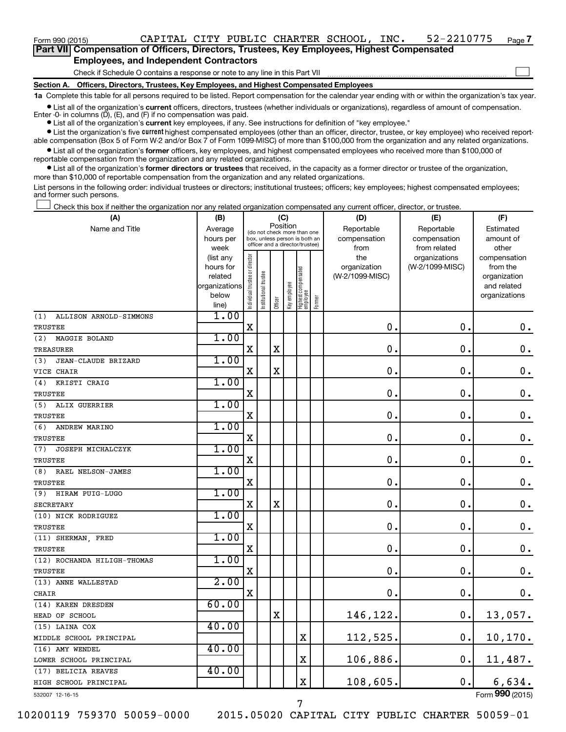Form 990 (2015) CAPITAL CITY PUBLIC CHARTER SCHOOL, INC. 52-2210775 Page 7

**Part VII Compensation of Officers, Directors, Trustees, Key Employees, Highest Compensated Employees, and Independent Contractors**

Check if Schedule O contains a response or note to any line in this Part VII

**Section A. Officers, Directors, Trustees, Key Employees, and Highest Compensated Employees**

**1a** Complete this table for all persons required to be listed. Report compensation for the calendar year ending with or within the organization's tax year.

- List all of the organization's **current** officers, directors, trustees (whether individuals or organizations), regardless of amount of compensation. Enter -0- in columns (D), (E), and (F) if no compensation was paid.
- List all of the organization's **current** key employees, if any. See instructions for definition of "key employee."
- List the organization's five **current** highest compensated employees (other than an officer, director, trustee, or key employee) who received reportable compensation (Box 5 of Form W-2 and/or Box 7 of Form 1099-MISC) of more than $100,000 from the organization and any related organizations.
- List all of the organization's **former** officers, key employees, and highest compensated employees who received more than $100,000 of reportable compensation from the organization and any related organizations.
- List all of the organization's **former directors or trustees** that received, in the capacity as a former director or trustee of the organization, more than $10,000 of reportable compensation from the organization and any related organizations.

List persons in the following order: individual trustees or directors; institutional trustees; officers; key employees; highest compensated employees; and former such persons.

Check this box if neither the organization nor any related organization compensated any current officer, director, or trustee.

| (A) Name and Title | (B) Average hours per week (list any hours for related organizations below line) | (C) Position: Individual trustee or director | Institutional trustee | Officer | Key employee | Highest compensated employee | Former | (D) Reportable compensation from the organization (W-2/1099-MISC) | (E) Reportable compensation from related organizations (W-2/1099-MISC) | (F) Estimated amount of other compensation from the organization and related organizations |
|---|---|---|---|---|---|---|---|---|---|---|
| (1) ALLISON ARNOLD-SIMMONS<br>TRUSTEE | 1.00 | X | | | | | | 0. | 0. | 0. |
| (2) MAGGIE BOLAND<br>TREASURER | 1.00 | X | | X | | | | 0. | 0. | 0. |
| (3) JEAN-CLAUDE BRIZARD<br>VICE CHAIR | 1.00 | X | | X | | | | 0. | 0. | 0. |
| (4) KRISTI CRAIG<br>TRUSTEE | 1.00 | X | | | | | | 0. | 0. | 0. |
| (5) ALIX GUERRIER<br>TRUSTEE | 1.00 | X | | | | | | 0. | 0. | 0. |
| (6) ANDREW MARINO<br>TRUSTEE | 1.00 | X | | | | | | 0. | 0. | 0. |
| (7) JOSEPH MICHALCZYK<br>TRUSTEE | 1.00 | X | | | | | | 0. | 0. | 0. |
| (8) RAEL NELSON-JAMES<br>TRUSTEE | 1.00 | X | | | | | | 0. | 0. | 0. |
| (9) HIRAM PUIG-LUGO<br>SECRETARY | 1.00 | X | | X | | | | 0. | 0. | 0. |
| (10) NICK RODRIGUEZ<br>TRUSTEE | 1.00 | X | | | | | | 0. | 0. | 0. |
| (11) SHERMAN, FRED<br>TRUSTEE | 1.00 | X | | | | | | 0. | 0. | 0. |
| (12) ROCHANDA HILIGH-THOMAS<br>TRUSTEE | 1.00 | X | | | | | | 0. | 0. | 0. |
| (13) ANNE WALLESTAD<br>CHAIR | 2.00 | X | | | | | | 0. | 0. | 0. |
| (14) KAREN DRESDEN<br>HEAD OF SCHOOL | 60.00 | | | X | | | | 146,122. | 0. | 13,057. |
| (15) LAINA COX<br>MIDDLE SCHOOL PRINCIPAL | 40.00 | | | | | X | | 112,525. | 0. | 10,170. |
| (16) AMY WENDEL<br>LOWER SCHOOL PRINCIPAL | 40.00 | | | | | X | | 106,886. | 0. | 11,487. |
| (17) BELICIA REAVES<br>HIGH SCHOOL PRINCIPAL | 40.00 | | | | | X | | 108,605. | 0. | 6,634. |

532007 12-16-15 Form 990 (2015)

10200119 759370 50059-0000 2015.05020 CAPITAL CITY PUBLIC CHARTER 50059-01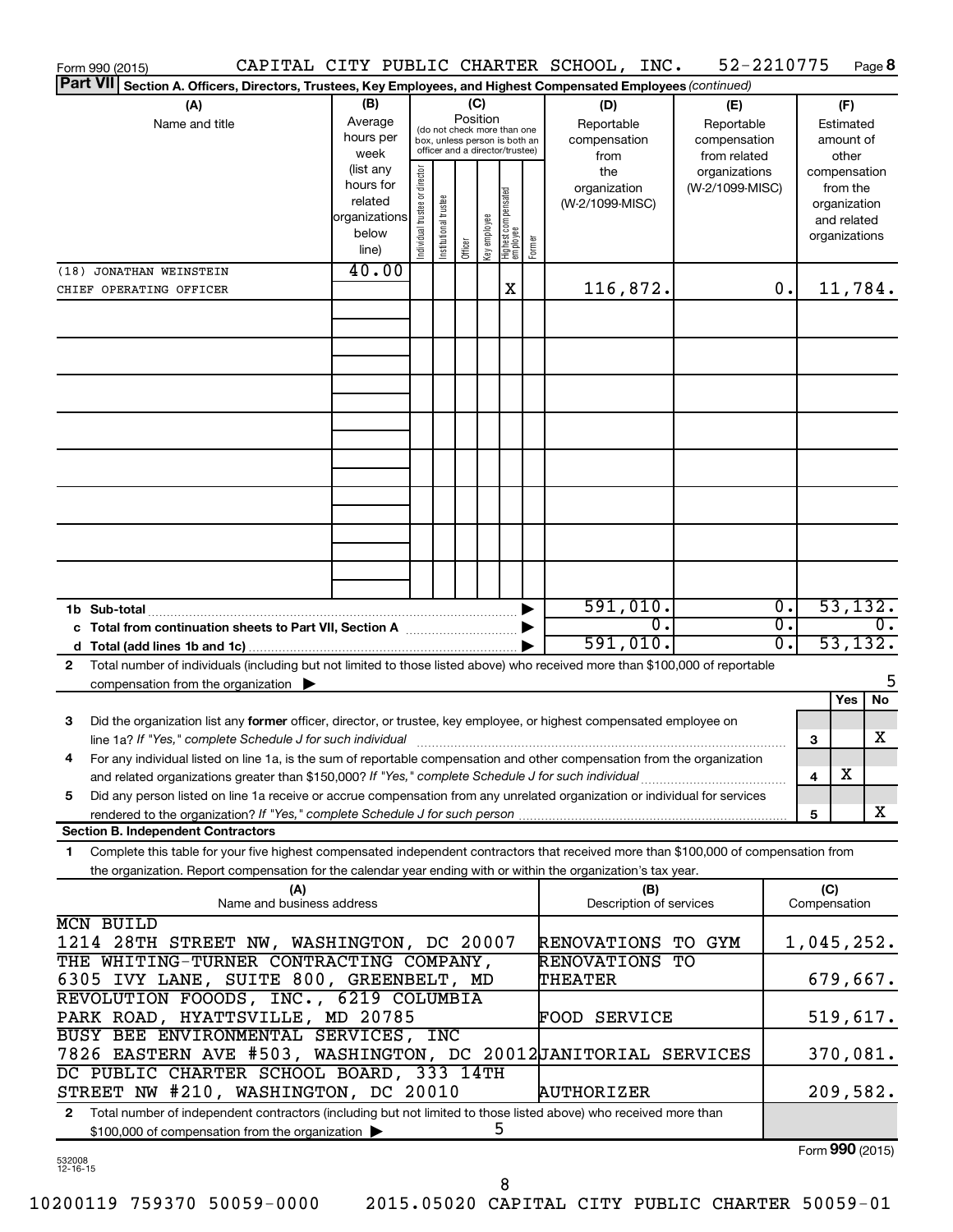Form 990 (2015) CAPITAL CITY PUBLIC CHARTER SCHOOL, INC. 52-2210775 Page 8

**Part VII Section A. Officers, Directors, Trustees, Key Employees, and Highest Compensated Employees** *(continued)*

| (A) Name and title | (B) Average hours per week (list any hours for related organizations below line) | (C) Position: Individual trustee or director | Institutional trustee | Officer | Key employee | Highest compensated employee | Former | (D) Reportable compensation from the organization (W-2/1099-MISC) | (E) Reportable compensation from related organizations (W-2/1099-MISC) | (F) Estimated amount of other compensation from the organization and related organizations |
|---|---|---|---|---|---|---|---|---|---|---|
| (18) JONATHAN WEINSTEIN<br>CHIEF OPERATING OFFICER | 40.00 | | | | | X | | 116,872. | 0. | 11,784. |
| **1b Sub-total** | | | | | | | | 591,010. | 0. | 53,132. |
| **c Total from continuation sheets to Part VII, Section A** | | | | | | | | 0. | 0. | 0. |
| **d Total (add lines 1b and 1c)** | | | | | | | | 591,010. | 0. | 53,132. |

**2** Total number of individuals (including but not limited to those listed above) who received more than $100,000 of reportable compensation from the organization ▶ 5

| | | Yes | No |
|---|---|---|---|
| **3** Did the organization list any **former** officer, director, or trustee, key employee, or highest compensated employee on line 1a? *If "Yes," complete Schedule J for such individual* | 3 | | X |
| **4** For any individual listed on line 1a, is the sum of reportable compensation and other compensation from the organization and related organizations greater than $150,000? *If "Yes," complete Schedule J for such individual* | 4 | X | |
| **5** Did any person listed on line 1a receive or accrue compensation from any unrelated organization or individual for services rendered to the organization? *If "Yes," complete Schedule J for such person* | 5 | | X |

**Section B. Independent Contractors**

**1** Complete this table for your five highest compensated independent contractors that received more than $100,000 of compensation from the organization. Report compensation for the calendar year ending with or within the organization's tax year.

| (A) Name and business address | (B) Description of services | (C) Compensation |
|---|---|---|
| MCN BUILD<br>1214 28TH STREET NW, WASHINGTON, DC 20007 | RENOVATIONS TO GYM | 1,045,252. |
| THE WHITING-TURNER CONTRACTING COMPANY,<br>6305 IVY LANE, SUITE 800, GREENBELT, MD | RENOVATIONS TO THEATER | 679,667. |
| REVOLUTION FOOODS, INC., 6219 COLUMBIA<br>PARK ROAD, HYATTSVILLE, MD 20785 | FOOD SERVICE | 519,617. |
| BUSY BEE ENVIRONMENTAL SERVICES, INC<br>7826 EASTERN AVE #503, WASHINGTON, DC 20012 | JANITORIAL SERVICES | 370,081. |
| DC PUBLIC CHARTER SCHOOL BOARD, 333 14TH<br>STREET NW #210, WASHINGTON, DC 20010 | AUTHORIZER | 209,582. |

**2** Total number of independent contractors (including but not limited to those listed above) who received more than $100,000 of compensation from the organization ▶ 5

Form **990** (2015)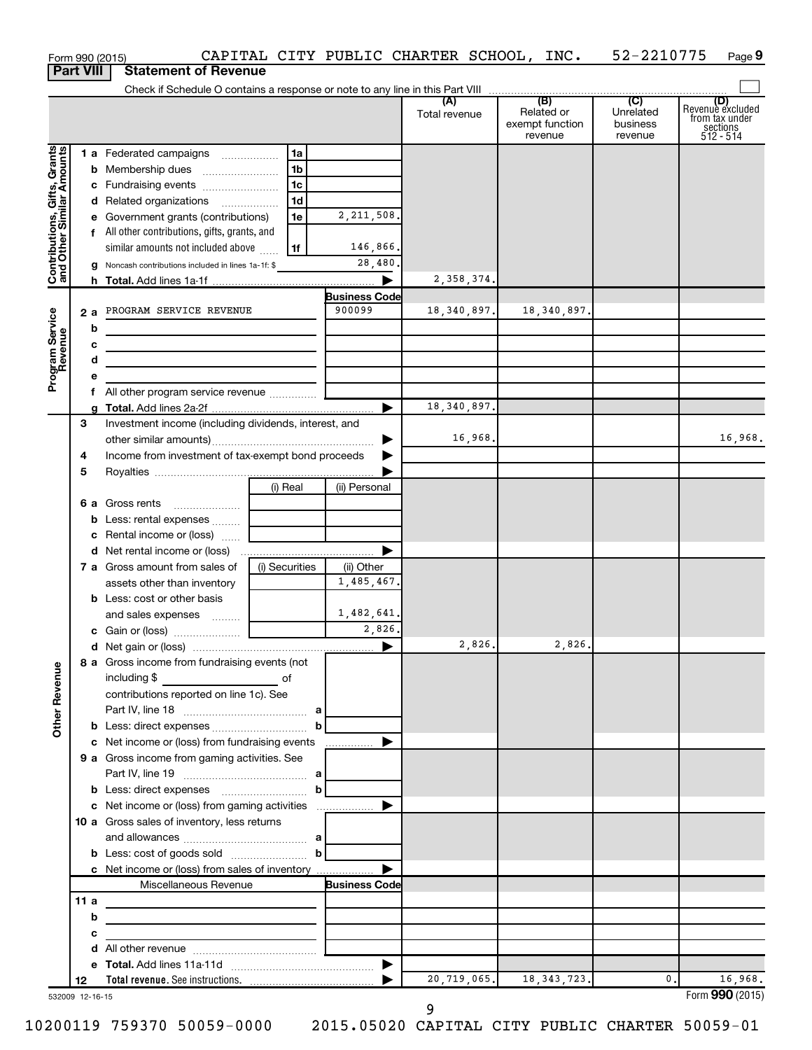Form 990 (2015) CAPITAL CITY PUBLIC CHARTER SCHOOL, INC. 52-2210775 Page 9

**Part VIII Statement of Revenue**

Check if Schedule O contains a response or note to any line in this Part VIII

| | | | (A) Total revenue | (B) Related or exempt function revenue | (C) Unrelated business revenue | (D) Revenue excluded from tax under sections 512 - 514 |
|---|---|---|---|---|---|---|
| **Contributions, Gifts, Grants and Other Similar Amounts** | | | | | | |
| 1 a Federated campaigns | 1a | | | | | |
| b Membership dues | 1b | | | | | |
| c Fundraising events | 1c | | | | | |
| d Related organizations | 1d | | | | | |
| e Government grants (contributions) | 1e | 2,211,508. | | | | |
| f All other contributions, gifts, grants, and similar amounts not included above | 1f | 146,866. | | | | |
| g Noncash contributions included in lines 1a-1f: $ | | 28,480. | | | | |
| h Total. Add lines 1a-1f | | | 2,358,374. | | | |
| **Program Service Revenue** | | Business Code | | | | |
| 2 a PROGRAM SERVICE REVENUE | | 900099 | 18,340,897. | 18,340,897. | | |
| b | | | | | | |
| c | | | | | | |
| d | | | | | | |
| e | | | | | | |
| f All other program service revenue | | | | | | |
| g Total. Add lines 2a-2f | | | 18,340,897. | | | |
| 3 Investment income (including dividends, interest, and other similar amounts) | | | 16,968. | | | 16,968. |
| 4 Income from investment of tax-exempt bond proceeds | | | | | | |
| 5 Royalties | | | | | | |
| | (i) Real | (ii) Personal | | | | |
| 6 a Gross rents | | | | | | |
| b Less: rental expenses | | | | | | |
| c Rental income or (loss) | | | | | | |
| d Net rental income or (loss) | | | | | | |
| | (i) Securities | (ii) Other | | | | |
| 7 a Gross amount from sales of assets other than inventory | | 1,485,467. | | | | |
| b Less: cost or other basis and sales expenses | | 1,482,641. | | | | |
| c Gain or (loss) | | 2,826. | | | | |
| d Net gain or (loss) | | | 2,826. | 2,826. | | |
| **Other Revenue** | | | | | | |
| 8 a Gross income from fundraising events (not including $ ____ of contributions reported on line 1c). See Part IV, line 18 | a | | | | | |
| b Less: direct expenses | b | | | | | |
| c Net income or (loss) from fundraising events | | | | | | |
| 9 a Gross income from gaming activities. See Part IV, line 19 | a | | | | | |
| b Less: direct expenses | b | | | | | |
| c Net income or (loss) from gaming activities | | | | | | |
| 10 a Gross sales of inventory, less returns and allowances | a | | | | | |
| b Less: cost of goods sold | b | | | | | |
| c Net income or (loss) from sales of inventory | | | | | | |
| Miscellaneous Revenue | | Business Code | | | | |
| 11 a | | | | | | |
| b | | | | | | |
| c | | | | | | |
| d All other revenue | | | | | | |
| e Total. Add lines 11a-11d | | | | | | |
| 12 Total revenue. See instructions. | | | 20,719,065. | 18,343,723. | 0. | 16,968. |

532009 12-16-15

Form **990** (2015)

10200119 759370 50059-0000 2015.05020 CAPITAL CITY PUBLIC CHARTER 50059-01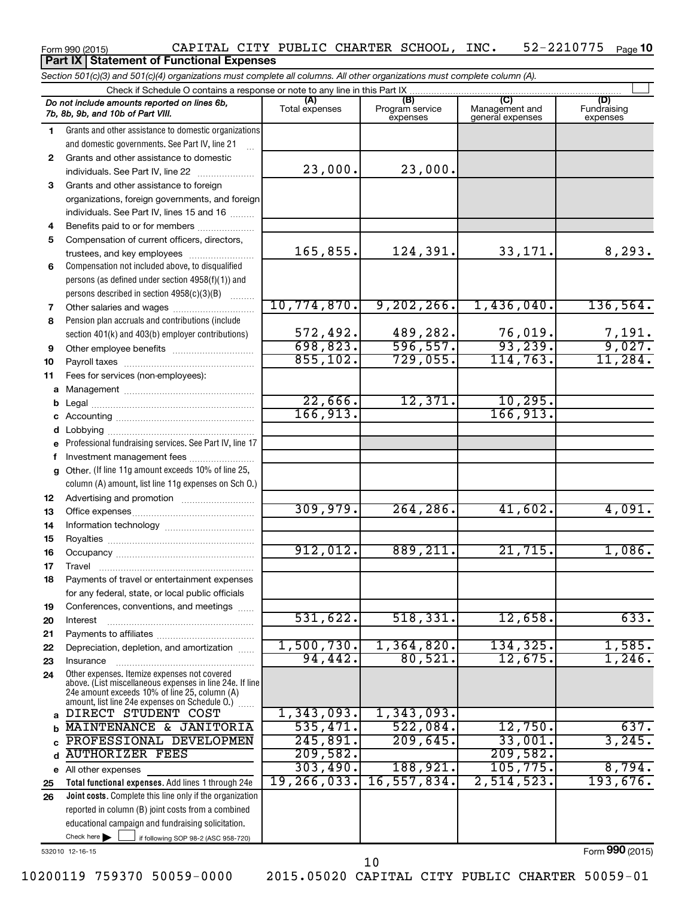Form 990 (2015) CAPITAL CITY PUBLIC CHARTER SCHOOL, INC. 52-2210775 Page **10**

## Part IX Statement of Functional Expenses

*Section 501(c)(3) and 501(c)(4) organizations must complete all columns. All other organizations must complete column (A).*

Check if Schedule O contains a response or note to any line in this Part IX

| | *Do not include amounts reported on lines 6b, 7b, 8b, 9b, and 10b of Part VIII.* | (A) Total expenses | (B) Program service expenses | (C) Management and general expenses | (D) Fundraising expenses |
|---|---|---|---|---|---|
| 1 | Grants and other assistance to domestic organizations and domestic governments. See Part IV, line 21 | | | | |
| 2 | Grants and other assistance to domestic individuals. See Part IV, line 22 | 23,000. | 23,000. | | |
| 3 | Grants and other assistance to foreign organizations, foreign governments, and foreign individuals. See Part IV, lines 15 and 16 | | | | |
| 4 | Benefits paid to or for members | | | | |
| 5 | Compensation of current officers, directors, trustees, and key employees | 165,855. | 124,391. | 33,171. | 8,293. |
| 6 | Compensation not included above, to disqualified persons (as defined under section 4958(f)(1)) and persons described in section 4958(c)(3)(B) | | | | |
| 7 | Other salaries and wages | 10,774,870. | 9,202,266. | 1,436,040. | 136,564. |
| 8 | Pension plan accruals and contributions (include section 401(k) and 403(b) employer contributions) | 572,492. | 489,282. | 76,019. | 7,191. |
| 9 | Other employee benefits | 698,823. | 596,557. | 93,239. | 9,027. |
| 10 | Payroll taxes | 855,102. | 729,055. | 114,763. | 11,284. |
| 11 | Fees for services (non-employees): | | | | |
| a | Management | | | | |
| b | Legal | 22,666. | 12,371. | 10,295. | |
| c | Accounting | 166,913. | | 166,913. | |
| d | Lobbying | | | | |
| e | Professional fundraising services. See Part IV, line 17 | | | | |
| f | Investment management fees | | | | |
| g | Other. (If line 11g amount exceeds 10% of line 25, column (A) amount, list line 11g expenses on Sch O.) | | | | |
| 12 | Advertising and promotion | | | | |
| 13 | Office expenses | 309,979. | 264,286. | 41,602. | 4,091. |
| 14 | Information technology | | | | |
| 15 | Royalties | | | | |
| 16 | Occupancy | 912,012. | 889,211. | 21,715. | 1,086. |
| 17 | Travel | | | | |
| 18 | Payments of travel or entertainment expenses for any federal, state, or local public officials | | | | |
| 19 | Conferences, conventions, and meetings | | | | |
| 20 | Interest | 531,622. | 518,331. | 12,658. | 633. |
| 21 | Payments to affiliates | | | | |
| 22 | Depreciation, depletion, and amortization | 1,500,730. | 1,364,820. | 134,325. | 1,585. |
| 23 | Insurance | 94,442. | 80,521. | 12,675. | 1,246. |
| 24 | Other expenses. Itemize expenses not covered above. (List miscellaneous expenses in line 24e. If line 24e amount exceeds 10% of line 25, column (A) amount, list line 24e expenses on Schedule O.) | | | | |
| a | DIRECT STUDENT COST | 1,343,093. | 1,343,093. | | |
| b | MAINTENANCE & JANITORIA | 535,471. | 522,084. | 12,750. | 637. |
| c | PROFESSIONAL DEVELOPMEN | 245,891. | 209,645. | 33,001. | 3,245. |
| d | AUTHORIZER FEES | 209,582. | | 209,582. | |
| e | All other expenses | 303,490. | 188,921. | 105,775. | 8,794. |
| 25 | **Total functional expenses.** Add lines 1 through 24e | 19,266,033. | 16,557,834. | 2,514,523. | 193,676. |
| 26 | **Joint costs.** Complete this line only if the organization reported in column (B) joint costs from a combined educational campaign and fundraising solicitation. Check here ☐ if following SOP 98-2 (ASC 958-720) | | | | |

532010 12-16-15

Form **990** (2015)

10200119 759370 50059-0000 2015.05020 CAPITAL CITY PUBLIC CHARTER 50059-01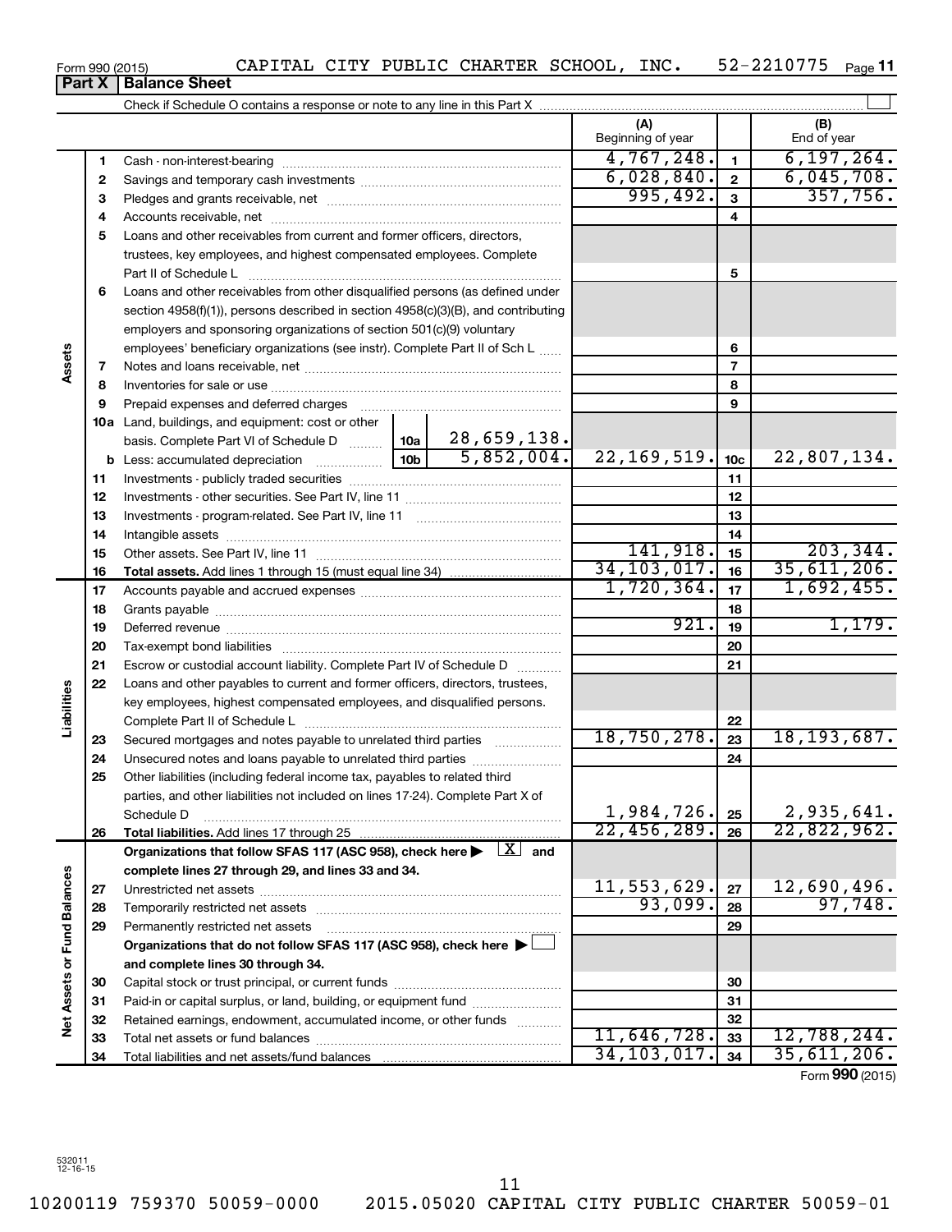Form 990 (2015) CAPITAL CITY PUBLIC CHARTER SCHOOL, INC. 52-2210775

## Part X | Balance Sheet

Check if Schedule O contains a response or note to any line in this Part X

| | | | | (A) Beginning of year | | (B) End of year |
|---|---|---|---|---|---|---|
| **Assets** | 1 | Cash - non-interest-bearing | | 4,767,248. | 1 | 6,197,264. |
| | 2 | Savings and temporary cash investments | | 6,028,840. | 2 | 6,045,708. |
| | 3 | Pledges and grants receivable, net | | 995,492. | 3 | 357,756. |
| | 4 | Accounts receivable, net | | | 4 | |
| | 5 | Loans and other receivables from current and former officers, directors, trustees, key employees, and highest compensated employees. Complete Part II of Schedule L | | | 5 | |
| | 6 | Loans and other receivables from other disqualified persons (as defined under section 4958(f)(1)), persons described in section 4958(c)(3)(B), and contributing employers and sponsoring organizations of section 501(c)(9) voluntary employees' beneficiary organizations (see instr). Complete Part II of Sch L | | | 6 | |
| | 7 | Notes and loans receivable, net | | | 7 | |
| | 8 | Inventories for sale or use | | | 8 | |
| | 9 | Prepaid expenses and deferred charges | | | 9 | |
| | 10a | Land, buildings, and equipment: cost or other basis. Complete Part VI of Schedule D | 10a 28,659,138. | | | |
| | b | Less: accumulated depreciation | 10b 5,852,004. | 22,169,519. | 10c | 22,807,134. |
| | 11 | Investments - publicly traded securities | | | 11 | |
| | 12 | Investments - other securities. See Part IV, line 11 | | | 12 | |
| | 13 | Investments - program-related. See Part IV, line 11 | | | 13 | |
| | 14 | Intangible assets | | | 14 | |
| | 15 | Other assets. See Part IV, line 11 | | 141,918. | 15 | 203,344. |
| | 16 | **Total assets.** Add lines 1 through 15 (must equal line 34) | | 34,103,017. | 16 | 35,611,206. |
| **Liabilities** | 17 | Accounts payable and accrued expenses | | 1,720,364. | 17 | 1,692,455. |
| | 18 | Grants payable | | | 18 | |
| | 19 | Deferred revenue | | 921. | 19 | 1,179. |
| | 20 | Tax-exempt bond liabilities | | | 20 | |
| | 21 | Escrow or custodial account liability. Complete Part IV of Schedule D | | | 21 | |
| | 22 | Loans and other payables to current and former officers, directors, trustees, key employees, highest compensated employees, and disqualified persons. Complete Part II of Schedule L | | | 22 | |
| | 23 | Secured mortgages and notes payable to unrelated third parties | | 18,750,278. | 23 | 18,193,687. |
| | 24 | Unsecured notes and loans payable to unrelated third parties | | | 24 | |
| | 25 | Other liabilities (including federal income tax, payables to related third parties, and other liabilities not included on lines 17-24). Complete Part X of Schedule D | | 1,984,726. | 25 | 2,935,641. |
| | 26 | **Total liabilities.** Add lines 17 through 25 | | 22,456,289. | 26 | 22,822,962. |
| **Net Assets or Fund Balances** | | **Organizations that follow SFAS 117 (ASC 958), check here ▶ [X] and complete lines 27 through 29, and lines 33 and 34.** | | | | |
| | 27 | Unrestricted net assets | | 11,553,629. | 27 | 12,690,496. |
| | 28 | Temporarily restricted net assets | | 93,099. | 28 | 97,748. |
| | 29 | Permanently restricted net assets | | | 29 | |
| | | **Organizations that do not follow SFAS 117 (ASC 958), check here ▶ [ ] and complete lines 30 through 34.** | | | | |
| | 30 | Capital stock or trust principal, or current funds | | | 30 | |
| | 31 | Paid-in or capital surplus, or land, building, or equipment fund | | | 31 | |
| | 32 | Retained earnings, endowment, accumulated income, or other funds | | | 32 | |
| | 33 | Total net assets or fund balances | | 11,646,728. | 33 | 12,788,244. |
| | 34 | Total liabilities and net assets/fund balances | | 34,103,017. | 34 | 35,611,206. |

Form **990** (2015)

532011 12-16-15

10200119 759370 50059-0000 2015.05020 CAPITAL CITY PUBLIC CHARTER 50059-01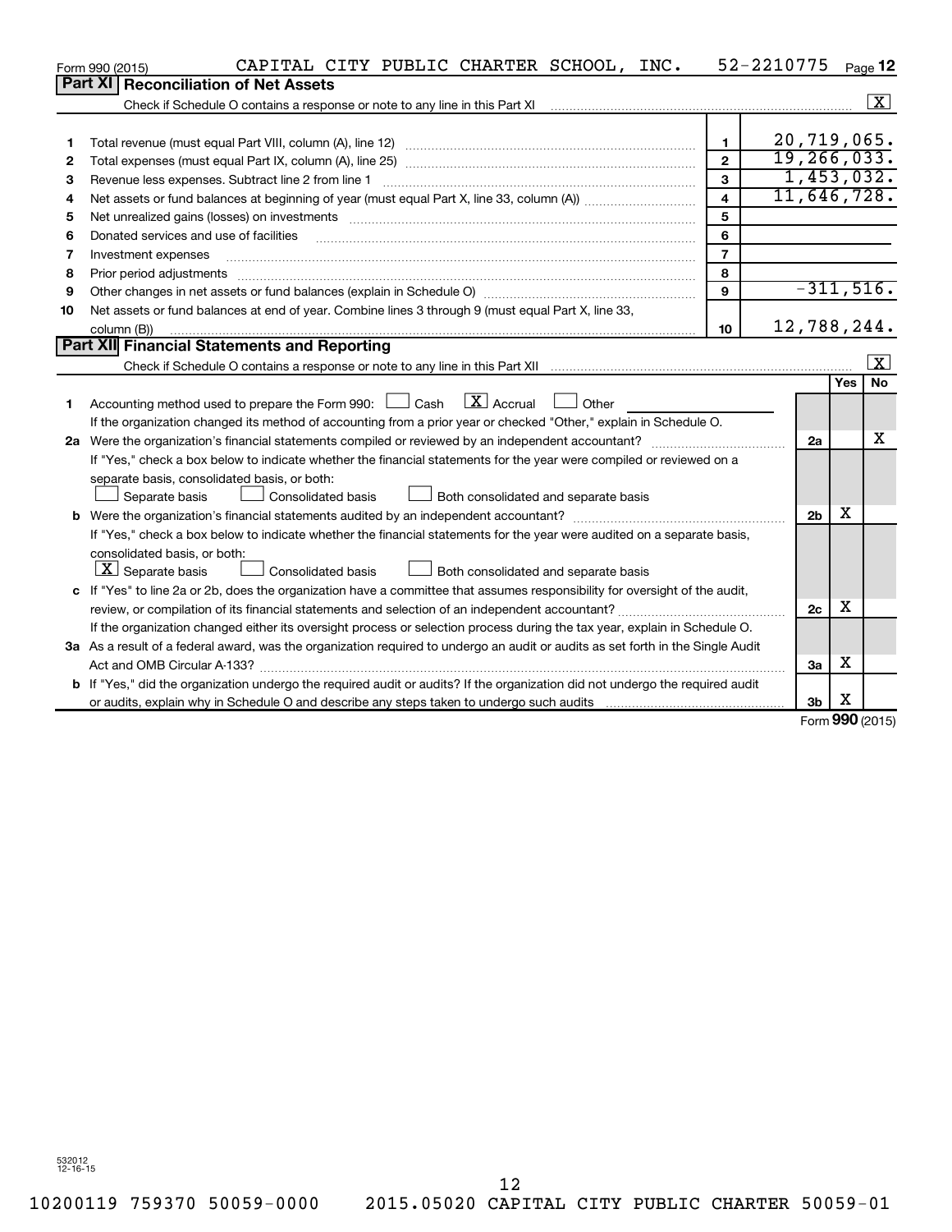Form 990 (2015) CAPITAL CITY PUBLIC CHARTER SCHOOL, INC. 52-2210775

## Part XI Reconciliation of Net Assets

Check if Schedule O contains a response or note to any line in this Part XI [X]

| | | | |
|---|---|---|---|
| 1 | Total revenue (must equal Part VIII, column (A), line 12) | 1 | 20,719,065. |
| 2 | Total expenses (must equal Part IX, column (A), line 25) | 2 | 19,266,033. |
| 3 | Revenue less expenses. Subtract line 2 from line 1 | 3 | 1,453,032. |
| 4 | Net assets or fund balances at beginning of year (must equal Part X, line 33, column (A)) | 4 | 11,646,728. |
| 5 | Net unrealized gains (losses) on investments | 5 | |
| 6 | Donated services and use of facilities | 6 | |
| 7 | Investment expenses | 7 | |
| 8 | Prior period adjustments | 8 | |
| 9 | Other changes in net assets or fund balances (explain in Schedule O) | 9 | -311,516. |
| 10 | Net assets or fund balances at end of year. Combine lines 3 through 9 (must equal Part X, line 33, column (B)) | 10 | 12,788,244. |

## Part XII Financial Statements and Reporting

Check if Schedule O contains a response or note to any line in this Part XII [X]

| | | | Yes | No |
|---|---|---|---|---|
| 1 | Accounting method used to prepare the Form 990: [ ] Cash [X] Accrual [ ] Other. If the organization changed its method of accounting from a prior year or checked "Other," explain in Schedule O. | | | |
| 2a | Were the organization's financial statements compiled or reviewed by an independent accountant? If "Yes," check a box below to indicate whether the financial statements for the year were compiled or reviewed on a separate basis, consolidated basis, or both: [ ] Separate basis [ ] Consolidated basis [ ] Both consolidated and separate basis | 2a | | X |
| b | Were the organization's financial statements audited by an independent accountant? If "Yes," check a box below to indicate whether the financial statements for the year were audited on a separate basis, consolidated basis, or both: [X] Separate basis [ ] Consolidated basis [ ] Both consolidated and separate basis | 2b | X | |
| c | If "Yes" to line 2a or 2b, does the organization have a committee that assumes responsibility for oversight of the audit, review, or compilation of its financial statements and selection of an independent accountant? If the organization changed either its oversight process or selection process during the tax year, explain in Schedule O. | 2c | X | |
| 3a | As a result of a federal award, was the organization required to undergo an audit or audits as set forth in the Single Audit Act and OMB Circular A-133? | 3a | X | |
| b | If "Yes," did the organization undergo the required audit or audits? If the organization did not undergo the required audit or audits, explain why in Schedule O and describe any steps taken to undergo such audits | 3b | X | |

Form 990 (2015)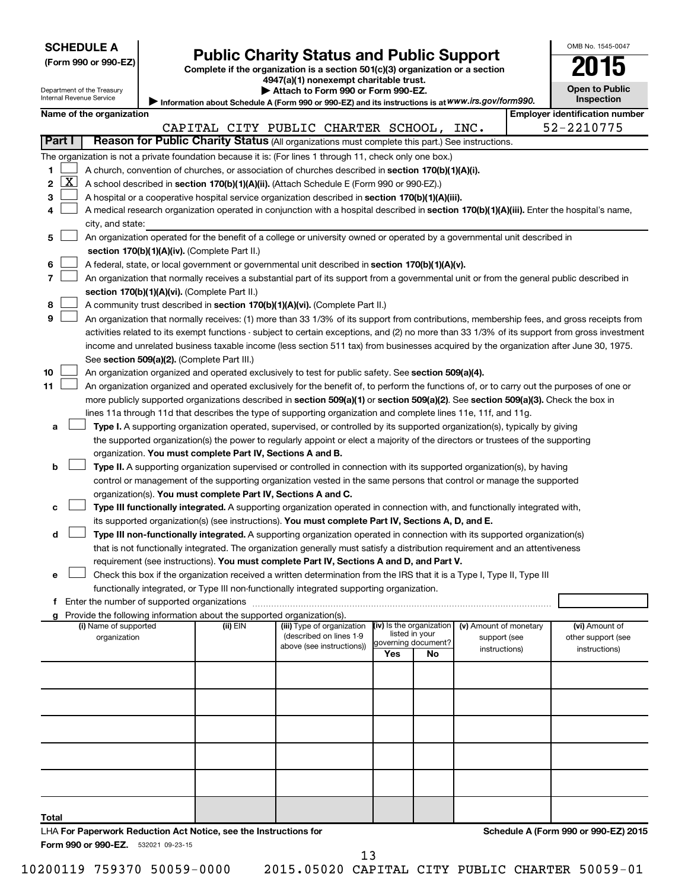**SCHEDULE A**
**(Form 990 or 990-EZ)**

Department of the Treasury
Internal Revenue Service

# Public Charity Status and Public Support

**Complete if the organization is a section 501(c)(3) organization or a section 4947(a)(1) nonexempt charitable trust.**
**▶ Attach to Form 990 or Form 990-EZ.**
▶ Information about Schedule A (Form 990 or 990-EZ) and its instructions is at *www.irs.gov/form990.*

OMB No. 1545-0047
**2015**
**Open to Public Inspection**

| Name of the organization | Employer identification number |
|---|---|
| CAPITAL CITY PUBLIC CHARTER SCHOOL, INC. | 52-2210775 |

## Part I — Reason for Public Charity Status (All organizations must complete this part.) See instructions.

The organization is not a private foundation because it is: (For lines 1 through 11, check only one box.)

1. [ ] A church, convention of churches, or association of churches described in **section 170(b)(1)(A)(i).**
2. [X] A school described in **section 170(b)(1)(A)(ii).** (Attach Schedule E (Form 990 or 990-EZ).)
3. [ ] A hospital or a cooperative hospital service organization described in **section 170(b)(1)(A)(iii).**
4. [ ] A medical research organization operated in conjunction with a hospital described in **section 170(b)(1)(A)(iii).** Enter the hospital's name, city, and state:
5. [ ] An organization operated for the benefit of a college or university owned or operated by a governmental unit described in **section 170(b)(1)(A)(iv).** (Complete Part II.)
6. [ ] A federal, state, or local government or governmental unit described in **section 170(b)(1)(A)(v).**
7. [ ] An organization that normally receives a substantial part of its support from a governmental unit or from the general public described in **section 170(b)(1)(A)(vi).** (Complete Part II.)
8. [ ] A community trust described in **section 170(b)(1)(A)(vi).** (Complete Part II.)
9. [ ] An organization that normally receives: (1) more than 33 1/3% of its support from contributions, membership fees, and gross receipts from activities related to its exempt functions - subject to certain exceptions, and (2) no more than 33 1/3% of its support from gross investment income and unrelated business taxable income (less section 511 tax) from businesses acquired by the organization after June 30, 1975. See **section 509(a)(2).** (Complete Part III.)
10. [ ] An organization organized and operated exclusively to test for public safety. See **section 509(a)(4).**
11. [ ] An organization organized and operated exclusively for the benefit of, to perform the functions of, or to carry out the purposes of one or more publicly supported organizations described in **section 509(a)(1)** or **section 509(a)(2).** See **section 509(a)(3).** Check the box in lines 11a through 11d that describes the type of supporting organization and complete lines 11e, 11f, and 11g.
   - **a** [ ] **Type I.** A supporting organization operated, supervised, or controlled by its supported organization(s), typically by giving the supported organization(s) the power to regularly appoint or elect a majority of the directors or trustees of the supporting organization. **You must complete Part IV, Sections A and B.**
   - **b** [ ] **Type II.** A supporting organization supervised or controlled in connection with its supported organization(s), by having control or management of the supporting organization vested in the same persons that control or manage the supported organization(s). **You must complete Part IV, Sections A and C.**
   - **c** [ ] **Type III functionally integrated.** A supporting organization operated in connection with, and functionally integrated with, its supported organization(s) (see instructions). **You must complete Part IV, Sections A, D, and E.**
   - **d** [ ] **Type III non-functionally integrated.** A supporting organization operated in connection with its supported organization(s) that is not functionally integrated. The organization generally must satisfy a distribution requirement and an attentiveness requirement (see instructions). **You must complete Part IV, Sections A and D, and Part V.**
   - **e** [ ] Check this box if the organization received a written determination from the IRS that it is a Type I, Type II, Type III functionally integrated, or Type III non-functionally integrated supporting organization.
   - **f** Enter the number of supported organizations
   - **g** Provide the following information about the supported organization(s).

| (i) Name of supported organization | (ii) EIN | (iii) Type of organization (described on lines 1-9 above (see instructions)) | (iv) Is the organization listed in your governing document? Yes | No | (v) Amount of monetary support (see instructions) | (vi) Amount of other support (see instructions) |
|---|---|---|---|---|---|---|
| | | | | | | |
| | | | | | | |
| | | | | | | |
| | | | | | | |
| | | | | | | |
| **Total** | | | | | | |

LHA **For Paperwork Reduction Act Notice, see the Instructions for Form 990 or 990-EZ.** 532021 09-23-15

**Schedule A (Form 990 or 990-EZ) 2015**

10200119 759370 50059-0000 2015.05020 CAPITAL CITY PUBLIC CHARTER 50059-01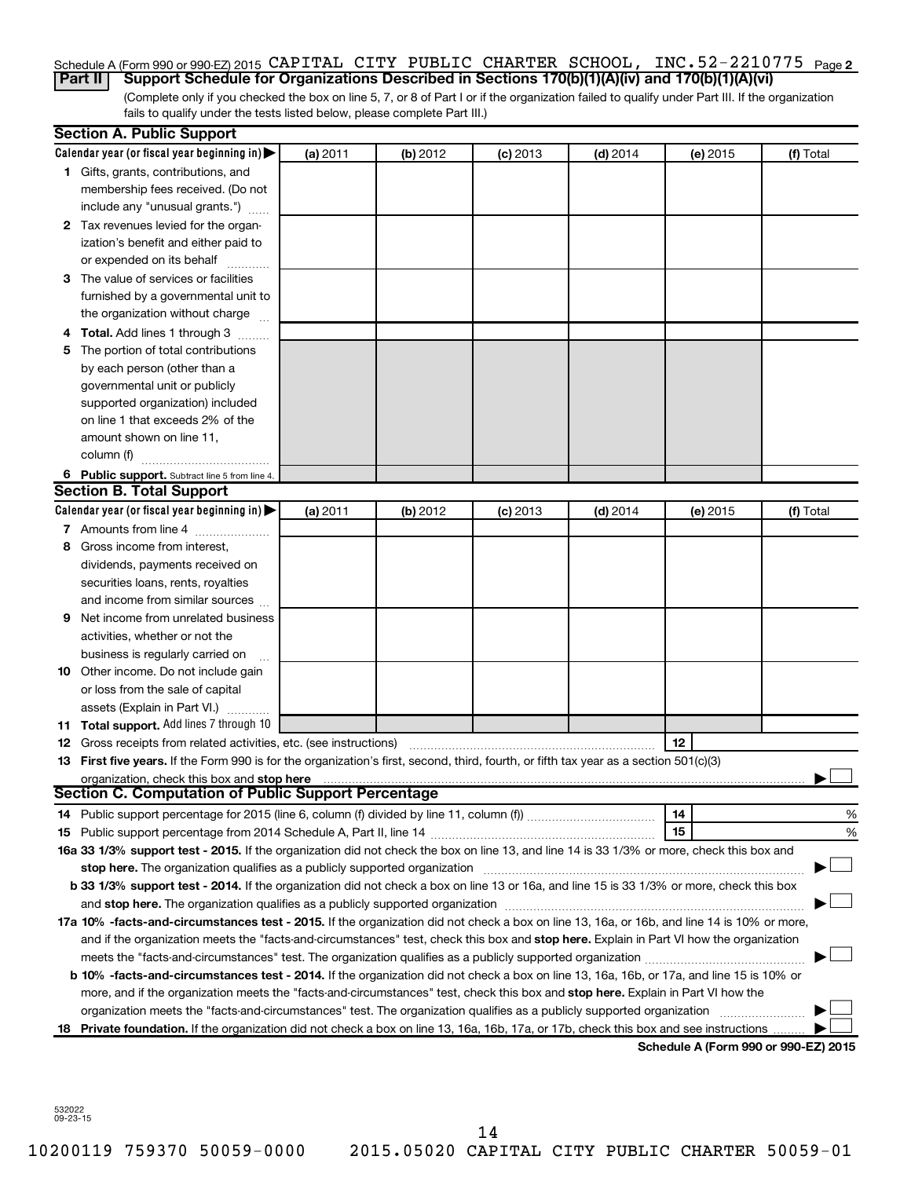Schedule A (Form 990 or 990-EZ) 2015 CAPITAL CITY PUBLIC CHARTER SCHOOL, INC. 52-2210775 Page 2

**Part II** **Support Schedule for Organizations Described in Sections 170(b)(1)(A)(iv) and 170(b)(1)(A)(vi)**

(Complete only if you checked the box on line 5, 7, or 8 of Part I or if the organization failed to qualify under Part III. If the organization fails to qualify under the tests listed below, please complete Part III.)

## Section A. Public Support

| Calendar year (or fiscal year beginning in) ▶ | (a) 2011 | (b) 2012 | (c) 2013 | (d) 2014 | (e) 2015 | (f) Total |
|---|---|---|---|---|---|---|
| **1** Gifts, grants, contributions, and membership fees received. (Do not include any "unusual grants.") | | | | | | |
| **2** Tax revenues levied for the organization's benefit and either paid to or expended on its behalf | | | | | | |
| **3** The value of services or facilities furnished by a governmental unit to the organization without charge | | | | | | |
| **4 Total.** Add lines 1 through 3 | | | | | | |
| **5** The portion of total contributions by each person (other than a governmental unit or publicly supported organization) included on line 1 that exceeds 2% of the amount shown on line 11, column (f) | | | | | | |
| **6 Public support.** Subtract line 5 from line 4. | | | | | | |

## Section B. Total Support

| Calendar year (or fiscal year beginning in) ▶ | (a) 2011 | (b) 2012 | (c) 2013 | (d) 2014 | (e) 2015 | (f) Total |
|---|---|---|---|---|---|---|
| **7** Amounts from line 4 | | | | | | |
| **8** Gross income from interest, dividends, payments received on securities loans, rents, royalties and income from similar sources | | | | | | |
| **9** Net income from unrelated business activities, whether or not the business is regularly carried on | | | | | | |
| **10** Other income. Do not include gain or loss from the sale of capital assets (Explain in Part VI.) | | | | | | |
| **11 Total support.** Add lines 7 through 10 | | | | | | |

**12** Gross receipts from related activities, etc. (see instructions) **12**

**13 First five years.** If the Form 990 is for the organization's first, second, third, fourth, or fifth tax year as a section 501(c)(3) organization, check this box and **stop here** ▶ ☐

## Section C. Computation of Public Support Percentage

**14** Public support percentage for 2015 (line 6, column (f) divided by line 11, column (f)) **14** %

**15** Public support percentage from 2014 Schedule A, Part II, line 14 **15** %

**16a 33 1/3% support test - 2015.** If the organization did not check the box on line 13, and line 14 is 33 1/3% or more, check this box and **stop here.** The organization qualifies as a publicly supported organization ▶ ☐

**b 33 1/3% support test - 2014.** If the organization did not check a box on line 13 or 16a, and line 15 is 33 1/3% or more, check this box and **stop here.** The organization qualifies as a publicly supported organization ▶ ☐

**17a 10% -facts-and-circumstances test - 2015.** If the organization did not check a box on line 13, 16a, or 16b, and line 14 is 10% or more, and if the organization meets the "facts-and-circumstances" test, check this box and **stop here.** Explain in Part VI how the organization meets the "facts-and-circumstances" test. The organization qualifies as a publicly supported organization ▶ ☐

**b 10% -facts-and-circumstances test - 2014.** If the organization did not check a box on line 13, 16a, 16b, or 17a, and line 15 is 10% or more, and if the organization meets the "facts-and-circumstances" test, check this box and **stop here.** Explain in Part VI how the organization meets the "facts-and-circumstances" test. The organization qualifies as a publicly supported organization ▶ ☐

**18 Private foundation.** If the organization did not check a box on line 13, 16a, 16b, 17a, or 17b, check this box and see instructions ▶ ☐

**Schedule A (Form 990 or 990-EZ) 2015**

532022 09-23-15

10200119 759370 50059-0000 2015.05020 CAPITAL CITY PUBLIC CHARTER 50059-01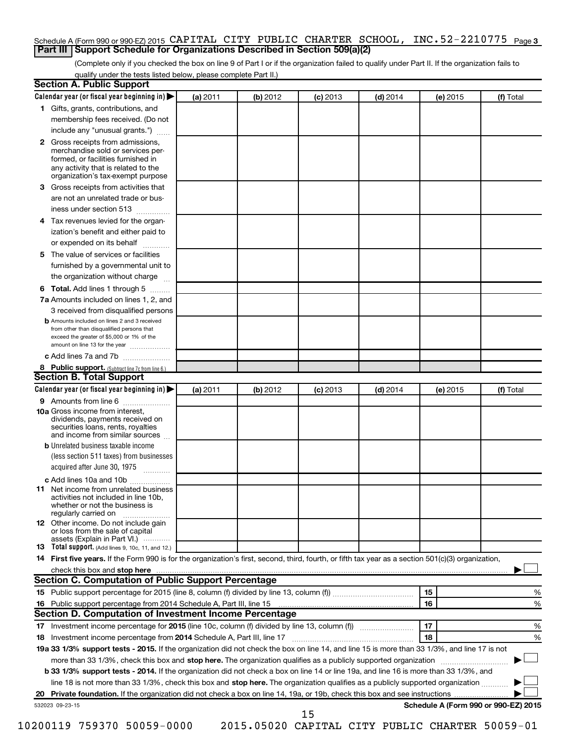Schedule A (Form 990 or 990-EZ) 2015 CAPITAL CITY PUBLIC CHARTER SCHOOL, INC. 52-2210775

## Part III Support Schedule for Organizations Described in Section 509(a)(2)

(Complete only if you checked the box on line 9 of Part I or if the organization failed to qualify under Part II. If the organization fails to qualify under the tests listed below, please complete Part II.)

### Section A. Public Support

| Calendar year (or fiscal year beginning in) ▶ | (a) 2011 | (b) 2012 | (c) 2013 | (d) 2014 | (e) 2015 | (f) Total |
|---|---|---|---|---|---|---|
| 1 Gifts, grants, contributions, and membership fees received. (Do not include any "unusual grants.") | | | | | | |
| 2 Gross receipts from admissions, merchandise sold or services performed, or facilities furnished in any activity that is related to the organization's tax-exempt purpose | | | | | | |
| 3 Gross receipts from activities that are not an unrelated trade or business under section 513 | | | | | | |
| 4 Tax revenues levied for the organization's benefit and either paid to or expended on its behalf | | | | | | |
| 5 The value of services or facilities furnished by a governmental unit to the organization without charge | | | | | | |
| 6 Total. Add lines 1 through 5 | | | | | | |
| 7a Amounts included on lines 1, 2, and 3 received from disqualified persons | | | | | | |
| b Amounts included on lines 2 and 3 received from other than disqualified persons that exceed the greater of $5,000 or 1% of the amount on line 13 for the year | | | | | | |
| c Add lines 7a and 7b | | | | | | |
| 8 Public support. (Subtract line 7c from line 6.) | | | | | | |

### Section B. Total Support

| Calendar year (or fiscal year beginning in) ▶ | (a) 2011 | (b) 2012 | (c) 2013 | (d) 2014 | (e) 2015 | (f) Total |
|---|---|---|---|---|---|---|
| 9 Amounts from line 6 | | | | | | |
| 10a Gross income from interest, dividends, payments received on securities loans, rents, royalties and income from similar sources | | | | | | |
| b Unrelated business taxable income (less section 511 taxes) from businesses acquired after June 30, 1975 | | | | | | |
| c Add lines 10a and 10b | | | | | | |
| 11 Net income from unrelated business activities not included in line 10b, whether or not the business is regularly carried on | | | | | | |
| 12 Other income. Do not include gain or loss from the sale of capital assets (Explain in Part VI.) | | | | | | |
| 13 Total support. (Add lines 9, 10c, 11, and 12.) | | | | | | |

14 **First five years.** If the Form 990 is for the organization's first, second, third, fourth, or fifth tax year as a section 501(c)(3) organization, check this box and **stop here** ▶ ☐

### Section C. Computation of Public Support Percentage

| | | |
|---|---|---|
| 15 Public support percentage for 2015 (line 8, column (f) divided by line 13, column (f)) | 15 | % |
| 16 Public support percentage from 2014 Schedule A, Part III, line 15 | 16 | % |

### Section D. Computation of Investment Income Percentage

| | | |
|---|---|---|
| 17 Investment income percentage for **2015** (line 10c, column (f) divided by line 13, column (f)) | 17 | % |
| 18 Investment income percentage from **2014** Schedule A, Part III, line 17 | 18 | % |

**19a 33 1/3% support tests - 2015.** If the organization did not check the box on line 14, and line 15 is more than 33 1/3%, and line 17 is not more than 33 1/3%, check this box and **stop here.** The organization qualifies as a publicly supported organization ▶ ☐

**b 33 1/3% support tests - 2014.** If the organization did not check a box on line 14 or line 19a, and line 16 is more than 33 1/3%, and line 18 is not more than 33 1/3%, check this box and **stop here.** The organization qualifies as a publicly supported organization ▶ ☐

**20 Private foundation.** If the organization did not check a box on line 14, 19a, or 19b, check this box and see instructions ▶ ☐

532023 09-23-15

Schedule A (Form 990 or 990-EZ) 2015

10200119 759370 50059-0000 2015.05020 CAPITAL CITY PUBLIC CHARTER 50059-01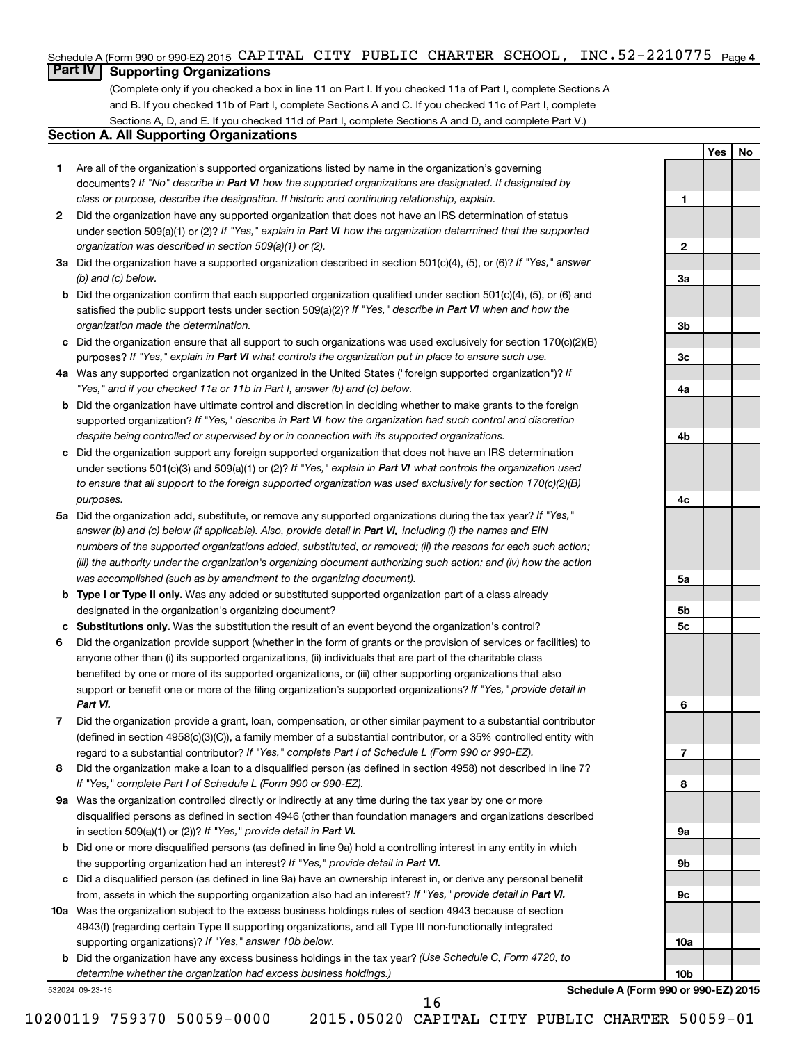Schedule A (Form 990 or 990-EZ) 2015 CAPITAL CITY PUBLIC CHARTER SCHOOL, INC. 52-2210775 Page 4

## Part IV Supporting Organizations

(Complete only if you checked a box in line 11 on Part I. If you checked 11a of Part I, complete Sections A and B. If you checked 11b of Part I, complete Sections A and C. If you checked 11c of Part I, complete Sections A, D, and E. If you checked 11d of Part I, complete Sections A and D, and complete Part V.)

### Section A. All Supporting Organizations

| | | | Yes | No |
|---|---|---|---|---|
| **1** | Are all of the organization's supported organizations listed by name in the organization's governing documents? *If "No" describe in **Part VI** how the supported organizations are designated. If designated by class or purpose, describe the designation. If historic and continuing relationship, explain.* | 1 | | |
| **2** | Did the organization have any supported organization that does not have an IRS determination of status under section 509(a)(1) or (2)? *If "Yes," explain in **Part VI** how the organization determined that the supported organization was described in section 509(a)(1) or (2).* | 2 | | |
| **3a** | Did the organization have a supported organization described in section 501(c)(4), (5), or (6)? *If "Yes," answer (b) and (c) below.* | 3a | | |
| **b** | Did the organization confirm that each supported organization qualified under section 501(c)(4), (5), or (6) and satisfied the public support tests under section 509(a)(2)? *If "Yes," describe in **Part VI** when and how the organization made the determination.* | 3b | | |
| **c** | Did the organization ensure that all support to such organizations was used exclusively for section 170(c)(2)(B) purposes? *If "Yes," explain in **Part VI** what controls the organization put in place to ensure such use.* | 3c | | |
| **4a** | Was any supported organization not organized in the United States ("foreign supported organization")? *If "Yes," and if you checked 11a or 11b in Part I, answer (b) and (c) below.* | 4a | | |
| **b** | Did the organization have ultimate control and discretion in deciding whether to make grants to the foreign supported organization? *If "Yes," describe in **Part VI** how the organization had such control and discretion despite being controlled or supervised by or in connection with its supported organizations.* | 4b | | |
| **c** | Did the organization support any foreign supported organization that does not have an IRS determination under sections 501(c)(3) and 509(a)(1) or (2)? *If "Yes," explain in **Part VI** what controls the organization used to ensure that all support to the foreign supported organization was used exclusively for section 170(c)(2)(B) purposes.* | 4c | | |
| **5a** | Did the organization add, substitute, or remove any supported organizations during the tax year? *If "Yes," answer (b) and (c) below (if applicable). Also, provide detail in **Part VI,** including (i) the names and EIN numbers of the supported organizations added, substituted, or removed; (ii) the reasons for each such action; (iii) the authority under the organization's organizing document authorizing such action; and (iv) how the action was accomplished (such as by amendment to the organizing document).* | 5a | | |
| **b** | **Type I or Type II only.** Was any added or substituted supported organization part of a class already designated in the organization's organizing document? | 5b | | |
| **c** | **Substitutions only.** Was the substitution the result of an event beyond the organization's control? | 5c | | |
| **6** | Did the organization provide support (whether in the form of grants or the provision of services or facilities) to anyone other than (i) its supported organizations, (ii) individuals that are part of the charitable class benefited by one or more of its supported organizations, or (iii) other supporting organizations that also support or benefit one or more of the filing organization's supported organizations? *If "Yes," provide detail in **Part VI.*** | 6 | | |
| **7** | Did the organization provide a grant, loan, compensation, or other similar payment to a substantial contributor (defined in section 4958(c)(3)(C)), a family member of a substantial contributor, or a 35% controlled entity with regard to a substantial contributor? *If "Yes," complete Part I of Schedule L (Form 990 or 990-EZ).* | 7 | | |
| **8** | Did the organization make a loan to a disqualified person (as defined in section 4958) not described in line 7? *If "Yes," complete Part I of Schedule L (Form 990 or 990-EZ).* | 8 | | |
| **9a** | Was the organization controlled directly or indirectly at any time during the tax year by one or more disqualified persons as defined in section 4946 (other than foundation managers and organizations described in section 509(a)(1) or (2))? *If "Yes," provide detail in **Part VI.*** | 9a | | |
| **b** | Did one or more disqualified persons (as defined in line 9a) hold a controlling interest in any entity in which the supporting organization had an interest? *If "Yes," provide detail in **Part VI.*** | 9b | | |
| **c** | Did a disqualified person (as defined in line 9a) have an ownership interest in, or derive any personal benefit from, assets in which the supporting organization also had an interest? *If "Yes," provide detail in **Part VI.*** | 9c | | |
| **10a** | Was the organization subject to the excess business holdings rules of section 4943 because of section 4943(f) (regarding certain Type II supporting organizations, and all Type III non-functionally integrated supporting organizations)? *If "Yes," answer 10b below.* | 10a | | |
| **b** | Did the organization have any excess business holdings in the tax year? *(Use Schedule C, Form 4720, to determine whether the organization had excess business holdings.)* | 10b | | |

532024 09-23-15 **Schedule A (Form 990 or 990-EZ) 2015**

10200119 759370 50059-0000 2015.05020 CAPITAL CITY PUBLIC CHARTER 50059-01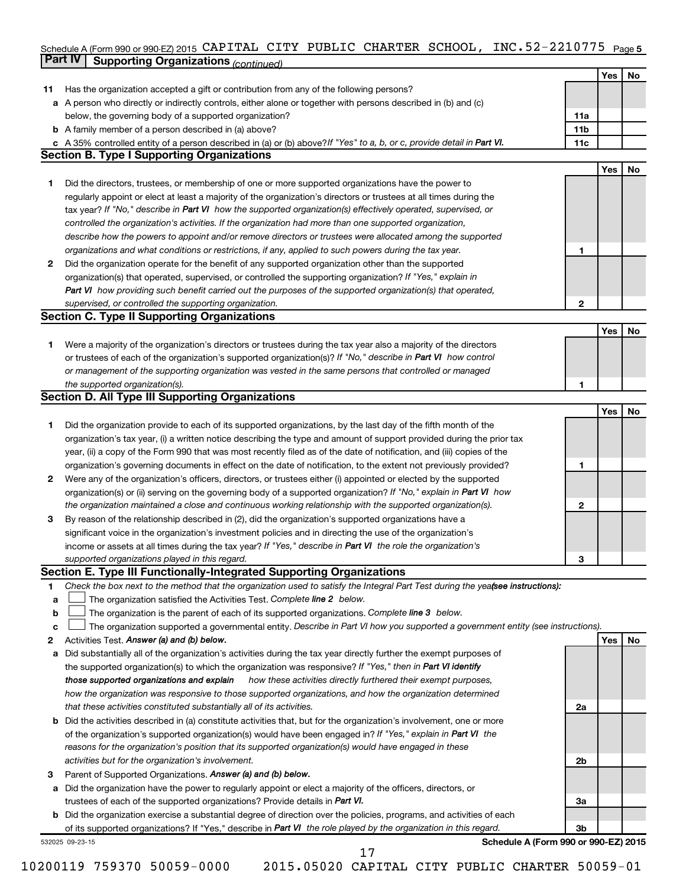Schedule A (Form 990 or 990-EZ) 2015 CAPITAL CITY PUBLIC CHARTER SCHOOL, INC. 52-2210775 Page **5**

## Part IV Supporting Organizations *(continued)*

| | | | Yes | No |
|---|---|---|---|---|
| **11** | Has the organization accepted a gift or contribution from any of the following persons? | | | |
| **a** | A person who directly or indirectly controls, either alone or together with persons described in (b) and (c) below, the governing body of a supported organization? | **11a** | | |
| **b** | A family member of a person described in (a) above? | **11b** | | |
| **c** | A 35% controlled entity of a person described in (a) or (b) above? *If "Yes" to a, b, or c, provide detail in **Part VI**.* | **11c** | | |

### Section B. Type I Supporting Organizations

| | | | Yes | No |
|---|---|---|---|---|
| **1** | Did the directors, trustees, or membership of one or more supported organizations have the power to regularly appoint or elect at least a majority of the organization's directors or trustees at all times during the tax year? *If "No," describe in **Part VI** how the supported organization(s) effectively operated, supervised, or controlled the organization's activities. If the organization had more than one supported organization, describe how the powers to appoint and/or remove directors or trustees were allocated among the supported organizations and what conditions or restrictions, if any, applied to such powers during the tax year.* | **1** | | |
| **2** | Did the organization operate for the benefit of any supported organization other than the supported organization(s) that operated, supervised, or controlled the supporting organization? *If "Yes," explain in **Part VI** how providing such benefit carried out the purposes of the supported organization(s) that operated, supervised, or controlled the supporting organization.* | **2** | | |

### Section C. Type II Supporting Organizations

| | | | Yes | No |
|---|---|---|---|---|
| **1** | Were a majority of the organization's directors or trustees during the tax year also a majority of the directors or trustees of each of the organization's supported organization(s)? *If "No," describe in **Part VI** how control or management of the supporting organization was vested in the same persons that controlled or managed the supported organization(s).* | **1** | | |

### Section D. All Type III Supporting Organizations

| | | | Yes | No |
|---|---|---|---|---|
| **1** | Did the organization provide to each of its supported organizations, by the last day of the fifth month of the organization's tax year, (i) a written notice describing the type and amount of support provided during the prior tax year, (ii) a copy of the Form 990 that was most recently filed as of the date of notification, and (iii) copies of the organization's governing documents in effect on the date of notification, to the extent not previously provided? | **1** | | |
| **2** | Were any of the organization's officers, directors, or trustees either (i) appointed or elected by the supported organization(s) or (ii) serving on the governing body of a supported organization? *If "No," explain in **Part VI** how the organization maintained a close and continuous working relationship with the supported organization(s).* | **2** | | |
| **3** | By reason of the relationship described in (2), did the organization's supported organizations have a significant voice in the organization's investment policies and in directing the use of the organization's income or assets at all times during the tax year? *If "Yes," describe in **Part VI** the role the organization's supported organizations played in this regard.* | **3** | | |

### Section E. Type III Functionally-Integrated Supporting Organizations

**1** *Check the box next to the method that the organization used to satisfy the Integral Part Test during the year **(see instructions)**:*

- **a** ☐ The organization satisfied the Activities Test. *Complete **line 2** below.*
- **b** ☐ The organization is the parent of each of its supported organizations. *Complete **line 3** below.*
- **c** ☐ The organization supported a governmental entity. *Describe in Part VI how you supported a government entity (see instructions).*

| | | | Yes | No |
|---|---|---|---|---|
| **2** | Activities Test. ***Answer (a) and (b) below.*** | | | |
| **a** | Did substantially all of the organization's activities during the tax year directly further the exempt purposes of the supported organization(s) to which the organization was responsive? *If "Yes," then in **Part VI identify those supported organizations and explain** how these activities directly furthered their exempt purposes, how the organization was responsive to those supported organizations, and how the organization determined that these activities constituted substantially all of its activities.* | **2a** | | |
| **b** | Did the activities described in (a) constitute activities that, but for the organization's involvement, one or more of the organization's supported organization(s) would have been engaged in? *If "Yes," explain in **Part VI** the reasons for the organization's position that its supported organization(s) would have engaged in these activities but for the organization's involvement.* | **2b** | | |
| **3** | Parent of Supported Organizations. ***Answer (a) and (b) below.*** | | | |
| **a** | Did the organization have the power to regularly appoint or elect a majority of the officers, directors, or trustees of each of the supported organizations? Provide details in ***Part VI.*** | **3a** | | |
| **b** | Did the organization exercise a substantial degree of direction over the policies, programs, and activities of each of its supported organizations? If "Yes," describe in ***Part VI*** *the role played by the organization in this regard.* | **3b** | | |

532025 09-23-15 **Schedule A (Form 990 or 990-EZ) 2015**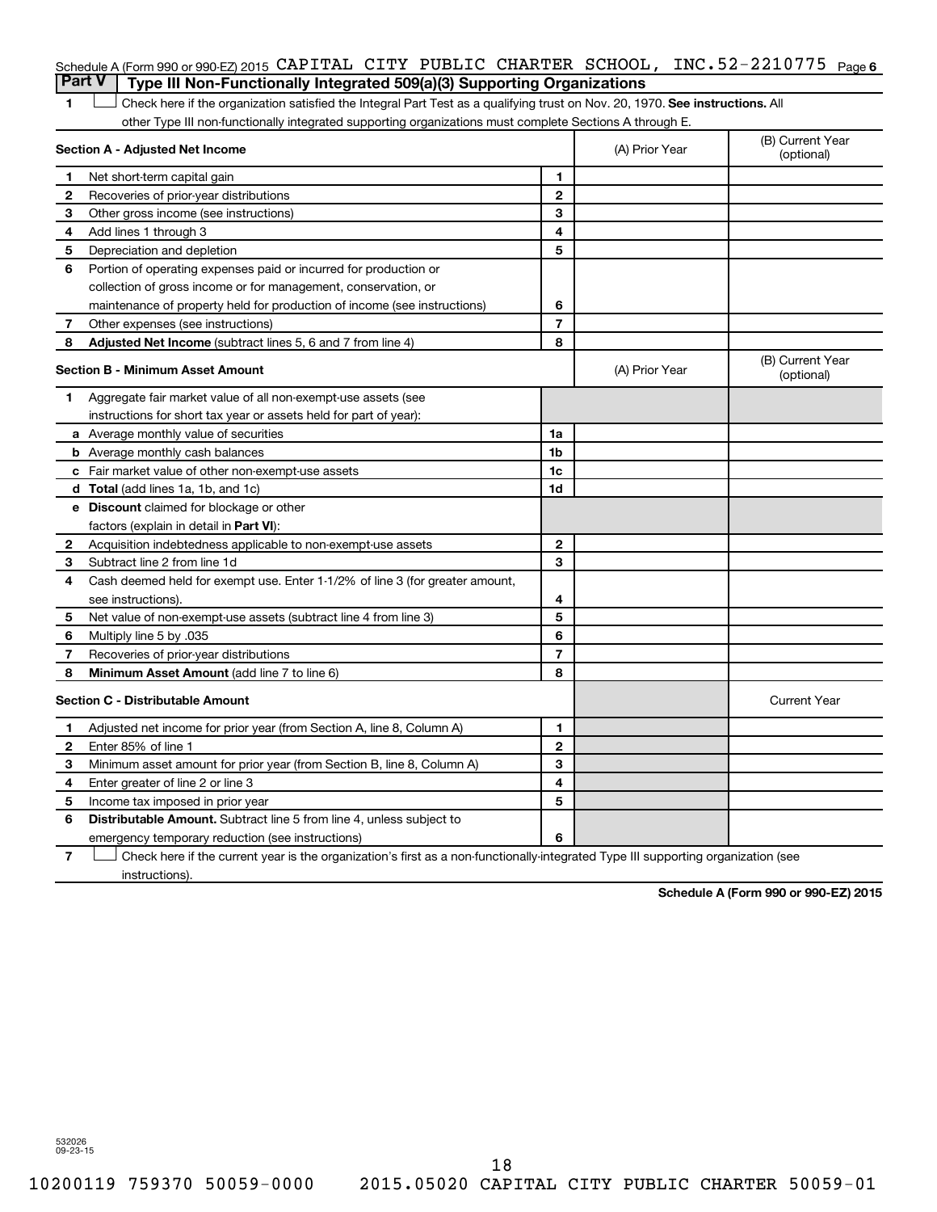Schedule A (Form 990 or 990-EZ) 2015 CAPITAL CITY PUBLIC CHARTER SCHOOL, INC.52-2210775 Page 6

## Part V Type III Non-Functionally Integrated 509(a)(3) Supporting Organizations

1 ☐ Check here if the organization satisfied the Integral Part Test as a qualifying trust on Nov. 20, 1970. **See instructions.** All other Type III non-functionally integrated supporting organizations must complete Sections A through E.

| **Section A - Adjusted Net Income** | | (A) Prior Year | (B) Current Year (optional) |
|---|---|---|---|
| 1 Net short-term capital gain | 1 | | |
| 2 Recoveries of prior-year distributions | 2 | | |
| 3 Other gross income (see instructions) | 3 | | |
| 4 Add lines 1 through 3 | 4 | | |
| 5 Depreciation and depletion | 5 | | |
| 6 Portion of operating expenses paid or incurred for production or collection of gross income or for management, conservation, or maintenance of property held for production of income (see instructions) | 6 | | |
| 7 Other expenses (see instructions) | 7 | | |
| 8 **Adjusted Net Income** (subtract lines 5, 6 and 7 from line 4) | 8 | | |

| **Section B - Minimum Asset Amount** | | (A) Prior Year | (B) Current Year (optional) |
|---|---|---|---|
| 1 Aggregate fair market value of all non-exempt-use assets (see instructions for short tax year or assets held for part of year): | | | |
| a Average monthly value of securities | 1a | | |
| b Average monthly cash balances | 1b | | |
| c Fair market value of other non-exempt-use assets | 1c | | |
| d **Total** (add lines 1a, 1b, and 1c) | 1d | | |
| e **Discount** claimed for blockage or other factors (explain in detail in **Part VI**): | | | |
| 2 Acquisition indebtedness applicable to non-exempt-use assets | 2 | | |
| 3 Subtract line 2 from line 1d | 3 | | |
| 4 Cash deemed held for exempt use. Enter 1-1/2% of line 3 (for greater amount, see instructions). | 4 | | |
| 5 Net value of non-exempt-use assets (subtract line 4 from line 3) | 5 | | |
| 6 Multiply line 5 by .035 | 6 | | |
| 7 Recoveries of prior-year distributions | 7 | | |
| 8 **Minimum Asset Amount** (add line 7 to line 6) | 8 | | |

| **Section C - Distributable Amount** | | | Current Year |
|---|---|---|---|
| 1 Adjusted net income for prior year (from Section A, line 8, Column A) | 1 | | |
| 2 Enter 85% of line 1 | 2 | | |
| 3 Minimum asset amount for prior year (from Section B, line 8, Column A) | 3 | | |
| 4 Enter greater of line 2 or line 3 | 4 | | |
| 5 Income tax imposed in prior year | 5 | | |
| 6 **Distributable Amount.** Subtract line 5 from line 4, unless subject to emergency temporary reduction (see instructions) | 6 | | |

7 ☐ Check here if the current year is the organization's first as a non-functionally-integrated Type III supporting organization (see instructions).

**Schedule A (Form 990 or 990-EZ) 2015**

532026 09-23-15

10200119 759370 50059-0000 2015.05020 CAPITAL CITY PUBLIC CHARTER 50059-01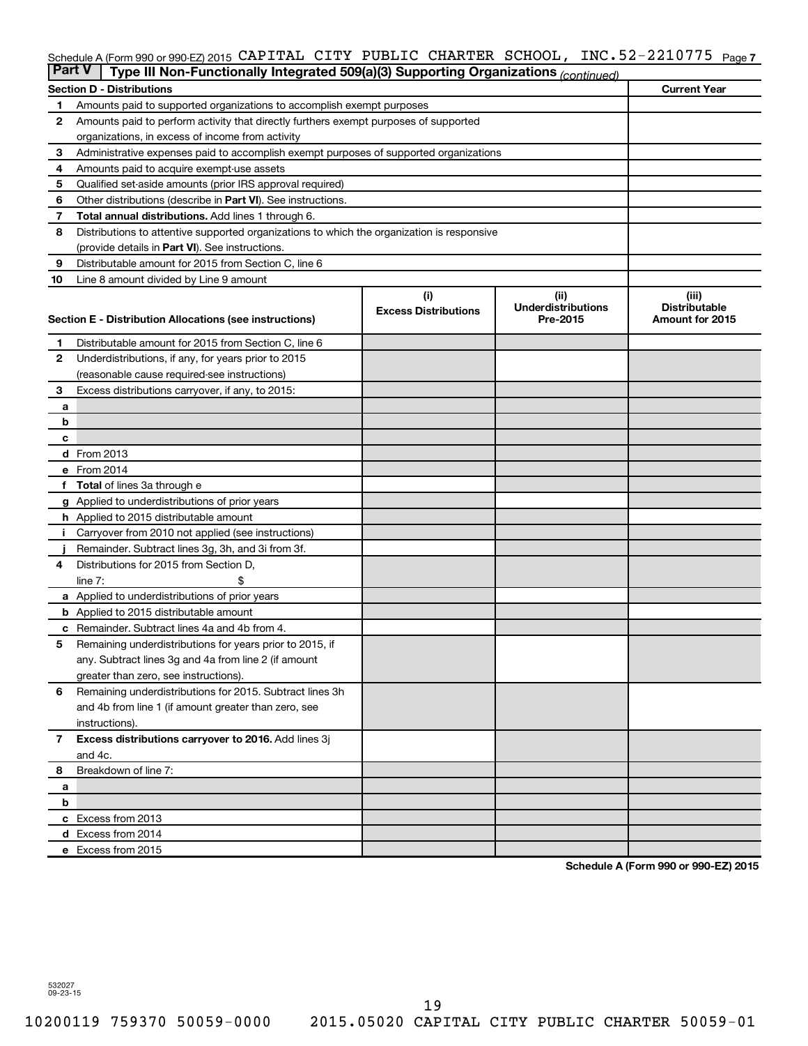Schedule A (Form 990 or 990-EZ) 2015 CAPITAL CITY PUBLIC CHARTER SCHOOL, INC. 52-2210775 Page 7

## Part V — Type III Non-Functionally Integrated 509(a)(3) Supporting Organizations *(continued)*

| Section D - Distributions | | Current Year |
|---|---|---|
| 1 | Amounts paid to supported organizations to accomplish exempt purposes | |
| 2 | Amounts paid to perform activity that directly furthers exempt purposes of supported organizations, in excess of income from activity | |
| 3 | Administrative expenses paid to accomplish exempt purposes of supported organizations | |
| 4 | Amounts paid to acquire exempt-use assets | |
| 5 | Qualified set-aside amounts (prior IRS approval required) | |
| 6 | Other distributions (describe in **Part VI**). See instructions. | |
| 7 | **Total annual distributions.** Add lines 1 through 6. | |
| 8 | Distributions to attentive supported organizations to which the organization is responsive (provide details in **Part VI**). See instructions. | |
| 9 | Distributable amount for 2015 from Section C, line 6 | |
| 10 | Line 8 amount divided by Line 9 amount | |

| Section E - Distribution Allocations (see instructions) | | (i) Excess Distributions | (ii) Underdistributions Pre-2015 | (iii) Distributable Amount for 2015 |
|---|---|---|---|---|
| 1 | Distributable amount for 2015 from Section C, line 6 | | | |
| 2 | Underdistributions, if any, for years prior to 2015 (reasonable cause required-see instructions) | | | |
| 3 | Excess distributions carryover, if any, to 2015: | | | |
| a | | | | |
| b | | | | |
| c | | | | |
| d | From 2013 | | | |
| e | From 2014 | | | |
| f | **Total** of lines 3a through e | | | |
| g | Applied to underdistributions of prior years | | | |
| h | Applied to 2015 distributable amount | | | |
| i | Carryover from 2010 not applied (see instructions) | | | |
| j | Remainder. Subtract lines 3g, 3h, and 3i from 3f. | | | |
| 4 | Distributions for 2015 from Section D, line 7: $ | | | |
| a | Applied to underdistributions of prior years | | | |
| b | Applied to 2015 distributable amount | | | |
| c | Remainder. Subtract lines 4a and 4b from 4. | | | |
| 5 | Remaining underdistributions for years prior to 2015, if any. Subtract lines 3g and 4a from line 2 (if amount greater than zero, see instructions). | | | |
| 6 | Remaining underdistributions for 2015. Subtract lines 3h and 4b from line 1 (if amount greater than zero, see instructions). | | | |
| 7 | **Excess distributions carryover to 2016.** Add lines 3j and 4c. | | | |
| 8 | Breakdown of line 7: | | | |
| a | | | | |
| b | | | | |
| c | Excess from 2013 | | | |
| d | Excess from 2014 | | | |
| e | Excess from 2015 | | | |

**Schedule A (Form 990 or 990-EZ) 2015**

532027 09-23-15

10200119 759370 50059-0000 2015.05020 CAPITAL CITY PUBLIC CHARTER 50059-01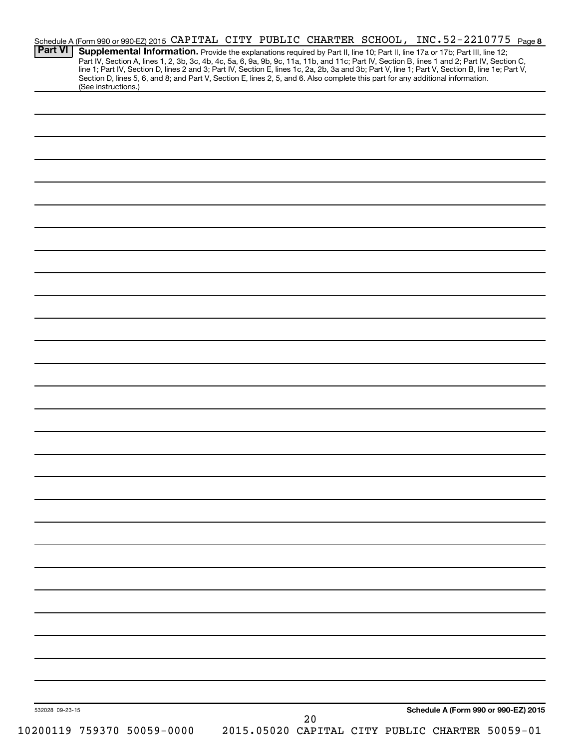Schedule A (Form 990 or 990-EZ) 2015 CAPITAL CITY PUBLIC CHARTER SCHOOL, INC. 52-2210775 Page 8

**Part VI** **Supplemental Information.** Provide the explanations required by Part II, line 10; Part II, line 17a or 17b; Part III, line 12; Part IV, Section A, lines 1, 2, 3b, 3c, 4b, 4c, 5a, 6, 9a, 9b, 9c, 11a, 11b, and 11c; Part IV, Section B, lines 1 and 2; Part IV, Section C, line 1; Part IV, Section D, lines 2 and 3; Part IV, Section E, lines 1c, 2a, 2b, 3a and 3b; Part V, line 1; Part V, Section B, line 1e; Part V, Section D, lines 5, 6, and 8; and Part V, Section E, lines 2, 5, and 6. Also complete this part for any additional information. (See instructions.)

532028 09-23-15

**Schedule A (Form 990 or 990-EZ) 2015**

10200119 759370 50059-0000 2015.05020 CAPITAL CITY PUBLIC CHARTER 50059-01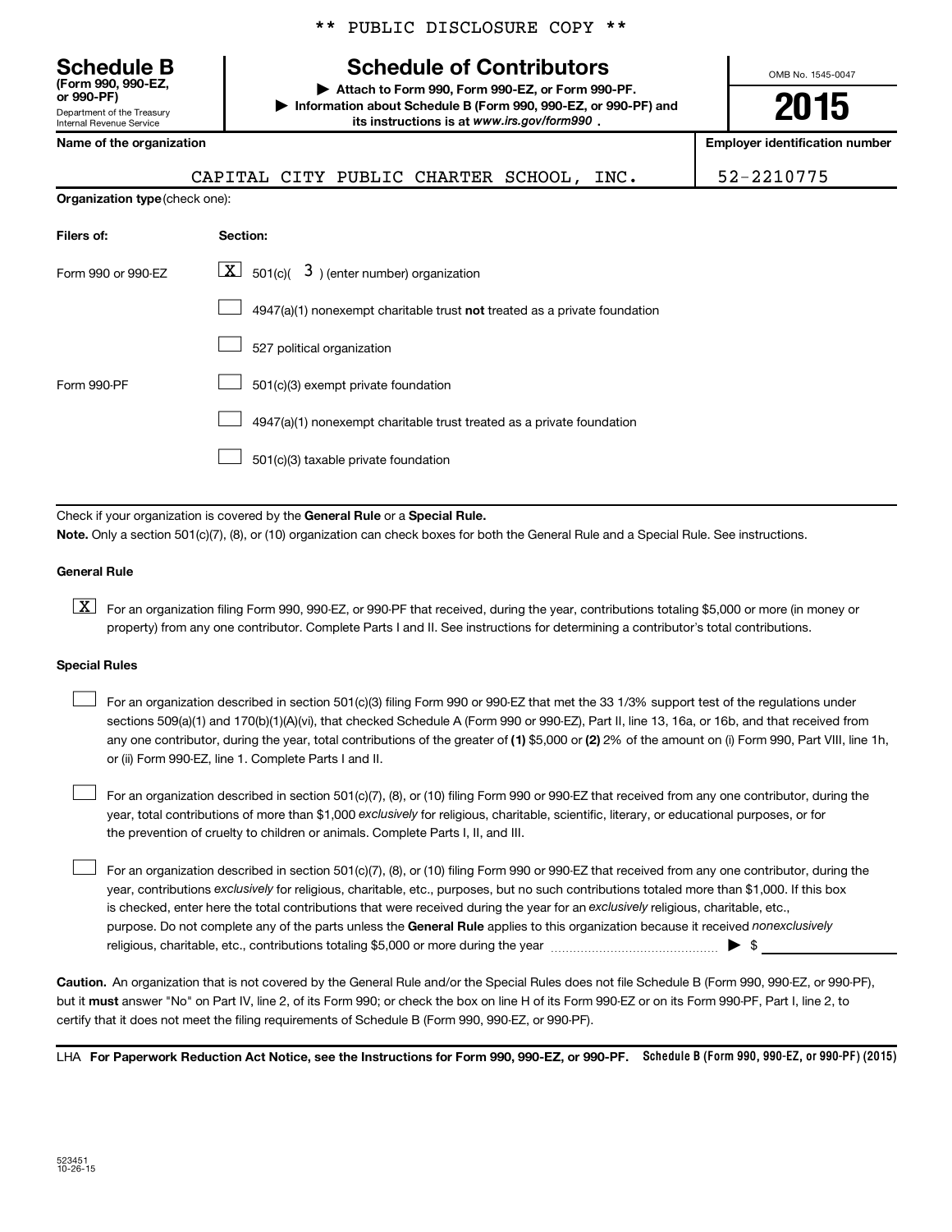\*\* PUBLIC DISCLOSURE COPY \*\*

**Schedule B**
**(Form 990, 990-EZ, or 990-PF)**
Department of the Treasury
Internal Revenue Service

# Schedule of Contributors

▶ **Attach to Form 990, Form 990-EZ, or Form 990-PF.**
▶ **Information about Schedule B (Form 990, 990-EZ, or 990-PF) and its instructions is at *www.irs.gov/form990*.**

OMB No. 1545-0047

**2015**

| **Name of the organization** | **Employer identification number** |
|---|---|
| CAPITAL CITY PUBLIC CHARTER SCHOOL, INC. | 52-2210775 |

**Organization type** (check one):

| **Filers of:** | **Section:** |
|---|---|
| Form 990 or 990-EZ | [X] 501(c)( 3 ) (enter number) organization |
| | [ ] 4947(a)(1) nonexempt charitable trust **not** treated as a private foundation |
| | [ ] 527 political organization |
| Form 990-PF | [ ] 501(c)(3) exempt private foundation |
| | [ ] 4947(a)(1) nonexempt charitable trust treated as a private foundation |
| | [ ] 501(c)(3) taxable private foundation |

Check if your organization is covered by the **General Rule** or a **Special Rule.**

**Note.** Only a section 501(c)(7), (8), or (10) organization can check boxes for both the General Rule and a Special Rule. See instructions.

**General Rule**

[X] For an organization filing Form 990, 990-EZ, or 990-PF that received, during the year, contributions totaling $5,000 or more (in money or property) from any one contributor. Complete Parts I and II. See instructions for determining a contributor's total contributions.

**Special Rules**

[ ] For an organization described in section 501(c)(3) filing Form 990 or 990-EZ that met the 33 1/3% support test of the regulations under sections 509(a)(1) and 170(b)(1)(A)(vi), that checked Schedule A (Form 990 or 990-EZ), Part II, line 13, 16a, or 16b, and that received from any one contributor, during the year, total contributions of the greater of **(1)** $5,000 or **(2)** 2% of the amount on (i) Form 990, Part VIII, line 1h, or (ii) Form 990-EZ, line 1. Complete Parts I and II.

[ ] For an organization described in section 501(c)(7), (8), or (10) filing Form 990 or 990-EZ that received from any one contributor, during the year, total contributions of more than $1,000 *exclusively* for religious, charitable, scientific, literary, or educational purposes, or for the prevention of cruelty to children or animals. Complete Parts I, II, and III.

[ ] For an organization described in section 501(c)(7), (8), or (10) filing Form 990 or 990-EZ that received from any one contributor, during the year, contributions *exclusively* for religious, charitable, etc., purposes, but no such contributions totaled more than $1,000. If this box is checked, enter here the total contributions that were received during the year for an *exclusively* religious, charitable, etc., purpose. Do not complete any of the parts unless the **General Rule** applies to this organization because it received *nonexclusively* religious, charitable, etc., contributions totaling $5,000 or more during the year ▶ $ ____________

**Caution.** An organization that is not covered by the General Rule and/or the Special Rules does not file Schedule B (Form 990, 990-EZ, or 990-PF), but it **must** answer "No" on Part IV, line 2, of its Form 990; or check the box on line H of its Form 990-EZ or on its Form 990-PF, Part I, line 2, to certify that it does not meet the filing requirements of Schedule B (Form 990, 990-EZ, or 990-PF).

LHA **For Paperwork Reduction Act Notice, see the Instructions for Form 990, 990-EZ, or 990-PF.** **Schedule B (Form 990, 990-EZ, or 990-PF) (2015)**

523451
10-26-15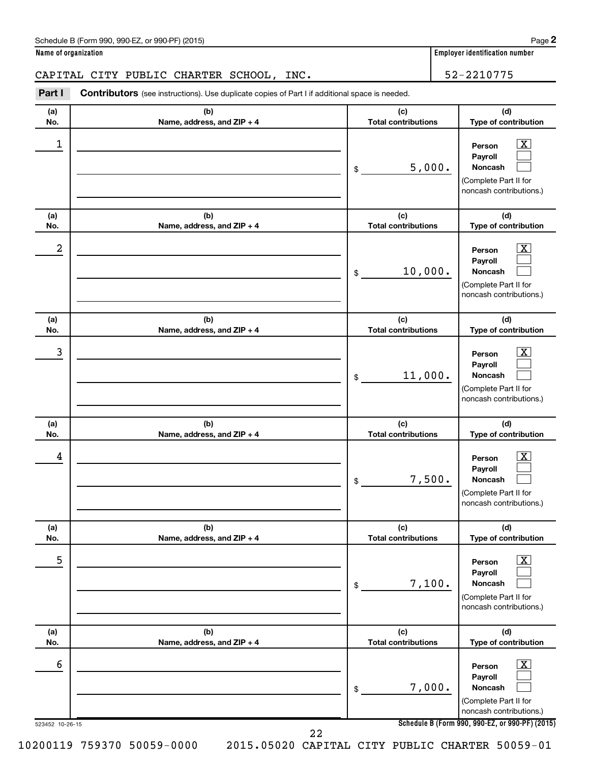Schedule B (Form 990, 990-EZ, or 990-PF) (2015)

**Name of organization**

CAPITAL CITY PUBLIC CHARTER SCHOOL, INC.

**Employer identification number**

52-2210775

**Part I** **Contributors** (see instructions). Use duplicate copies of Part I if additional space is needed.

| (a) No. | (b) Name, address, and ZIP + 4 | (c) Total contributions | (d) Type of contribution |
|---|---|---|---|
| 1 | | $ 5,000. | Person [X] Payroll [ ] Noncash [ ] (Complete Part II for noncash contributions.) |
| 2 | | $ 10,000. | Person [X] Payroll [ ] Noncash [ ] (Complete Part II for noncash contributions.) |
| 3 | | $ 11,000. | Person [X] Payroll [ ] Noncash [ ] (Complete Part II for noncash contributions.) |
| 4 | | $ 7,500. | Person [X] Payroll [ ] Noncash [ ] (Complete Part II for noncash contributions.) |
| 5 | | $ 7,100. | Person [X] Payroll [ ] Noncash [ ] (Complete Part II for noncash contributions.) |
| 6 | | $ 7,000. | Person [X] Payroll [ ] Noncash [ ] (Complete Part II for noncash contributions.) |

523452 10-26-15

10200119 759370 50059-0000 2015.05020 CAPITAL CITY PUBLIC CHARTER 50059-01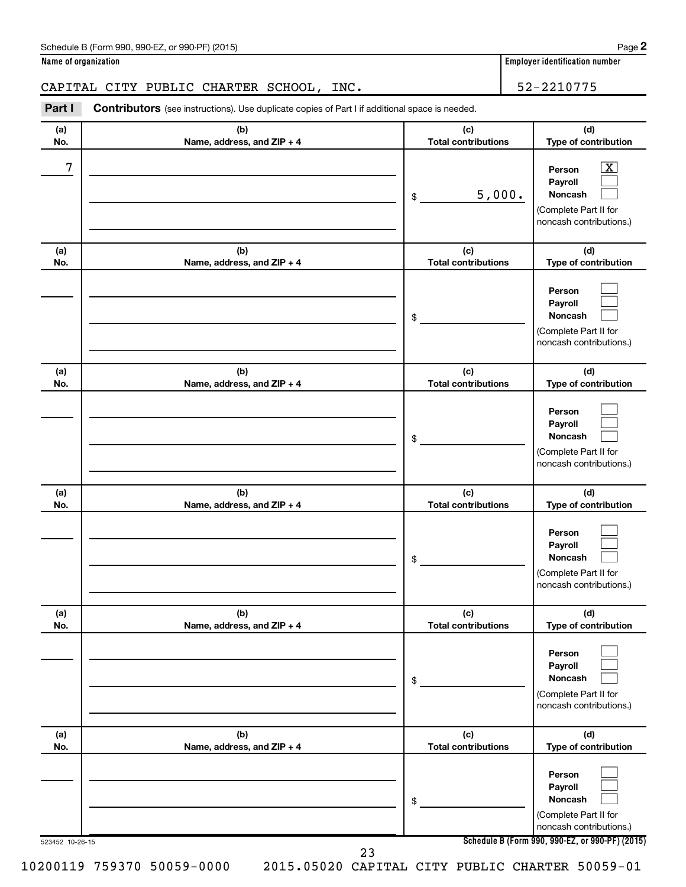Schedule B (Form 990, 990-EZ, or 990-PF) (2015)

**Name of organization**

CAPITAL CITY PUBLIC CHARTER SCHOOL, INC.

**Employer identification number**

52-2210775

**Part I** **Contributors** (see instructions). Use duplicate copies of Part I if additional space is needed.

| (a) No. | (b) Name, address, and ZIP + 4 | (c) Total contributions | (d) Type of contribution |
|---|---|---|---|
| 7 | | $ 5,000. | Person [X] Payroll [ ] Noncash [ ] (Complete Part II for noncash contributions.) |
| | | $ | Person [ ] Payroll [ ] Noncash [ ] (Complete Part II for noncash contributions.) |
| | | $ | Person [ ] Payroll [ ] Noncash [ ] (Complete Part II for noncash contributions.) |
| | | $ | Person [ ] Payroll [ ] Noncash [ ] (Complete Part II for noncash contributions.) |
| | | $ | Person [ ] Payroll [ ] Noncash [ ] (Complete Part II for noncash contributions.) |
| | | $ | Person [ ] Payroll [ ] Noncash [ ] (Complete Part II for noncash contributions.) |

523452 10-26-15

**Schedule B (Form 990, 990-EZ, or 990-PF) (2015)**

10200119 759370 50059-0000 2015.05020 CAPITAL CITY PUBLIC CHARTER 50059-01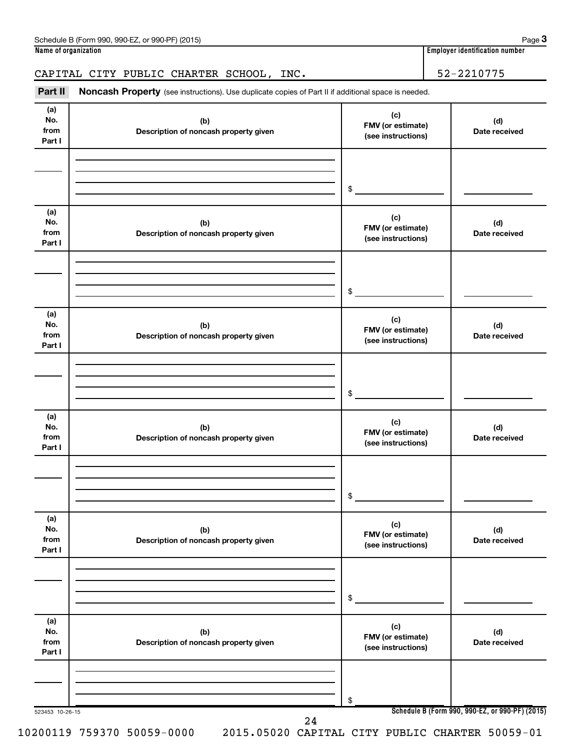Schedule B (Form 990, 990-EZ, or 990-PF) (2015)

**Name of organization**

CAPITAL CITY PUBLIC CHARTER SCHOOL, INC.

**Employer identification number**

52-2210775

**Part II** **Noncash Property** (see instructions). Use duplicate copies of Part II if additional space is needed.

| (a) No. from Part I | (b) Description of noncash property given | (c) FMV (or estimate) (see instructions) | (d) Date received |
|---|---|---|---|
| | | $ | |

| (a) No. from Part I | (b) Description of noncash property given | (c) FMV (or estimate) (see instructions) | (d) Date received |
|---|---|---|---|
| | | $ | |

| (a) No. from Part I | (b) Description of noncash property given | (c) FMV (or estimate) (see instructions) | (d) Date received |
|---|---|---|---|
| | | $ | |

| (a) No. from Part I | (b) Description of noncash property given | (c) FMV (or estimate) (see instructions) | (d) Date received |
|---|---|---|---|
| | | $ | |

| (a) No. from Part I | (b) Description of noncash property given | (c) FMV (or estimate) (see instructions) | (d) Date received |
|---|---|---|---|
| | | $ | |

| (a) No. from Part I | (b) Description of noncash property given | (c) FMV (or estimate) (see instructions) | (d) Date received |
|---|---|---|---|
| | | $ | |

523453 10-26-15

**Schedule B (Form 990, 990-EZ, or 990-PF) (2015)**

10200119 759370 50059-0000 2015.05020 CAPITAL CITY PUBLIC CHARTER 50059-01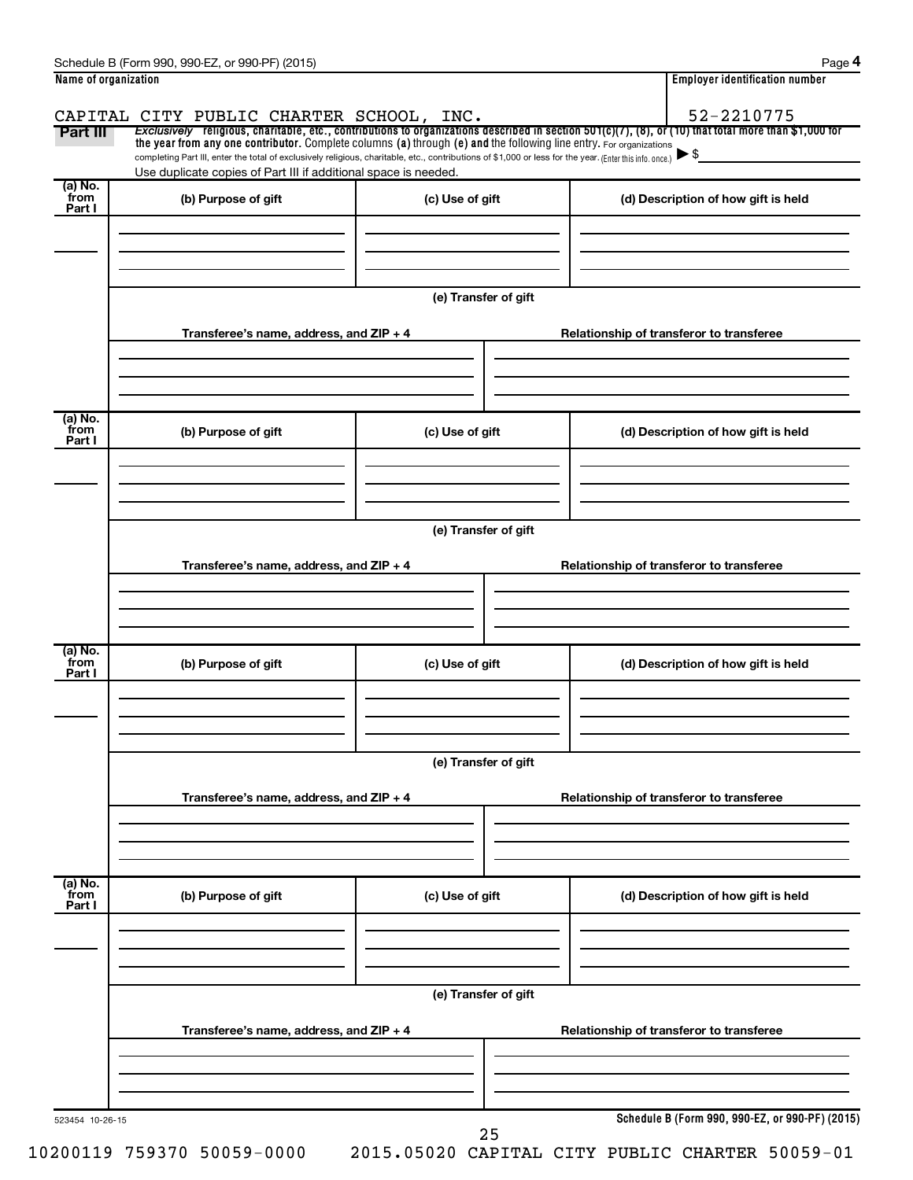Schedule B (Form 990, 990-EZ, or 990-PF) (2015)

| Name of organization | Employer identification number |
| --- | --- |
| CAPITAL CITY PUBLIC CHARTER SCHOOL, INC. | 52-2210775 |

**Part III** *Exclusively* religious, charitable, etc., contributions to organizations described in section 501(c)(7), (8), or (10) that total more than $1,000 for the year from any one contributor. Complete columns (a) through (e) and the following line entry. For organizations completing Part III, enter the total of exclusively religious, charitable, etc., contributions of $1,000 or less for the year. (Enter this info. once.) ▶ $

Use duplicate copies of Part III if additional space is needed.

| (a) No. from Part I | (b) Purpose of gift | (c) Use of gift | (d) Description of how gift is held |
| --- | --- | --- | --- |
| | | | |

(e) Transfer of gift

| Transferee's name, address, and ZIP + 4 | Relationship of transferor to transferee |
| --- | --- |
| | |

| (a) No. from Part I | (b) Purpose of gift | (c) Use of gift | (d) Description of how gift is held |
| --- | --- | --- | --- |
| | | | |

(e) Transfer of gift

| Transferee's name, address, and ZIP + 4 | Relationship of transferor to transferee |
| --- | --- |
| | |

| (a) No. from Part I | (b) Purpose of gift | (c) Use of gift | (d) Description of how gift is held |
| --- | --- | --- | --- |
| | | | |

(e) Transfer of gift

| Transferee's name, address, and ZIP + 4 | Relationship of transferor to transferee |
| --- | --- |
| | |

| (a) No. from Part I | (b) Purpose of gift | (c) Use of gift | (d) Description of how gift is held |
| --- | --- | --- | --- |
| | | | |

(e) Transfer of gift

| Transferee's name, address, and ZIP + 4 | Relationship of transferor to transferee |
| --- | --- |
| | |

523454 10-26-15

Schedule B (Form 990, 990-EZ, or 990-PF) (2015)

10200119 759370 50059-0000 2015.05020 CAPITAL CITY PUBLIC CHARTER 50059-01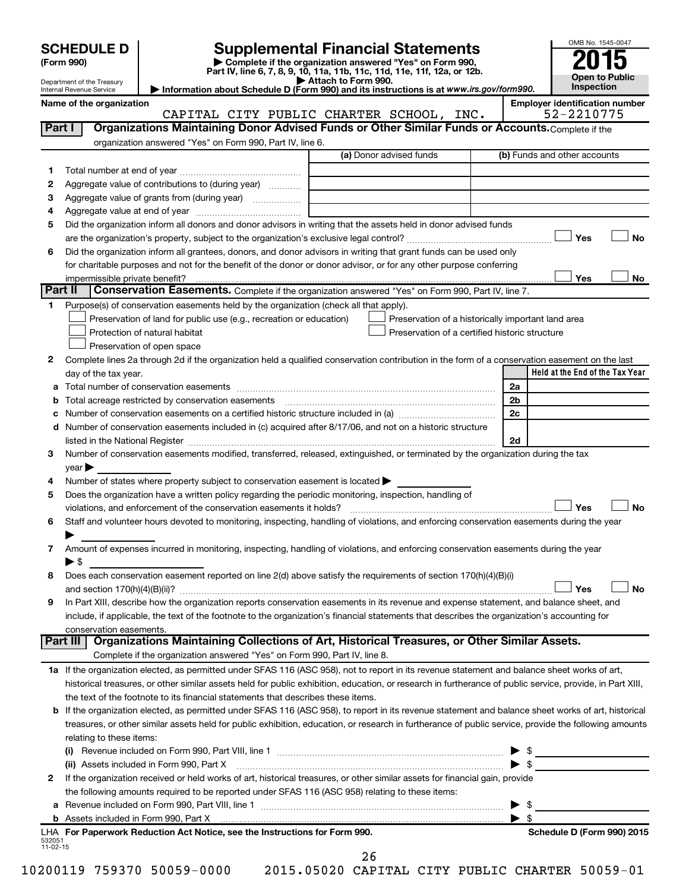# SCHEDULE D (Form 990)

Department of the Treasury
Internal Revenue Service

## Supplemental Financial Statements

▶ Complete if the organization answered "Yes" on Form 990, Part IV, line 6, 7, 8, 9, 10, 11a, 11b, 11c, 11d, 11e, 11f, 12a, or 12b.
▶ Attach to Form 990.
▶ Information about Schedule D (Form 990) and its instructions is at www.irs.gov/form990.

OMB No. 1545-0047
2015
Open to Public Inspection

**Name of the organization:** CAPITAL CITY PUBLIC CHARTER SCHOOL, INC.
**Employer identification number:** 52-2210775

### Part I — Organizations Maintaining Donor Advised Funds or Other Similar Funds or Accounts. Complete if the organization answered "Yes" on Form 990, Part IV, line 6.

| | | (a) Donor advised funds | (b) Funds and other accounts |
|---|---|---|---|
| 1 | Total number at end of year | | |
| 2 | Aggregate value of contributions to (during year) | | |
| 3 | Aggregate value of grants from (during year) | | |
| 4 | Aggregate value at end of year | | |

5 Did the organization inform all donors and donor advisors in writing that the assets held in donor advised funds are the organization's property, subject to the organization's exclusive legal control? ☐ Yes ☐ No

6 Did the organization inform all grantees, donors, and donor advisors in writing that grant funds can be used only for charitable purposes and not for the benefit of the donor or donor advisor, or for any other purpose conferring impermissible private benefit? ☐ Yes ☐ No

### Part II — Conservation Easements. Complete if the organization answered "Yes" on Form 990, Part IV, line 7.

1 Purpose(s) of conservation easements held by the organization (check all that apply).

☐ Preservation of land for public use (e.g., recreation or education)
☐ Preservation of a historically important land area
☐ Protection of natural habitat
☐ Preservation of a certified historic structure
☐ Preservation of open space

2 Complete lines 2a through 2d if the organization held a qualified conservation contribution in the form of a conservation easement on the last day of the tax year.

| | | | Held at the End of the Tax Year |
|---|---|---|---|
| a | Total number of conservation easements | 2a | |
| b | Total acreage restricted by conservation easements | 2b | |
| c | Number of conservation easements on a certified historic structure included in (a) | 2c | |
| d | Number of conservation easements included in (c) acquired after 8/17/06, and not on a historic structure listed in the National Register | 2d | |

3 Number of conservation easements modified, transferred, released, extinguished, or terminated by the organization during the tax year ▶

4 Number of states where property subject to conservation easement is located ▶

5 Does the organization have a written policy regarding the periodic monitoring, inspection, handling of violations, and enforcement of the conservation easements it holds? ☐ Yes ☐ No

6 Staff and volunteer hours devoted to monitoring, inspecting, handling of violations, and enforcing conservation easements during the year ▶

7 Amount of expenses incurred in monitoring, inspecting, handling of violations, and enforcing conservation easements during the year ▶ $

8 Does each conservation easement reported on line 2(d) above satisfy the requirements of section 170(h)(4)(B)(i) and section 170(h)(4)(B)(ii)? ☐ Yes ☐ No

9 In Part XIII, describe how the organization reports conservation easements in its revenue and expense statement, and balance sheet, and include, if applicable, the text of the footnote to the organization's financial statements that describes the organization's accounting for conservation easements.

### Part III — Organizations Maintaining Collections of Art, Historical Treasures, or Other Similar Assets. Complete if the organization answered "Yes" on Form 990, Part IV, line 8.

1a If the organization elected, as permitted under SFAS 116 (ASC 958), not to report in its revenue statement and balance sheet works of art, historical treasures, or other similar assets held for public exhibition, education, or research in furtherance of public service, provide, in Part XIII, the text of the footnote to its financial statements that describes these items.

b If the organization elected, as permitted under SFAS 116 (ASC 958), to report in its revenue statement and balance sheet works of art, historical treasures, or other similar assets held for public exhibition, education, or research in furtherance of public service, provide the following amounts relating to these items:

(i) Revenue included on Form 990, Part VIII, line 1 ▶ $

(ii) Assets included in Form 990, Part X ▶ $

2 If the organization received or held works of art, historical treasures, or other similar assets for financial gain, provide the following amounts required to be reported under SFAS 116 (ASC 958) relating to these items:

a Revenue included on Form 990, Part VIII, line 1 ▶ $

b Assets included in Form 990, Part X ▶ $

LHA For Paperwork Reduction Act Notice, see the Instructions for Form 990. Schedule D (Form 990) 2015

532051 11-02-15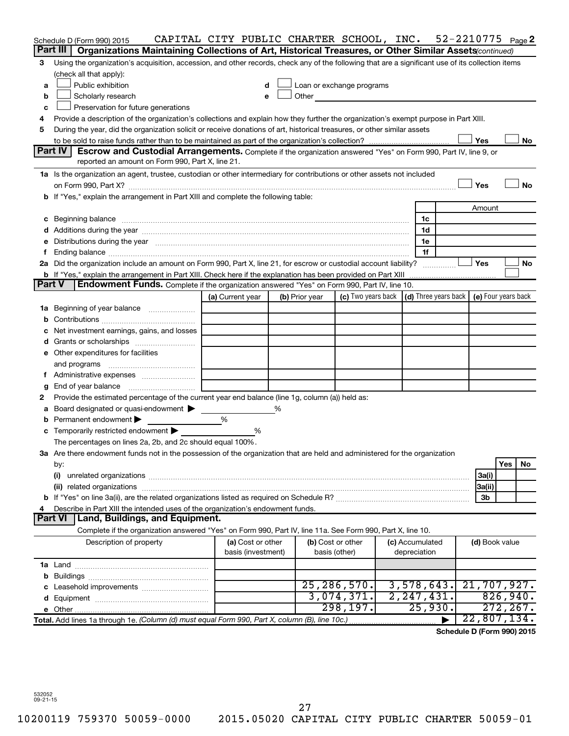Schedule D (Form 990) 2015 CAPITAL CITY PUBLIC CHARTER SCHOOL, INC. 52-2210775 Page 2

**Part III | Organizations Maintaining Collections of Art, Historical Treasures, or Other Similar Assets** *(continued)*

3 Using the organization's acquisition, accession, and other records, check any of the following that are a significant use of its collection items (check all that apply):

a ☐ Public exhibition
b ☐ Scholarly research
c ☐ Preservation for future generations
d ☐ Loan or exchange programs
e ☐ Other

4 Provide a description of the organization's collections and explain how they further the organization's exempt purpose in Part XIII.

5 During the year, did the organization solicit or receive donations of art, historical treasures, or other similar assets to be sold to raise funds rather than to be maintained as part of the organization's collection? ☐ Yes ☐ No

**Part IV | Escrow and Custodial Arrangements.** Complete if the organization answered "Yes" on Form 990, Part IV, line 9, or reported an amount on Form 990, Part X, line 21.

1a Is the organization an agent, trustee, custodian or other intermediary for contributions or other assets not included on Form 990, Part X? ☐ Yes ☐ No

b If "Yes," explain the arrangement in Part XIII and complete the following table:

| | | Amount |
|---|---|---|
| c Beginning balance | 1c | |
| d Additions during the year | 1d | |
| e Distributions during the year | 1e | |
| f Ending balance | 1f | |

2a Did the organization include an amount on Form 990, Part X, line 21, for escrow or custodial account liability? ☐ Yes ☐ No

b If "Yes," explain the arrangement in Part XIII. Check here if the explanation has been provided on Part XIII ☐

**Part V | Endowment Funds.** Complete if the organization answered "Yes" on Form 990, Part IV, line 10.

| | (a) Current year | (b) Prior year | (c) Two years back | (d) Three years back | (e) Four years back |
|---|---|---|---|---|---|
| 1a Beginning of year balance | | | | | |
| b Contributions | | | | | |
| c Net investment earnings, gains, and losses | | | | | |
| d Grants or scholarships | | | | | |
| e Other expenditures for facilities and programs | | | | | |
| f Administrative expenses | | | | | |
| g End of year balance | | | | | |

2 Provide the estimated percentage of the current year end balance (line 1g, column (a)) held as:

a Board designated or quasi-endowment ▶ %
b Permanent endowment ▶ %
c Temporarily restricted endowment ▶ %

The percentages on lines 2a, 2b, and 2c should equal 100%.

3a Are there endowment funds not in the possession of the organization that are held and administered for the organization by:

| | | Yes | No |
|---|---|---|---|
| (i) unrelated organizations | 3a(i) | | |
| (ii) related organizations | 3a(ii) | | |
| b If "Yes" on line 3a(ii), are the related organizations listed as required on Schedule R? | 3b | | |

4 Describe in Part XIII the intended uses of the organization's endowment funds.

**Part VI | Land, Buildings, and Equipment.**

Complete if the organization answered "Yes" on Form 990, Part IV, line 11a. See Form 990, Part X, line 10.

| Description of property | (a) Cost or other basis (investment) | (b) Cost or other basis (other) | (c) Accumulated depreciation | (d) Book value |
|---|---|---|---|---|
| 1a Land | | | | |
| b Buildings | | | | |
| c Leasehold improvements | | 25,286,570. | 3,578,643. | 21,707,927. |
| d Equipment | | 3,074,371. | 2,247,431. | 826,940. |
| e Other | | 298,197. | 25,930. | 272,267. |
| Total. Add lines 1a through 1e. *(Column (d) must equal Form 990, Part X, column (B), line 10c.)* | | | ▶ | 22,807,134. |

**Schedule D (Form 990) 2015**

532052 09-21-15

10200119 759370 50059-0000 2015.05020 CAPITAL CITY PUBLIC CHARTER 50059-01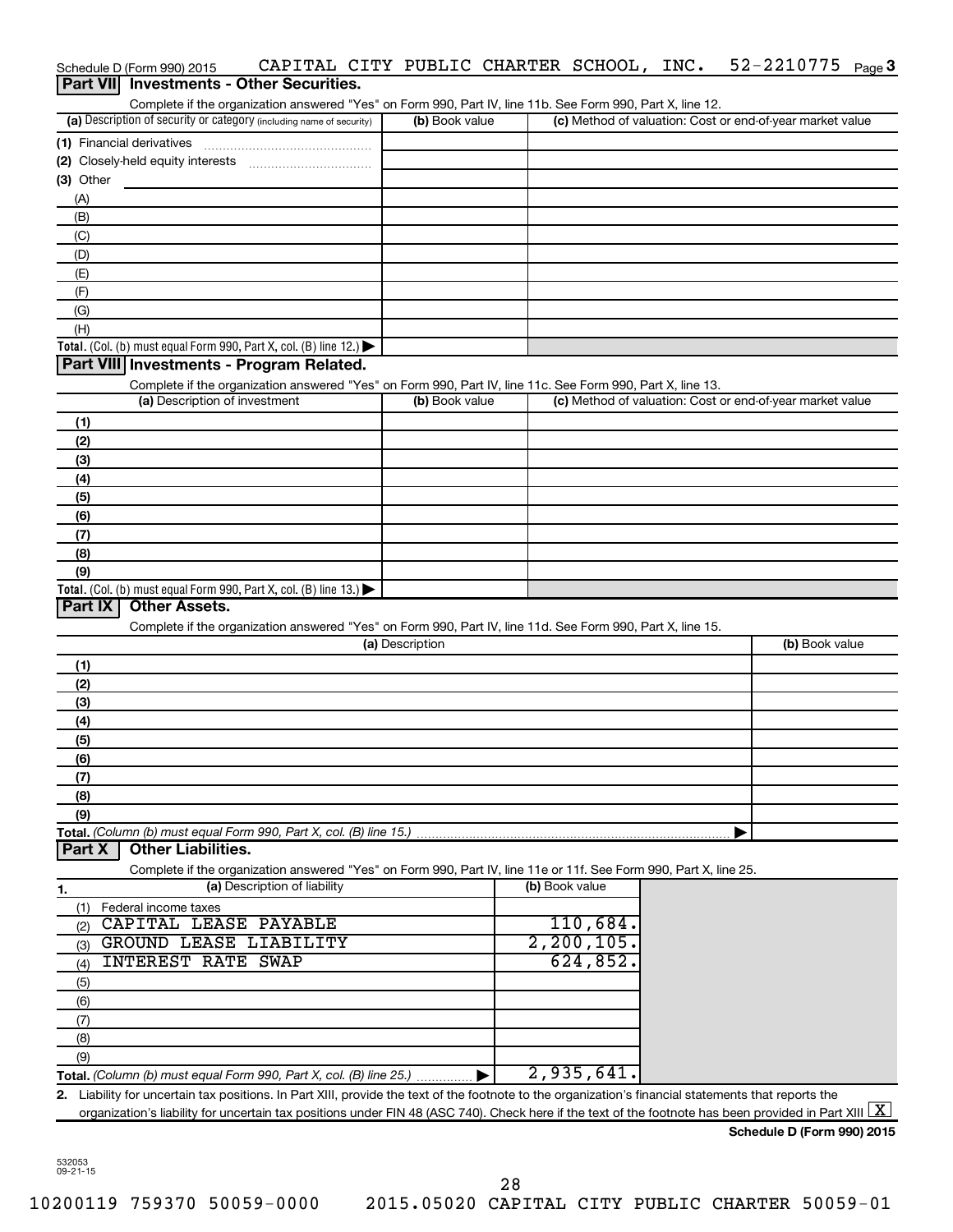Schedule D (Form 990) 2015 CAPITAL CITY PUBLIC CHARTER SCHOOL, INC. 52-2210775 Page 3

## Part VII Investments - Other Securities.

Complete if the organization answered "Yes" on Form 990, Part IV, line 11b. See Form 990, Part X, line 12.

| (a) Description of security or category (including name of security) | (b) Book value | (c) Method of valuation: Cost or end-of-year market value |
|---|---|---|
| (1) Financial derivatives | | |
| (2) Closely-held equity interests | | |
| (3) Other | | |
| (A) | | |
| (B) | | |
| (C) | | |
| (D) | | |
| (E) | | |
| (F) | | |
| (G) | | |
| (H) | | |
| **Total.** (Col. (b) must equal Form 990, Part X, col. (B) line 12.) | | |

## Part VIII Investments - Program Related.

Complete if the organization answered "Yes" on Form 990, Part IV, line 11c. See Form 990, Part X, line 13.

| (a) Description of investment | (b) Book value | (c) Method of valuation: Cost or end-of-year market value |
|---|---|---|
| (1) | | |
| (2) | | |
| (3) | | |
| (4) | | |
| (5) | | |
| (6) | | |
| (7) | | |
| (8) | | |
| (9) | | |
| **Total.** (Col. (b) must equal Form 990, Part X, col. (B) line 13.) | | |

## Part IX Other Assets.

Complete if the organization answered "Yes" on Form 990, Part IV, line 11d. See Form 990, Part X, line 15.

| (a) Description | (b) Book value |
|---|---|
| (1) | |
| (2) | |
| (3) | |
| (4) | |
| (5) | |
| (6) | |
| (7) | |
| (8) | |
| (9) | |
| **Total.** *(Column (b) must equal Form 990, Part X, col. (B) line 15.)* | |

## Part X Other Liabilities.

Complete if the organization answered "Yes" on Form 990, Part IV, line 11e or 11f. See Form 990, Part X, line 25.

| 1. (a) Description of liability | (b) Book value |
|---|---|
| (1) Federal income taxes | |
| (2) CAPITAL LEASE PAYABLE | 110,684. |
| (3) GROUND LEASE LIABILITY | 2,200,105. |
| (4) INTEREST RATE SWAP | 624,852. |
| (5) | |
| (6) | |
| (7) | |
| (8) | |
| (9) | |
| **Total.** *(Column (b) must equal Form 990, Part X, col. (B) line 25.)* | 2,935,641. |

2. Liability for uncertain tax positions. In Part XIII, provide the text of the footnote to the organization's financial statements that reports the organization's liability for uncertain tax positions under FIN 48 (ASC 740). Check here if the text of the footnote has been provided in Part XIII [X]

**Schedule D (Form 990) 2015**

532053 09-21-15

10200119 759370 50059-0000 2015.05020 CAPITAL CITY PUBLIC CHARTER 50059-01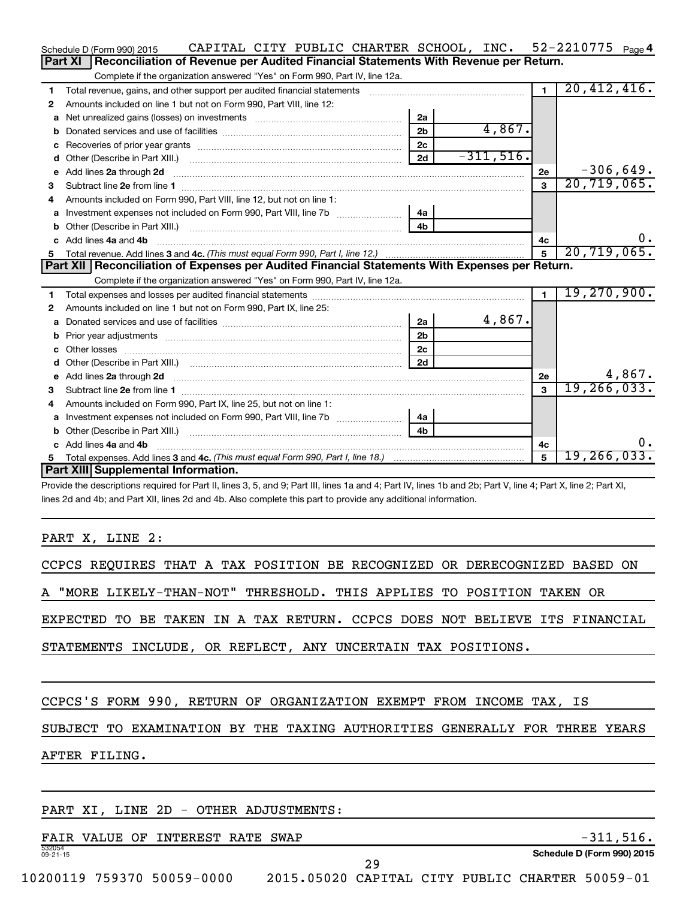Schedule D (Form 990) 2015 CAPITAL CITY PUBLIC CHARTER SCHOOL, INC. 52-2210775 Page 4

## Part XI Reconciliation of Revenue per Audited Financial Statements With Revenue per Return.

Complete if the organization answered "Yes" on Form 990, Part IV, line 12a.

| | | | | | |
|---|---|---|---|---|---|
| 1 | Total revenue, gains, and other support per audited financial statements | | | 1 | 20,412,416. |
| 2 | Amounts included on line 1 but not on Form 990, Part VIII, line 12: | | | | |
| a | Net unrealized gains (losses) on investments | 2a | | | |
| b | Donated services and use of facilities | 2b | 4,867. | | |
| c | Recoveries of prior year grants | 2c | | | |
| d | Other (Describe in Part XIII.) | 2d | -311,516. | | |
| e | Add lines 2a through 2d | | | 2e | -306,649. |
| 3 | Subtract line 2e from line 1 | | | 3 | 20,719,065. |
| 4 | Amounts included on Form 990, Part VIII, line 12, but not on line 1: | | | | |
| a | Investment expenses not included on Form 990, Part VIII, line 7b | 4a | | | |
| b | Other (Describe in Part XIII.) | 4b | | | |
| c | Add lines 4a and 4b | | | 4c | 0. |
| 5 | Total revenue. Add lines 3 and 4c. *(This must equal Form 990, Part I, line 12.)* | | | 5 | 20,719,065. |

## Part XII Reconciliation of Expenses per Audited Financial Statements With Expenses per Return.

Complete if the organization answered "Yes" on Form 990, Part IV, line 12a.

| | | | | | |
|---|---|---|---|---|---|
| 1 | Total expenses and losses per audited financial statements | | | 1 | 19,270,900. |
| 2 | Amounts included on line 1 but not on Form 990, Part IX, line 25: | | | | |
| a | Donated services and use of facilities | 2a | 4,867. | | |
| b | Prior year adjustments | 2b | | | |
| c | Other losses | 2c | | | |
| d | Other (Describe in Part XIII.) | 2d | | | |
| e | Add lines 2a through 2d | | | 2e | 4,867. |
| 3 | Subtract line 2e from line 1 | | | 3 | 19,266,033. |
| 4 | Amounts included on Form 990, Part IX, line 25, but not on line 1: | | | | |
| a | Investment expenses not included on Form 990, Part VIII, line 7b | 4a | | | |
| b | Other (Describe in Part XIII.) | 4b | | | |
| c | Add lines 4a and 4b | | | 4c | 0. |
| 5 | Total expenses. Add lines 3 and 4c. *(This must equal Form 990, Part I, line 18.)* | | | 5 | 19,266,033. |

## Part XIII Supplemental Information.

Provide the descriptions required for Part II, lines 3, 5, and 9; Part III, lines 1a and 4; Part IV, lines 1b and 2b; Part V, line 4; Part X, line 2; Part XI, lines 2d and 4b; and Part XII, lines 2d and 4b. Also complete this part to provide any additional information.

PART X, LINE 2:

CCPCS REQUIRES THAT A TAX POSITION BE RECOGNIZED OR DERECOGNIZED BASED ON A "MORE LIKELY-THAN-NOT" THRESHOLD. THIS APPLIES TO POSITION TAKEN OR EXPECTED TO BE TAKEN IN A TAX RETURN. CCPCS DOES NOT BELIEVE ITS FINANCIAL STATEMENTS INCLUDE, OR REFLECT, ANY UNCERTAIN TAX POSITIONS.

CCPCS'S FORM 990, RETURN OF ORGANIZATION EXEMPT FROM INCOME TAX, IS SUBJECT TO EXAMINATION BY THE TAXING AUTHORITIES GENERALLY FOR THREE YEARS AFTER FILING.

PART XI, LINE 2D - OTHER ADJUSTMENTS:

FAIR VALUE OF INTEREST RATE SWAP -311,516.

532054 09-21-15 Schedule D (Form 990) 2015

10200119 759370 50059-0000 2015.05020 CAPITAL CITY PUBLIC CHARTER 50059-01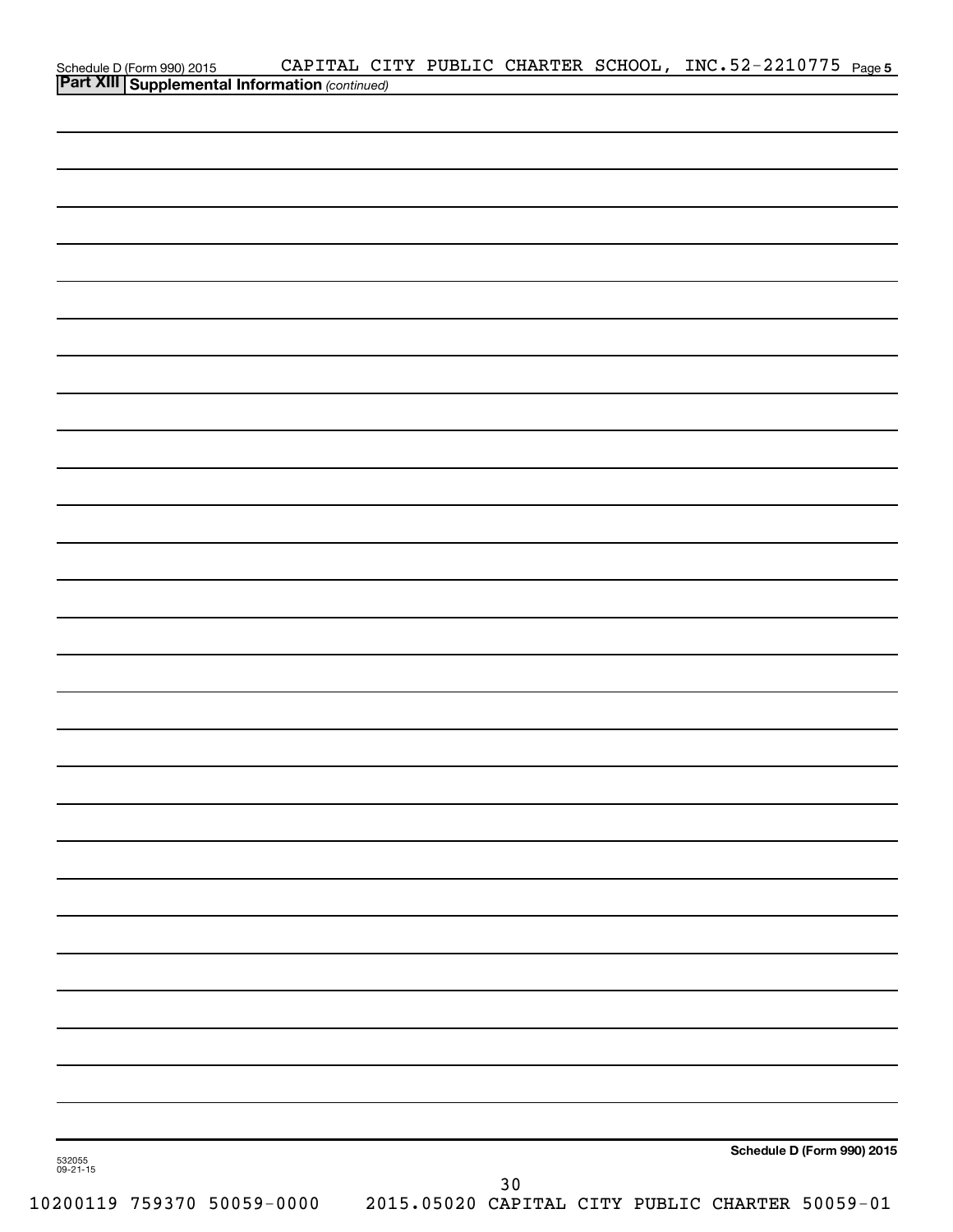**Part XIII | Supplemental Information** *(continued)*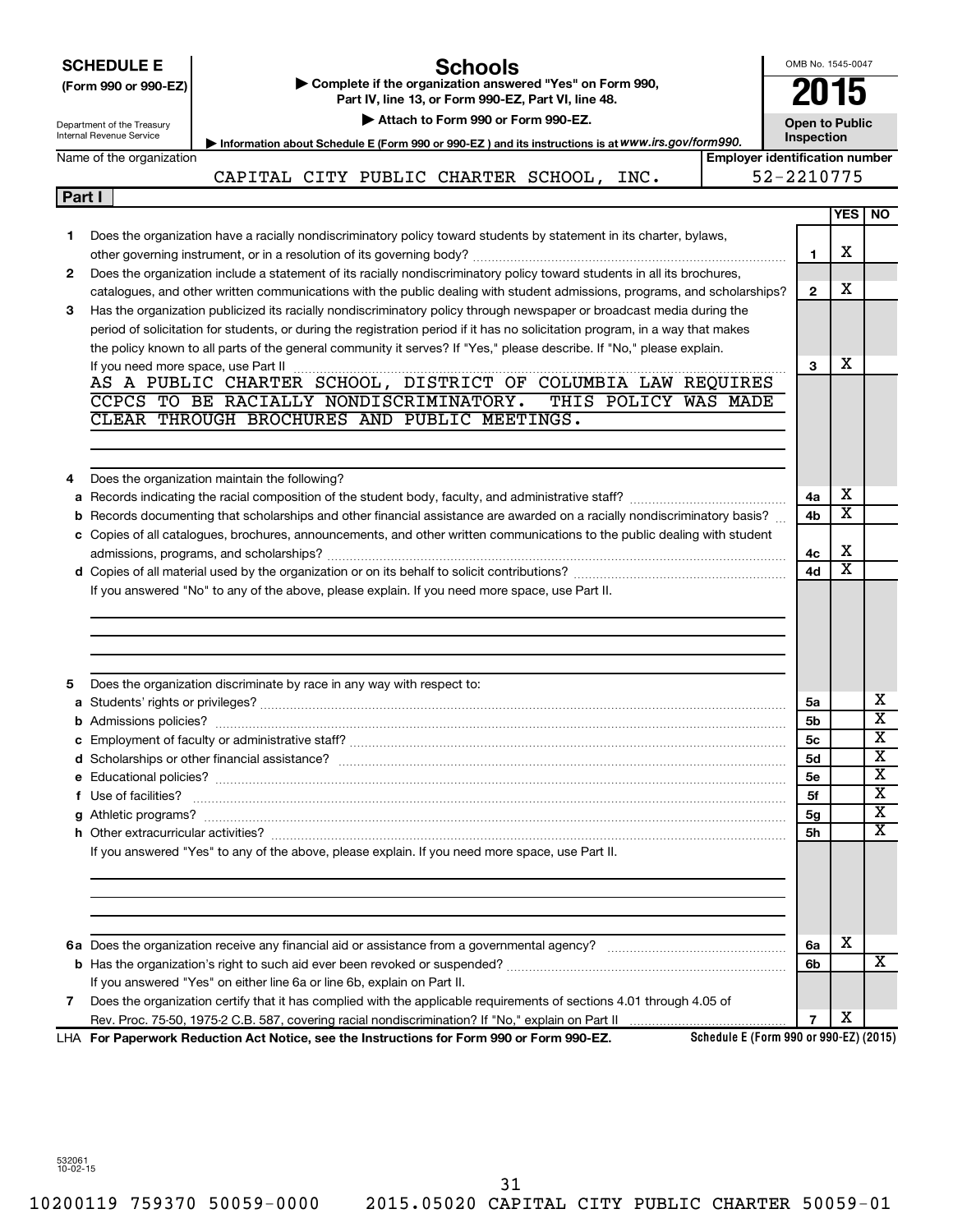**SCHEDULE E**
**(Form 990 or 990-EZ)**

Department of the Treasury
Internal Revenue Service

# Schools

▶ Complete if the organization answered "Yes" on Form 990, Part IV, line 13, or Form 990-EZ, Part VI, line 48.
▶ Attach to Form 990 or Form 990-EZ.
▶ Information about Schedule E (Form 990 or 990-EZ) and its instructions is at www.irs.gov/form990.

OMB No. 1545-0047
**2015**
**Open to Public Inspection**

Name of the organization: CAPITAL CITY PUBLIC CHARTER SCHOOL, INC.
Employer identification number: 52-2210775

**Part I**

| | | | YES | NO |
|---|---|---|---|---|
| 1 | Does the organization have a racially nondiscriminatory policy toward students by statement in its charter, bylaws, other governing instrument, or in a resolution of its governing body? | 1 | X | |
| 2 | Does the organization include a statement of its racially nondiscriminatory policy toward students in all its brochures, catalogues, and other written communications with the public dealing with student admissions, programs, and scholarships? | 2 | X | |
| 3 | Has the organization publicized its racially nondiscriminatory policy through newspaper or broadcast media during the period of solicitation for students, or during the registration period if it has no solicitation program, in a way that makes the policy known to all parts of the general community it serves? If "Yes," please describe. If "No," please explain. If you need more space, use Part II | 3 | X | |

AS A PUBLIC CHARTER SCHOOL, DISTRICT OF COLUMBIA LAW REQUIRES CCPCS TO BE RACIALLY NONDISCRIMINATORY. THIS POLICY WAS MADE CLEAR THROUGH BROCHURES AND PUBLIC MEETINGS.

| | | | YES | NO |
|---|---|---|---|---|
| 4 | Does the organization maintain the following? | | | |
| a | Records indicating the racial composition of the student body, faculty, and administrative staff? | 4a | X | |
| b | Records documenting that scholarships and other financial assistance are awarded on a racially nondiscriminatory basis? | 4b | X | |
| c | Copies of all catalogues, brochures, announcements, and other written communications to the public dealing with student admissions, programs, and scholarships? | 4c | X | |
| d | Copies of all material used by the organization or on its behalf to solicit contributions? | 4d | X | |
| | If you answered "No" to any of the above, please explain. If you need more space, use Part II. | | | |
| 5 | Does the organization discriminate by race in any way with respect to: | | | |
| a | Students' rights or privileges? | 5a | | X |
| b | Admissions policies? | 5b | | X |
| c | Employment of faculty or administrative staff? | 5c | | X |
| d | Scholarships or other financial assistance? | 5d | | X |
| e | Educational policies? | 5e | | X |
| f | Use of facilities? | 5f | | X |
| g | Athletic programs? | 5g | | X |
| h | Other extracurricular activities? | 5h | | X |
| | If you answered "Yes" to any of the above, please explain. If you need more space, use Part II. | | | |
| 6a | Does the organization receive any financial aid or assistance from a governmental agency? | 6a | X | |
| b | Has the organization's right to such aid ever been revoked or suspended? | 6b | | X |
| | If you answered "Yes" on either line 6a or line 6b, explain on Part II. | | | |
| 7 | Does the organization certify that it has complied with the applicable requirements of sections 4.01 through 4.05 of Rev. Proc. 75-50, 1975-2 C.B. 587, covering racial nondiscrimination? If "No," explain on Part II | 7 | X | |

LHA **For Paperwork Reduction Act Notice, see the Instructions for Form 990 or Form 990-EZ.** Schedule E (Form 990 or 990-EZ) (2015)

532061 10-02-15

10200119 759370 50059-0000 2015.05020 CAPITAL CITY PUBLIC CHARTER 50059-01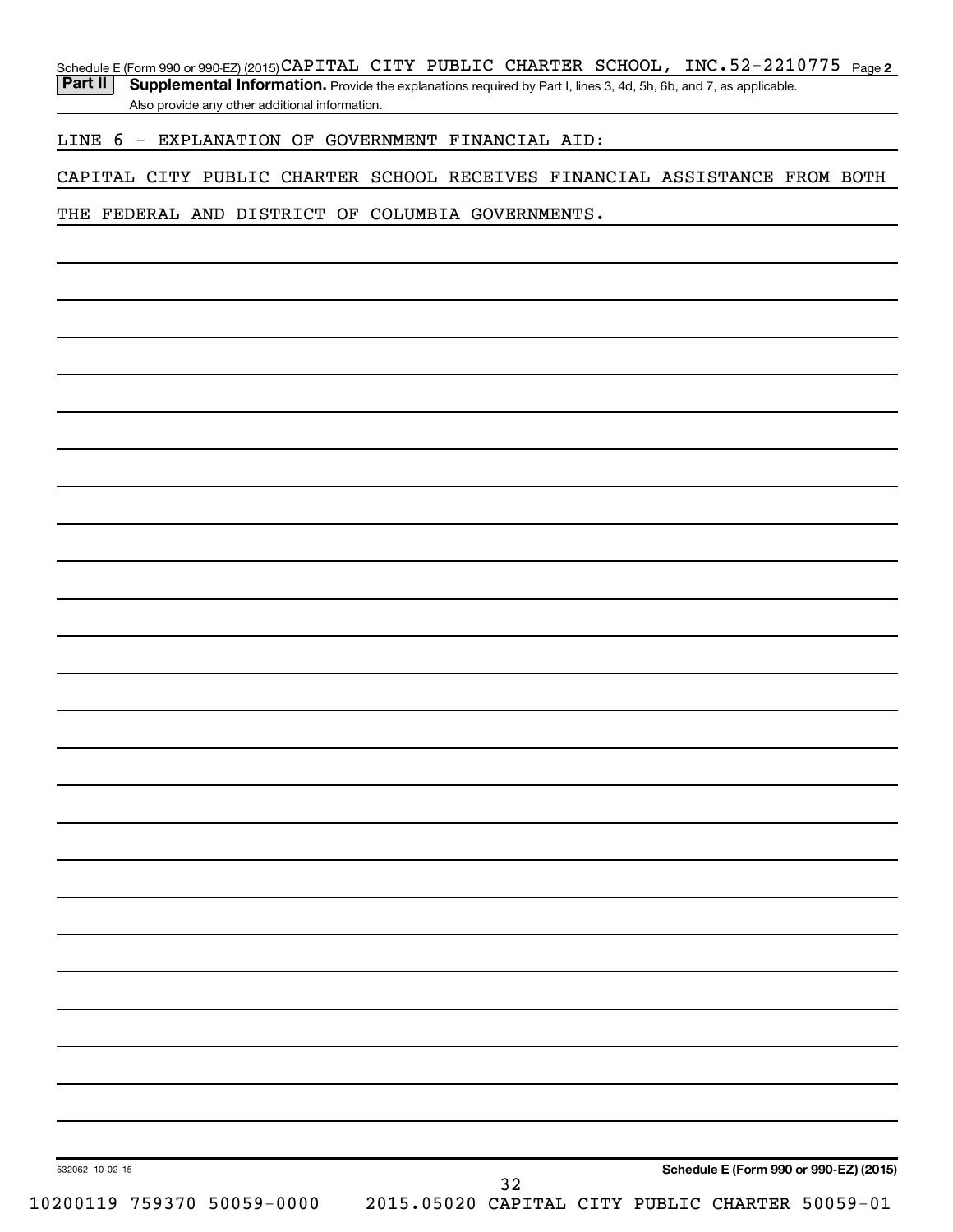Schedule E (Form 990 or 990-EZ) (2015) CAPITAL CITY PUBLIC CHARTER SCHOOL, INC. 52-2210775 Page 2

**Part II** **Supplemental Information.** Provide the explanations required by Part I, lines 3, 4d, 5h, 6b, and 7, as applicable. Also provide any other additional information.

LINE 6 - EXPLANATION OF GOVERNMENT FINANCIAL AID:

CAPITAL CITY PUBLIC CHARTER SCHOOL RECEIVES FINANCIAL ASSISTANCE FROM BOTH THE FEDERAL AND DISTRICT OF COLUMBIA GOVERNMENTS.

532062 10-02-15

**Schedule E (Form 990 or 990-EZ) (2015)**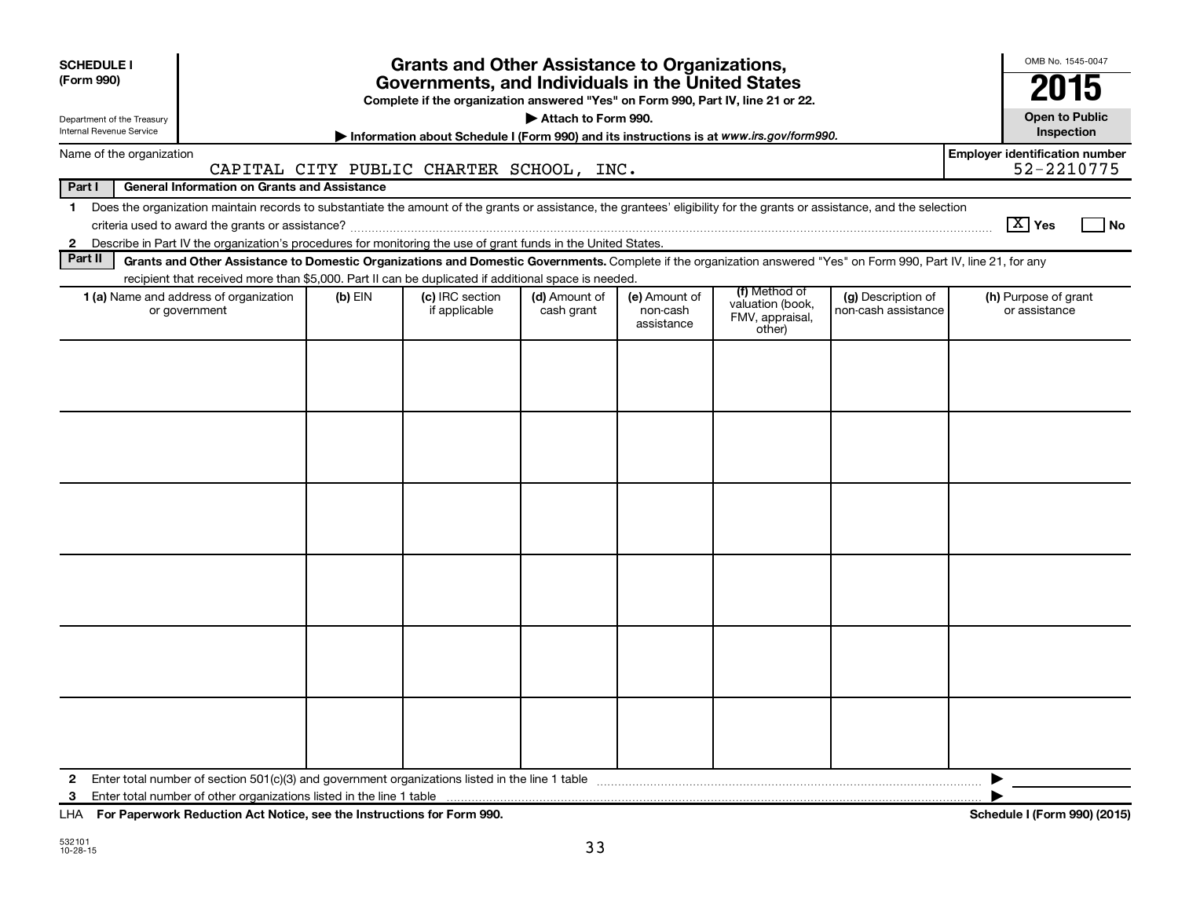**SCHEDULE I (Form 990)**

Department of the Treasury
Internal Revenue Service

# Grants and Other Assistance to Organizations, Governments, and Individuals in the United States

**Complete if the organization answered "Yes" on Form 990, Part IV, line 21 or 22.**

**▶ Attach to Form 990.**

**▶ Information about Schedule I (Form 990) and its instructions is at *www.irs.gov/form990*.**

OMB No. 1545-0047

**2015**

**Open to Public Inspection**

Name of the organization: CAPITAL CITY PUBLIC CHARTER SCHOOL, INC.

Employer identification number: 52-2210775

**Part I — General Information on Grants and Assistance**

1 Does the organization maintain records to substantiate the amount of the grants or assistance, the grantees' eligibility for the grants or assistance, and the selection criteria used to award the grants or assistance? [X] Yes [ ] No

2 Describe in Part IV the organization's procedures for monitoring the use of grant funds in the United States.

**Part II — Grants and Other Assistance to Domestic Organizations and Domestic Governments.** Complete if the organization answered "Yes" on Form 990, Part IV, line 21, for any recipient that received more than $5,000. Part II can be duplicated if additional space is needed.

| 1 (a) Name and address of organization or government | (b) EIN | (c) IRC section if applicable | (d) Amount of cash grant | (e) Amount of non-cash assistance | (f) Method of valuation (book, FMV, appraisal, other) | (g) Description of non-cash assistance | (h) Purpose of grant or assistance |
|---|---|---|---|---|---|---|---|
| | | | | | | | |
| | | | | | | | |
| | | | | | | | |
| | | | | | | | |
| | | | | | | | |
| | | | | | | | |

2 Enter total number of section 501(c)(3) and government organizations listed in the line 1 table ▶

3 Enter total number of other organizations listed in the line 1 table ▶

LHA **For Paperwork Reduction Act Notice, see the Instructions for Form 990.** **Schedule I (Form 990) (2015)**

532101
10-28-15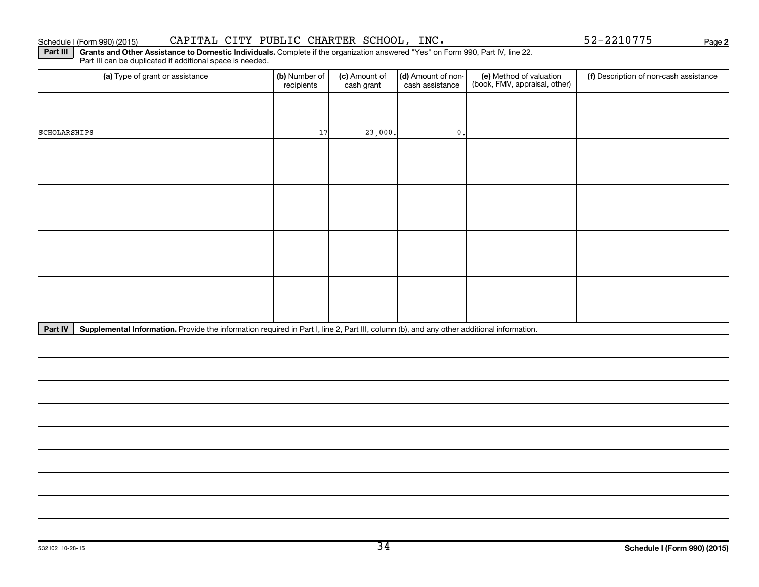Schedule I (Form 990) (2015) CAPITAL CITY PUBLIC CHARTER SCHOOL, INC. 52-2210775

**Part III** **Grants and Other Assistance to Domestic Individuals.** Complete if the organization answered "Yes" on Form 990, Part IV, line 22. Part III can be duplicated if additional space is needed.

| (a) Type of grant or assistance | (b) Number of recipients | (c) Amount of cash grant | (d) Amount of non-cash assistance | (e) Method of valuation (book, FMV, appraisal, other) | (f) Description of non-cash assistance |
|---|---|---|---|---|---|
| SCHOLARSHIPS | 17 | 23,000. | 0. | | |
| | | | | | |
| | | | | | |
| | | | | | |
| | | | | | |

**Part IV** **Supplemental Information.** Provide the information required in Part I, line 2, Part III, column (b), and any other additional information.

532102 10-28-15

**Schedule I (Form 990) (2015)**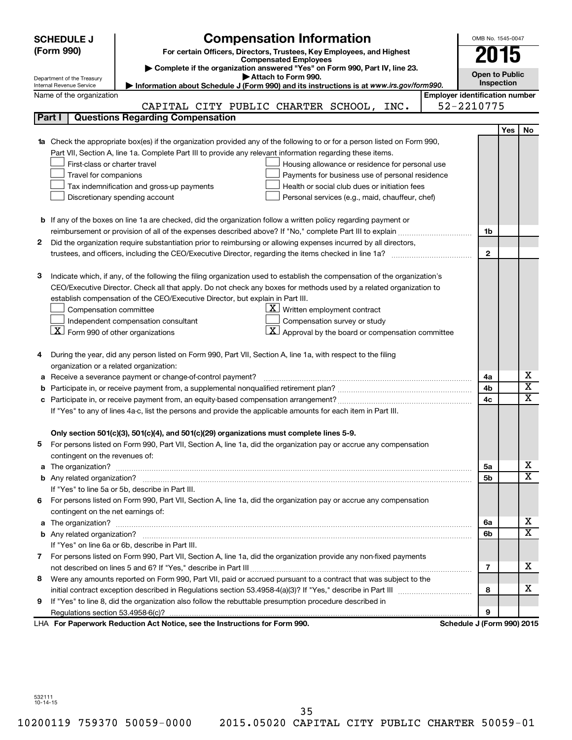**SCHEDULE J (Form 990)**

Department of the Treasury
Internal Revenue Service

# Compensation Information

**For certain Officers, Directors, Trustees, Key Employees, and Highest Compensated Employees**

▶ Complete if the organization answered "Yes" on Form 990, Part IV, line 23.

▶ Attach to Form 990.

▶ Information about Schedule J (Form 990) and its instructions is at *www.irs.gov/form990.*

OMB No. 1545-0047

**2015**

**Open to Public Inspection**

Name of the organization: CAPITAL CITY PUBLIC CHARTER SCHOOL, INC.

Employer identification number: 52-2210775

## Part I | Questions Regarding Compensation

| | | | Yes | No |
|---|---|---|---|---|
| **1a** | Check the appropriate box(es) if the organization provided any of the following to or for a person listed on Form 990, Part VII, Section A, line 1a. Complete Part III to provide any relevant information regarding these items.<br>☐ First-class or charter travel ☐ Housing allowance or residence for personal use<br>☐ Travel for companions ☐ Payments for business use of personal residence<br>☐ Tax indemnification and gross-up payments ☐ Health or social club dues or initiation fees<br>☐ Discretionary spending account ☐ Personal services (e.g., maid, chauffeur, chef) | | | |
| **b** | If any of the boxes on line 1a are checked, did the organization follow a written policy regarding payment or reimbursement or provision of all of the expenses described above? If "No," complete Part III to explain | 1b | | |
| **2** | Did the organization require substantiation prior to reimbursing or allowing expenses incurred by all directors, trustees, and officers, including the CEO/Executive Director, regarding the items checked in line 1a? | 2 | | |
| **3** | Indicate which, if any, of the following the filing organization used to establish the compensation of the organization's CEO/Executive Director. Check all that apply. Do not check any boxes for methods used by a related organization to establish compensation of the CEO/Executive Director, but explain in Part III.<br>☐ Compensation committee ☒ Written employment contract<br>☐ Independent compensation consultant ☐ Compensation survey or study<br>☒ Form 990 of other organizations ☒ Approval by the board or compensation committee | | | |
| **4** | During the year, did any person listed on Form 990, Part VII, Section A, line 1a, with respect to the filing organization or a related organization: | | | |
| **a** | Receive a severance payment or change-of-control payment? | 4a | | X |
| **b** | Participate in, or receive payment from, a supplemental nonqualified retirement plan? | 4b | | X |
| **c** | Participate in, or receive payment from, an equity-based compensation arrangement? | 4c | | X |
| | If "Yes" to any of lines 4a-c, list the persons and provide the applicable amounts for each item in Part III. | | | |
| | **Only section 501(c)(3), 501(c)(4), and 501(c)(29) organizations must complete lines 5-9.** | | | |
| **5** | For persons listed on Form 990, Part VII, Section A, line 1a, did the organization pay or accrue any compensation contingent on the revenues of: | | | |
| **a** | The organization? | 5a | | X |
| **b** | Any related organization? | 5b | | X |
| | If "Yes" to line 5a or 5b, describe in Part III. | | | |
| **6** | For persons listed on Form 990, Part VII, Section A, line 1a, did the organization pay or accrue any compensation contingent on the net earnings of: | | | |
| **a** | The organization? | 6a | | X |
| **b** | Any related organization? | 6b | | X |
| | If "Yes" on line 6a or 6b, describe in Part III. | | | |
| **7** | For persons listed on Form 990, Part VII, Section A, line 1a, did the organization provide any non-fixed payments not described on lines 5 and 6? If "Yes," describe in Part III | 7 | | X |
| **8** | Were any amounts reported on Form 990, Part VII, paid or accrued pursuant to a contract that was subject to the initial contract exception described in Regulations section 53.4958-4(a)(3)? If "Yes," describe in Part III | 8 | | X |
| **9** | If "Yes" to line 8, did the organization also follow the rebuttable presumption procedure described in Regulations section 53.4958-6(c)? | 9 | | |

LHA **For Paperwork Reduction Act Notice, see the Instructions for Form 990.** **Schedule J (Form 990) 2015**

532111 10-14-15

10200119 759370 50059-0000 2015.05020 CAPITAL CITY PUBLIC CHARTER 50059-01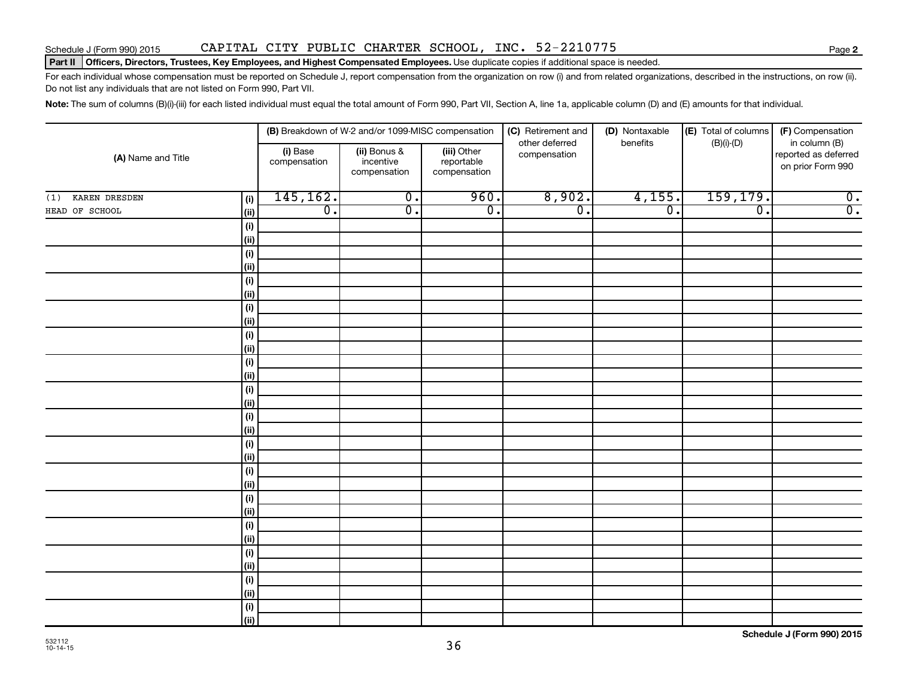Schedule J (Form 990) 2015 CAPITAL CITY PUBLIC CHARTER SCHOOL, INC. 52-2210775 Page **2**

**Part II** **Officers, Directors, Trustees, Key Employees, and Highest Compensated Employees.** Use duplicate copies if additional space is needed.

For each individual whose compensation must be reported on Schedule J, report compensation from the organization on row (i) and from related organizations, described in the instructions, on row (ii). Do not list any individuals that are not listed on Form 990, Part VII.

**Note:** The sum of columns (B)(i)-(iii) for each listed individual must equal the total amount of Form 990, Part VII, Section A, line 1a, applicable column (D) and (E) amounts for that individual.

| (A) Name and Title | | (B) Breakdown of W-2 and/or 1099-MISC compensation | | | (C) Retirement and other deferred compensation | (D) Nontaxable benefits | (E) Total of columns (B)(i)-(D) | (F) Compensation in column (B) reported as deferred on prior Form 990 |
|---|---|---|---|---|---|---|---|---|
| | | (i) Base compensation | (ii) Bonus & incentive compensation | (iii) Other reportable compensation | | | | |
| (1) KAREN DRESDEN | (i) | 145,162. | 0. | 960. | 8,902. | 4,155. | 159,179. | 0. |
| HEAD OF SCHOOL | (ii) | 0. | 0. | 0. | 0. | 0. | 0. | 0. |
| | (i) | | | | | | | |
| | (ii) | | | | | | | |
| | (i) | | | | | | | |
| | (ii) | | | | | | | |
| | (i) | | | | | | | |
| | (ii) | | | | | | | |
| | (i) | | | | | | | |
| | (ii) | | | | | | | |
| | (i) | | | | | | | |
| | (ii) | | | | | | | |
| | (i) | | | | | | | |
| | (ii) | | | | | | | |
| | (i) | | | | | | | |
| | (ii) | | | | | | | |
| | (i) | | | | | | | |
| | (ii) | | | | | | | |
| | (i) | | | | | | | |
| | (ii) | | | | | | | |
| | (i) | | | | | | | |
| | (ii) | | | | | | | |
| | (i) | | | | | | | |
| | (ii) | | | | | | | |
| | (i) | | | | | | | |
| | (ii) | | | | | | | |
| | (i) | | | | | | | |
| | (ii) | | | | | | | |
| | (i) | | | | | | | |
| | (ii) | | | | | | | |
| | (i) | | | | | | | |
| | (ii) | | | | | | | |

**Schedule J (Form 990) 2015**

532112 10-14-15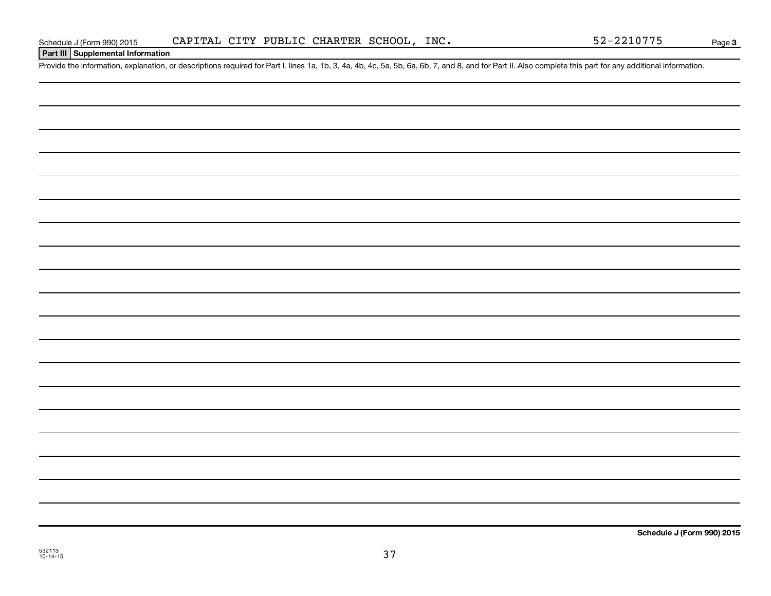Schedule J (Form 990) 2015 CAPITAL CITY PUBLIC CHARTER SCHOOL, INC. 52-2210775

**Part III | Supplemental Information**

Provide the information, explanation, or descriptions required for Part I, lines 1a, 1b, 3, 4a, 4b, 4c, 5a, 5b, 6a, 6b, 7, and 8, and for Part II. Also complete this part for any additional information.

**Schedule J (Form 990) 2015**

532113
10-14-15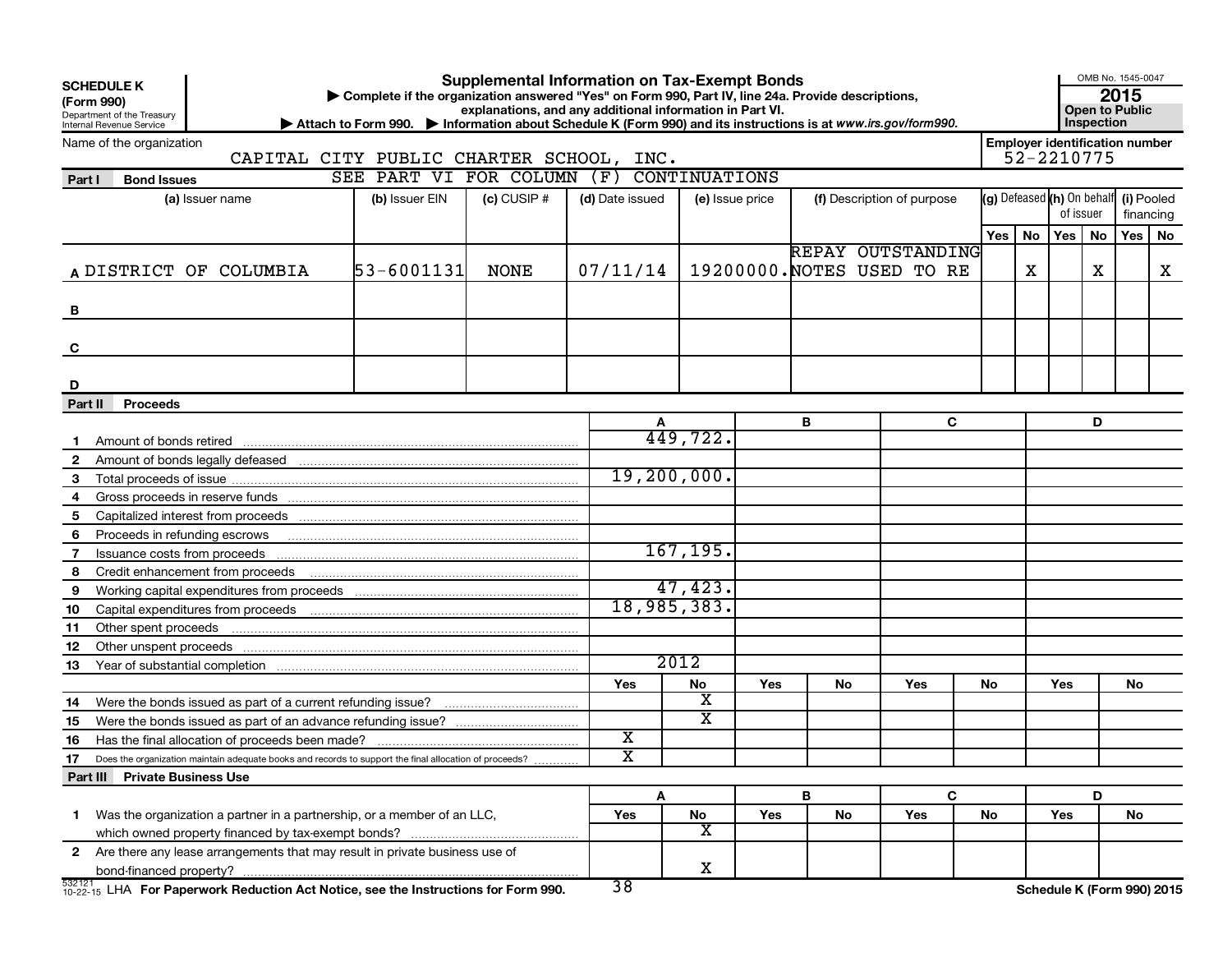**SCHEDULE K**
**(Form 990)**
Department of the Treasury
Internal Revenue Service

# Supplemental Information on Tax-Exempt Bonds

▶ Complete if the organization answered "Yes" on Form 990, Part IV, line 24a. Provide descriptions, explanations, and any additional information in Part VI.
▶ Attach to Form 990. ▶ Information about Schedule K (Form 990) and its instructions is at www.irs.gov/form990.

OMB No. 1545-0047
**2015**
**Open to Public Inspection**

Name of the organization: CAPITAL CITY PUBLIC CHARTER SCHOOL, INC.
Employer identification number: 52-2210775

SEE PART VI FOR COLUMN (F) CONTINUATIONS

## Part I Bond Issues

| | (a) Issuer name | (b) Issuer EIN | (c) CUSIP # | (d) Date issued | (e) Issue price | (f) Description of purpose | (g) Defeased Yes | (g) Defeased No | (h) On behalf of issuer Yes | (h) On behalf of issuer No | (i) Pooled financing Yes | (i) Pooled financing No |
|---|---|---|---|---|---|---|---|---|---|---|---|---|
| A | DISTRICT OF COLUMBIA | 53-6001131 | NONE | 07/11/14 | 19200000. | REPAY OUTSTANDING NOTES USED TO RE | | X | | X | | X |
| B | | | | | | | | | | | | |
| C | | | | | | | | | | | | |
| D | | | | | | | | | | | | |

## Part II Proceeds

| | | A | | B | | C | | D | |
|---|---|---|---|---|---|---|---|---|---|
| 1 | Amount of bonds retired | 449,722. | | | | | | | |
| 2 | Amount of bonds legally defeased | | | | | | | | |
| 3 | Total proceeds of issue | 19,200,000. | | | | | | | |
| 4 | Gross proceeds in reserve funds | | | | | | | | |
| 5 | Capitalized interest from proceeds | | | | | | | | |
| 6 | Proceeds in refunding escrows | | | | | | | | |
| 7 | Issuance costs from proceeds | 167,195. | | | | | | | |
| 8 | Credit enhancement from proceeds | | | | | | | | |
| 9 | Working capital expenditures from proceeds | 47,423. | | | | | | | |
| 10 | Capital expenditures from proceeds | 18,985,383. | | | | | | | |
| 11 | Other spent proceeds | | | | | | | | |
| 12 | Other unspent proceeds | | | | | | | | |
| 13 | Year of substantial completion | 2012 | | | | | | | |
| | | Yes | No | Yes | No | Yes | No | Yes | No |
| 14 | Were the bonds issued as part of a current refunding issue? | | X | | | | | | |
| 15 | Were the bonds issued as part of an advance refunding issue? | | X | | | | | | |
| 16 | Has the final allocation of proceeds been made? | X | | | | | | | |
| 17 | Does the organization maintain adequate books and records to support the final allocation of proceeds? | X | | | | | | | |

## Part III Private Business Use

| | | A | | B | | C | | D | |
|---|---|---|---|---|---|---|---|---|---|
| | | Yes | No | Yes | No | Yes | No | Yes | No |
| 1 | Was the organization a partner in a partnership, or a member of an LLC, which owned property financed by tax-exempt bonds? | | X | | | | | | |
| 2 | Are there any lease arrangements that may result in private business use of bond-financed property? | | X | | | | | | |

532121 10-22-15 LHA **For Paperwork Reduction Act Notice, see the Instructions for Form 990.** **Schedule K (Form 990) 2015**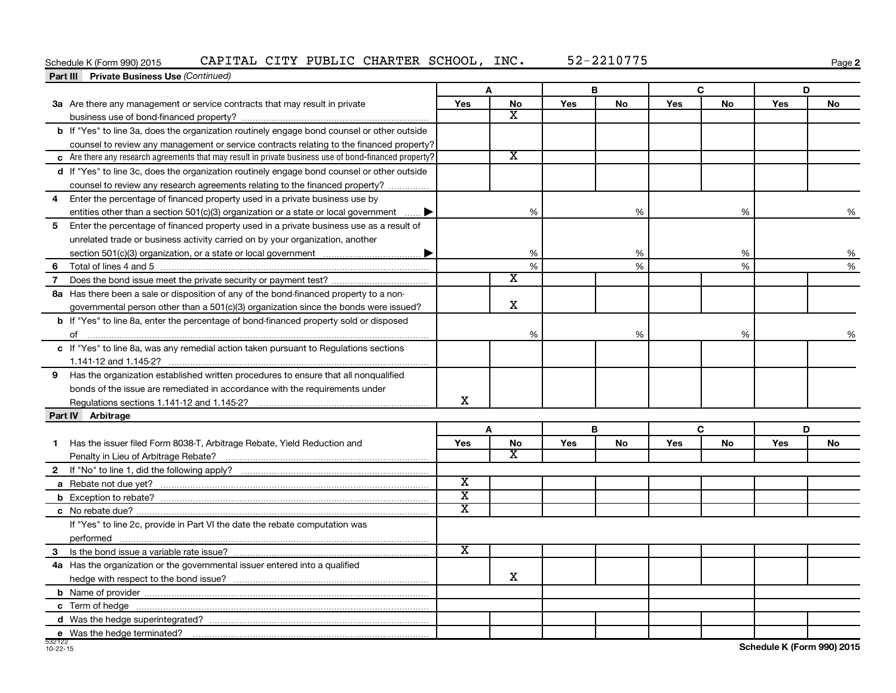Schedule K (Form 990) 2015 CAPITAL CITY PUBLIC CHARTER SCHOOL, INC. 52-2210775 Page **2**

**Part III Private Business Use** *(Continued)*

| | A | | B | | C | | D | |
|---|---|---|---|---|---|---|---|---|
| | Yes | No | Yes | No | Yes | No | Yes | No |
| **3a** Are there any management or service contracts that may result in private business use of bond-financed property? | | X | | | | | | |
| **b** If "Yes" to line 3a, does the organization routinely engage bond counsel or other outside counsel to review any management or service contracts relating to the financed property? | | | | | | | | |
| **c** Are there any research agreements that may result in private business use of bond-financed property? | | X | | | | | | |
| **d** If "Yes" to line 3c, does the organization routinely engage bond counsel or other outside counsel to review any research agreements relating to the financed property? | | | | | | | | |
| **4** Enter the percentage of financed property used in a private business use by entities other than a section 501(c)(3) organization or a state or local government ▶ | | % | | % | | % | | % |
| **5** Enter the percentage of financed property used in a private business use as a result of unrelated trade or business activity carried on by your organization, another section 501(c)(3) organization, or a state or local government ▶ | | % | | % | | % | | % |
| **6** Total of lines 4 and 5 | | % | | % | | % | | % |
| **7** Does the bond issue meet the private security or payment test? | | X | | | | | | |
| **8a** Has there been a sale or disposition of any of the bond-financed property to a non-governmental person other than a 501(c)(3) organization since the bonds were issued? | | X | | | | | | |
| **b** If "Yes" to line 8a, enter the percentage of bond-financed property sold or disposed of | | % | | % | | % | | % |
| **c** If "Yes" to line 8a, was any remedial action taken pursuant to Regulations sections 1.141-12 and 1.145-2? | | | | | | | | |
| **9** Has the organization established written procedures to ensure that all nonqualified bonds of the issue are remediated in accordance with the requirements under Regulations sections 1.141-12 and 1.145-2? | X | | | | | | | |

**Part IV Arbitrage**

| | A | | B | | C | | D | |
|---|---|---|---|---|---|---|---|---|
| | Yes | No | Yes | No | Yes | No | Yes | No |
| **1** Has the issuer filed Form 8038-T, Arbitrage Rebate, Yield Reduction and Penalty in Lieu of Arbitrage Rebate? | | X | | | | | | |
| **2** If "No" to line 1, did the following apply? | | | | | | | | |
| **a** Rebate not due yet? | X | | | | | | | |
| **b** Exception to rebate? | X | | | | | | | |
| **c** No rebate due? | X | | | | | | | |
| If "Yes" to line 2c, provide in Part VI the date the rebate computation was performed | | | | | | | | |
| **3** Is the bond issue a variable rate issue? | X | | | | | | | |
| **4a** Has the organization or the governmental issuer entered into a qualified hedge with respect to the bond issue? | | X | | | | | | |
| **b** Name of provider | | | | | | | | |
| **c** Term of hedge | | | | | | | | |
| **d** Was the hedge superintegrated? | | | | | | | | |
| **e** Was the hedge terminated? | | | | | | | | |

532122 10-22-15

**Schedule K (Form 990) 2015**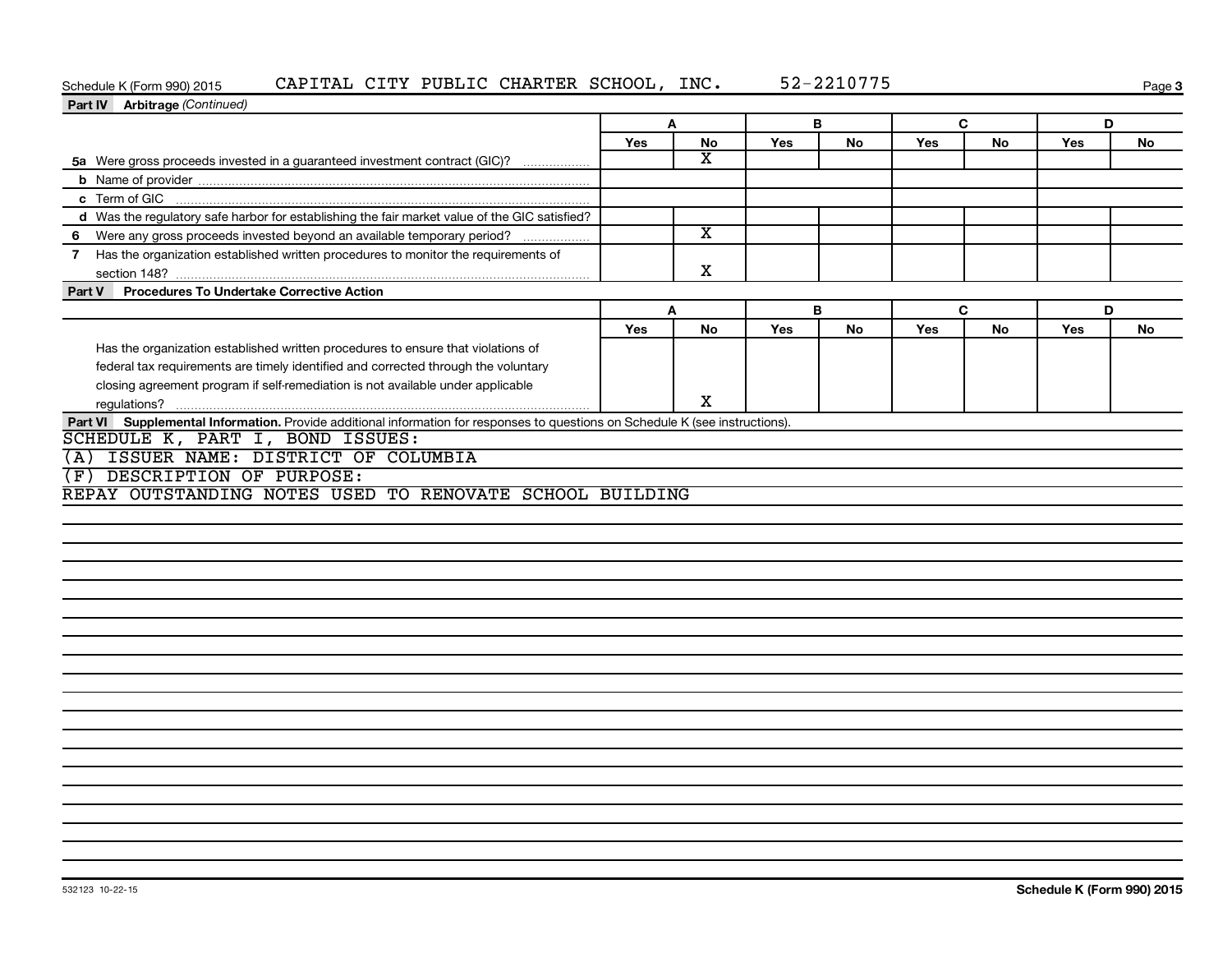Schedule K (Form 990) 2015 CAPITAL CITY PUBLIC CHARTER SCHOOL, INC. 52-2210775

**Part IV Arbitrage** *(Continued)*

| | A | | B | | C | | D | |
|---|---|---|---|---|---|---|---|---|
| | Yes | No | Yes | No | Yes | No | Yes | No |
| **5a** Were gross proceeds invested in a guaranteed investment contract (GIC)? | | X | | | | | | |
| **b** Name of provider | | | | | | | | |
| **c** Term of GIC | | | | | | | | |
| **d** Was the regulatory safe harbor for establishing the fair market value of the GIC satisfied? | | | | | | | | |
| **6** Were any gross proceeds invested beyond an available temporary period? | | X | | | | | | |
| **7** Has the organization established written procedures to monitor the requirements of section 148? | | X | | | | | | |

**Part V Procedures To Undertake Corrective Action**

| | A | | B | | C | | D | |
|---|---|---|---|---|---|---|---|---|
| | Yes | No | Yes | No | Yes | No | Yes | No |
| Has the organization established written procedures to ensure that violations of federal tax requirements are timely identified and corrected through the voluntary closing agreement program if self-remediation is not available under applicable regulations? | | X | | | | | | |

**Part VI Supplemental Information.** Provide additional information for responses to questions on Schedule K (see instructions).

SCHEDULE K, PART I, BOND ISSUES:

(A) ISSUER NAME: DISTRICT OF COLUMBIA

(F) DESCRIPTION OF PURPOSE:

REPAY OUTSTANDING NOTES USED TO RENOVATE SCHOOL BUILDING

532123 10-22-15 **Schedule K (Form 990) 2015**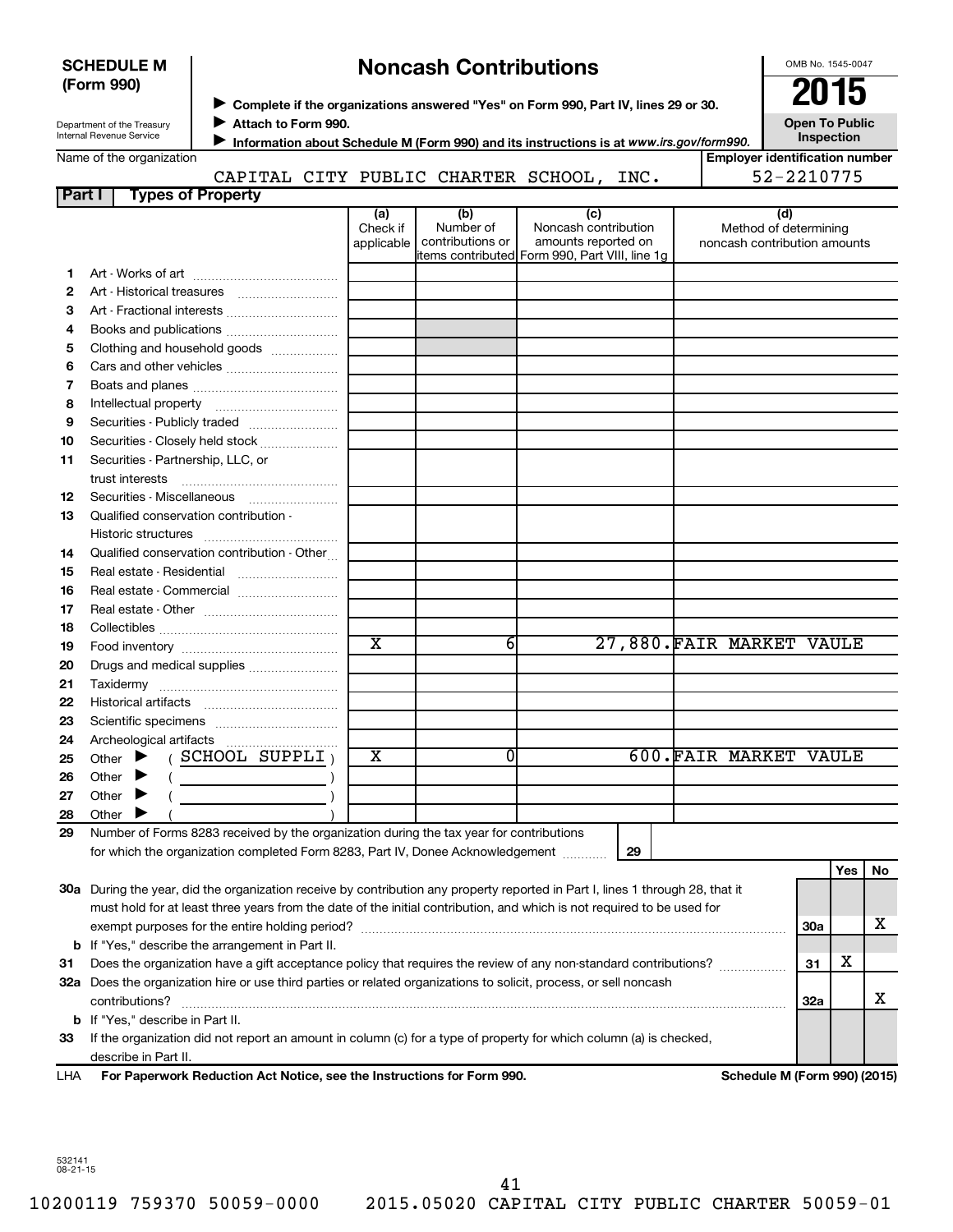**SCHEDULE M (Form 990)**

Department of the Treasury
Internal Revenue Service

# Noncash Contributions

▶ Complete if the organizations answered "Yes" on Form 990, Part IV, lines 29 or 30.
▶ Attach to Form 990.
▶ Information about Schedule M (Form 990) and its instructions is at *www.irs.gov/form990.*

OMB No. 1545-0047

**2015**

**Open To Public Inspection**

Name of the organization: CAPITAL CITY PUBLIC CHARTER SCHOOL, INC.

Employer identification number: 52-2210775

**Part I — Types of Property**

| | | (a) Check if applicable | (b) Number of contributions or items contributed | (c) Noncash contribution amounts reported on Form 990, Part VIII, line 1g | (d) Method of determining noncash contribution amounts |
|---|---|---|---|---|---|
| 1 | Art - Works of art | | | | |
| 2 | Art - Historical treasures | | | | |
| 3 | Art - Fractional interests | | | | |
| 4 | Books and publications | | | | |
| 5 | Clothing and household goods | | | | |
| 6 | Cars and other vehicles | | | | |
| 7 | Boats and planes | | | | |
| 8 | Intellectual property | | | | |
| 9 | Securities - Publicly traded | | | | |
| 10 | Securities - Closely held stock | | | | |
| 11 | Securities - Partnership, LLC, or trust interests | | | | |
| 12 | Securities - Miscellaneous | | | | |
| 13 | Qualified conservation contribution - Historic structures | | | | |
| 14 | Qualified conservation contribution - Other | | | | |
| 15 | Real estate - Residential | | | | |
| 16 | Real estate - Commercial | | | | |
| 17 | Real estate - Other | | | | |
| 18 | Collectibles | | | | |
| 19 | Food inventory | X | 6 | 27,880. | FAIR MARKET VAULE |
| 20 | Drugs and medical supplies | | | | |
| 21 | Taxidermy | | | | |
| 22 | Historical artifacts | | | | |
| 23 | Scientific specimens | | | | |
| 24 | Archeological artifacts | | | | |
| 25 | Other ▶ ( SCHOOL SUPPLI ) | X | 0 | 600. | FAIR MARKET VAULE |
| 26 | Other ▶ ( ) | | | | |
| 27 | Other ▶ ( ) | | | | |
| 28 | Other ▶ ( ) | | | | |

29 Number of Forms 8283 received by the organization during the tax year for contributions for which the organization completed Form 8283, Part IV, Donee Acknowledgement ..... **29**

| | | | Yes | No |
|---|---|---|---|---|
| 30a | During the year, did the organization receive by contribution any property reported in Part I, lines 1 through 28, that it must hold for at least three years from the date of the initial contribution, and which is not required to be used for exempt purposes for the entire holding period? | 30a | | X |
| b | If "Yes," describe the arrangement in Part II. | | | |
| 31 | Does the organization have a gift acceptance policy that requires the review of any non-standard contributions? | 31 | X | |
| 32a | Does the organization hire or use third parties or related organizations to solicit, process, or sell noncash contributions? | 32a | | X |
| b | If "Yes," describe in Part II. | | | |
| 33 | If the organization did not report an amount in column (c) for a type of property for which column (a) is checked, describe in Part II. | | | |

LHA **For Paperwork Reduction Act Notice, see the Instructions for Form 990.** **Schedule M (Form 990) (2015)**

532141
08-21-15

10200119 759370 50059-0000 2015.05020 CAPITAL CITY PUBLIC CHARTER 50059-01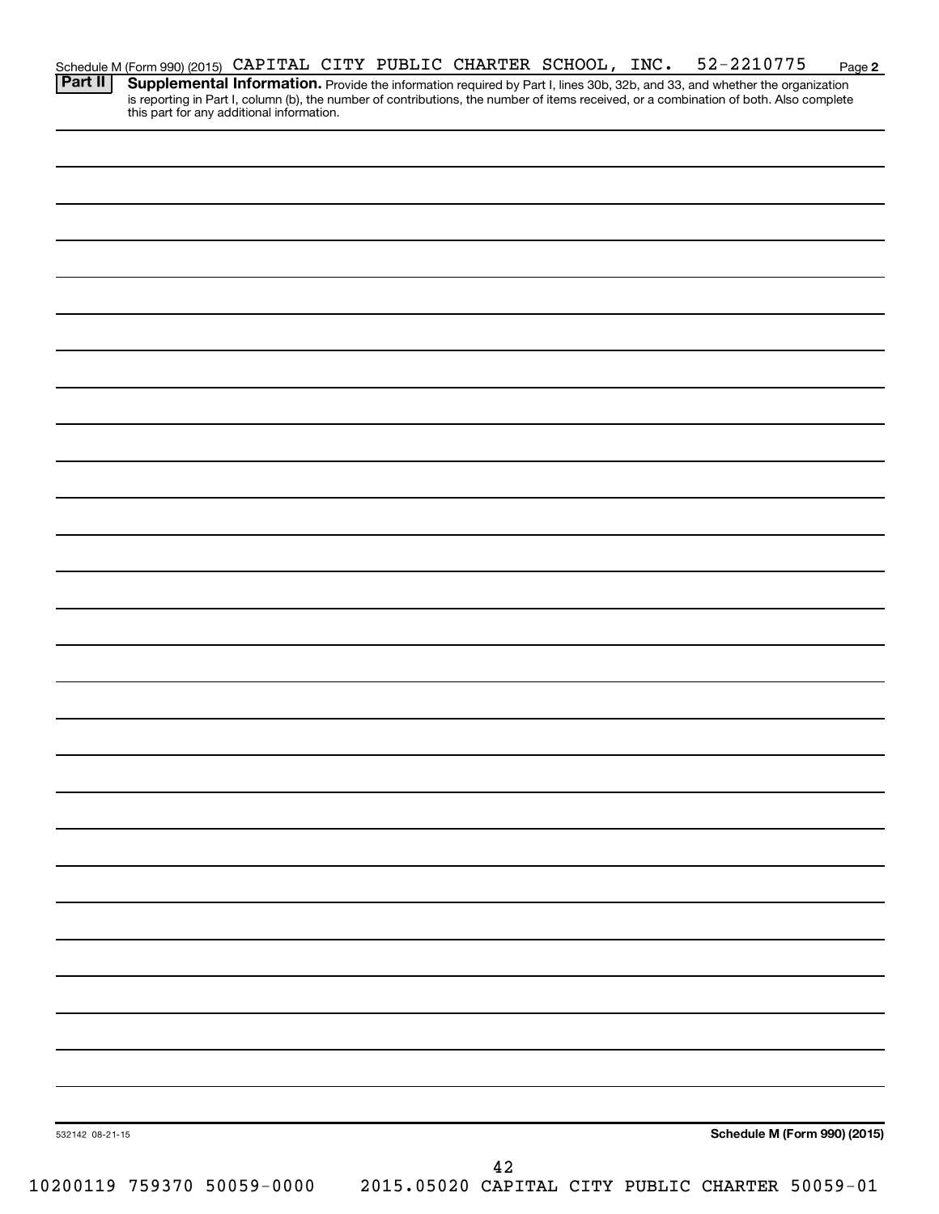Schedule M (Form 990) (2015) CAPITAL CITY PUBLIC CHARTER SCHOOL, INC. 52-2210775 Page 2

**Part II** **Supplemental Information.** Provide the information required by Part I, lines 30b, 32b, and 33, and whether the organization is reporting in Part I, column (b), the number of contributions, the number of items received, or a combination of both. Also complete this part for any additional information.

532142 08-21-15

**Schedule M (Form 990) (2015)**

10200119 759370 50059-0000 2015.05020 CAPITAL CITY PUBLIC CHARTER 50059-01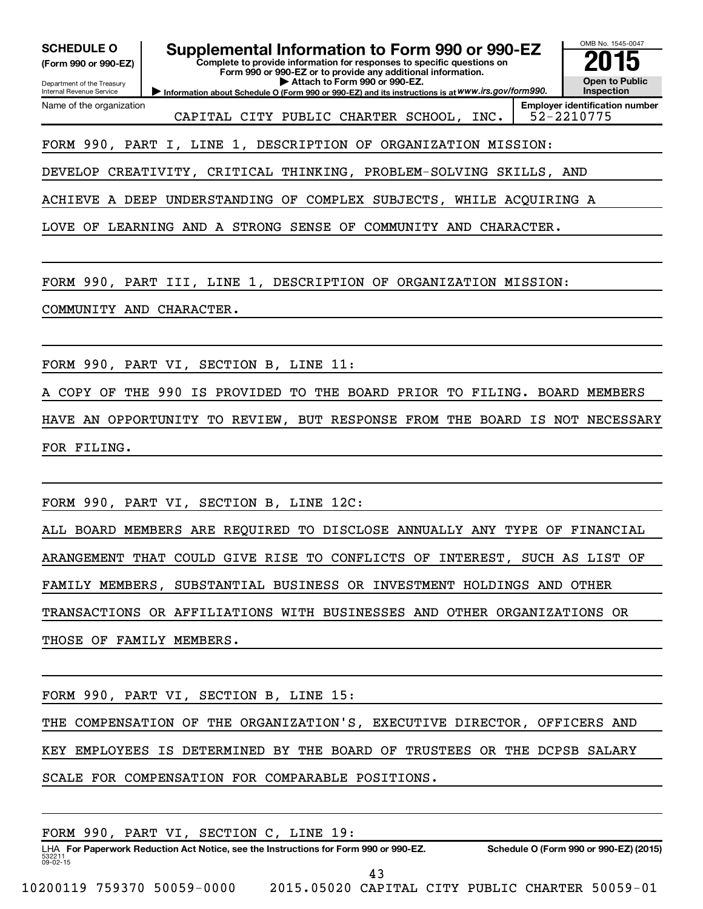**SCHEDULE O**
**(Form 990 or 990-EZ)**

Department of the Treasury
Internal Revenue Service

# Supplemental Information to Form 990 or 990-EZ

**Complete to provide information for responses to specific questions on Form 990 or 990-EZ or to provide any additional information.**
**▶ Attach to Form 990 or 990-EZ.**
**▶ Information about Schedule O (Form 990 or 990-EZ) and its instructions is at** *www.irs.gov/form990.*

OMB No. 1545-0047
**2015**
**Open to Public Inspection**

| Name of the organization | Employer identification number |
|---|---|
| CAPITAL CITY PUBLIC CHARTER SCHOOL, INC. | 52-2210775 |

FORM 990, PART I, LINE 1, DESCRIPTION OF ORGANIZATION MISSION:

DEVELOP CREATIVITY, CRITICAL THINKING, PROBLEM-SOLVING SKILLS, AND ACHIEVE A DEEP UNDERSTANDING OF COMPLEX SUBJECTS, WHILE ACQUIRING A LOVE OF LEARNING AND A STRONG SENSE OF COMMUNITY AND CHARACTER.

FORM 990, PART III, LINE 1, DESCRIPTION OF ORGANIZATION MISSION:

COMMUNITY AND CHARACTER.

FORM 990, PART VI, SECTION B, LINE 11:

A COPY OF THE 990 IS PROVIDED TO THE BOARD PRIOR TO FILING. BOARD MEMBERS HAVE AN OPPORTUNITY TO REVIEW, BUT RESPONSE FROM THE BOARD IS NOT NECESSARY FOR FILING.

FORM 990, PART VI, SECTION B, LINE 12C:

ALL BOARD MEMBERS ARE REQUIRED TO DISCLOSE ANNUALLY ANY TYPE OF FINANCIAL ARANGEMENT THAT COULD GIVE RISE TO CONFLICTS OF INTEREST, SUCH AS LIST OF FAMILY MEMBERS, SUBSTANTIAL BUSINESS OR INVESTMENT HOLDINGS AND OTHER TRANSACTIONS OR AFFILIATIONS WITH BUSINESSES AND OTHER ORGANIZATIONS OR THOSE OF FAMILY MEMBERS.

FORM 990, PART VI, SECTION B, LINE 15:

THE COMPENSATION OF THE ORGANIZATION'S, EXECUTIVE DIRECTOR, OFFICERS AND KEY EMPLOYEES IS DETERMINED BY THE BOARD OF TRUSTEES OR THE DCPSB SALARY SCALE FOR COMPENSATION FOR COMPARABLE POSITIONS.

FORM 990, PART VI, SECTION C, LINE 19:

LHA **For Paperwork Reduction Act Notice, see the Instructions for Form 990 or 990-EZ.** **Schedule O (Form 990 or 990-EZ) (2015)**

532211
09-02-15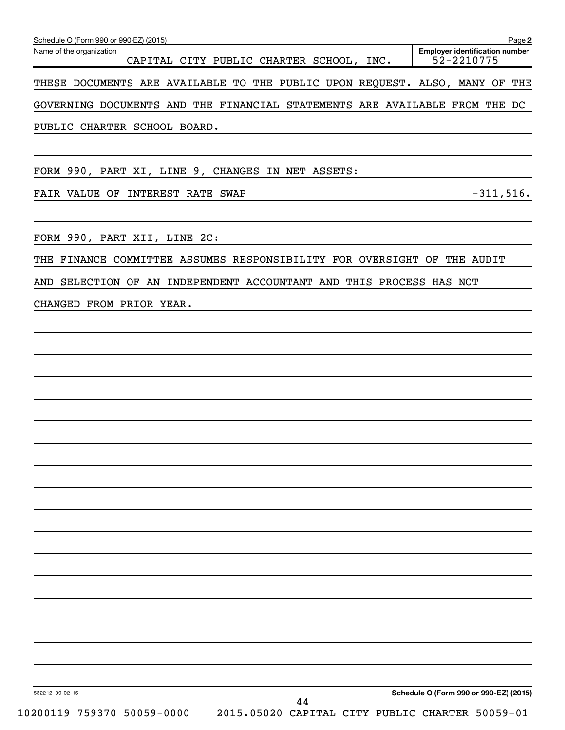Schedule O (Form 990 or 990-EZ) (2015) Page **2**

Name of the organization: CAPITAL CITY PUBLIC CHARTER SCHOOL, INC.

**Employer identification number** 52-2210775

THESE DOCUMENTS ARE AVAILABLE TO THE PUBLIC UPON REQUEST. ALSO, MANY OF THE GOVERNING DOCUMENTS AND THE FINANCIAL STATEMENTS ARE AVAILABLE FROM THE DC PUBLIC CHARTER SCHOOL BOARD.

FORM 990, PART XI, LINE 9, CHANGES IN NET ASSETS:

FAIR VALUE OF INTEREST RATE SWAP -311,516.

FORM 990, PART XII, LINE 2C:

THE FINANCE COMMITTEE ASSUMES RESPONSIBILITY FOR OVERSIGHT OF THE AUDIT AND SELECTION OF AN INDEPENDENT ACCOUNTANT AND THIS PROCESS HAS NOT CHANGED FROM PRIOR YEAR.

532212 09-02-15

**Schedule O (Form 990 or 990-EZ) (2015)**

10200119 759370 50059-0000 2015.05020 CAPITAL CITY PUBLIC CHARTER 50059-01